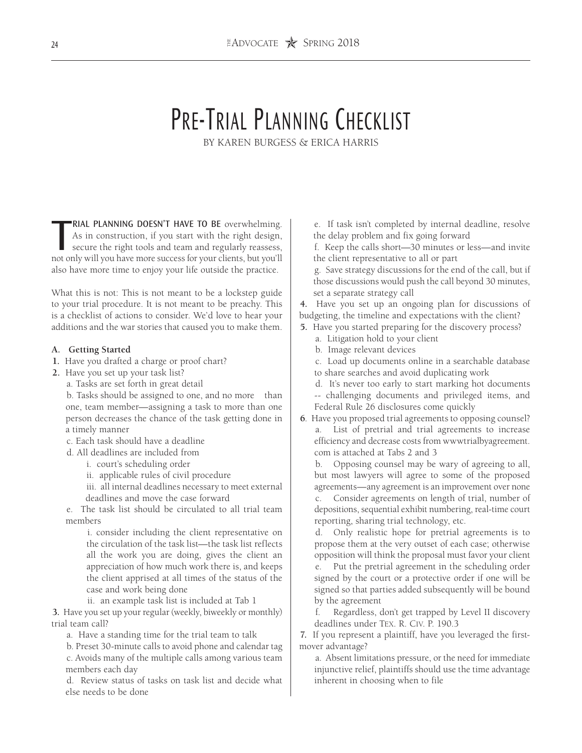# Pre-Trial Planning Checklist

BY KAREN BURGESS & ERICA HARRIS

**TRIAL PLANNING DOESN'T HAVE TO BE** overwhelming. As in construction, if you start with the right design, secure the right tools and team and regularly reassess, not only will you have more success for your clients, but you'll also have more time to enjoy your life outside the practice.

What this is not: This is not meant to be a lockstep guide to your trial procedure. It is not meant to be preachy. This is a checklist of actions to consider. We'd love to hear your additions and the war stories that caused you to make them.

**A. Getting Started**

**1.** Have you drafted a charge or proof chart?

**2.** Have you set up your task list?

- a. Tasks are set forth in great detail
- b. Tasks should be assigned to one, and no more than one, team member—assigning a task to more than one person decreases the chance of the task getting done in a timely manner
- c. Each task should have a deadline
- d. All deadlines are included from
  - i. court's scheduling order
  - ii. applicable rules of civil procedure
  - iii. all internal deadlines necessary to meet external deadlines and move the case forward
- e. The task list should be circulated to all trial team members
  - i. consider including the client representative on the circulation of the task list—the task list reflects all the work you are doing, gives the client an appreciation of how much work there is, and keeps the client apprised at all times of the status of the case and work being done
  - ii. an example task list is included at Tab 1

**3.** Have you set up your regular (weekly, biweekly or monthly) trial team call?

- a. Have a standing time for the trial team to talk
- b. Preset 30-minute calls to avoid phone and calendar tag
- c. Avoids many of the multiple calls among various team members each day
- d. Review status of tasks on task list and decide what else needs to be done
- e. If task isn't completed by internal deadline, resolve the delay problem and fix going forward
- f. Keep the calls short—30 minutes or less—and invite the client representative to all or part
- g. Save strategy discussions for the end of the call, but if those discussions would push the call beyond 30 minutes, set a separate strategy call

**4.** Have you set up an ongoing plan for discussions of budgeting, the timeline and expectations with the client?

**5.** Have you started preparing for the discovery process?

- a. Litigation hold to your client
- b. Image relevant devices
- c. Load up documents online in a searchable database to share searches and avoid duplicating work
- d. It's never too early to start marking hot documents -- challenging documents and privileged items, and Federal Rule 26 disclosures come quickly

**6**. Have you proposed trial agreements to opposing counsel?

- a. List of pretrial and trial agreements to increase efficiency and decrease costs from wwwtrialbyagreement.com is attached at Tabs 2 and 3
- b. Opposing counsel may be wary of agreeing to all, but most lawyers will agree to some of the proposed agreements—any agreement is an improvement over none
- c. Consider agreements on length of trial, number of depositions, sequential exhibit numbering, real-time court reporting, sharing trial technology, etc.
- d. Only realistic hope for pretrial agreements is to propose them at the very outset of each case; otherwise opposition will think the proposal must favor your client
- e. Put the pretrial agreement in the scheduling order signed by the court or a protective order if one will be signed so that parties added subsequently will be bound by the agreement
- f. Regardless, don't get trapped by Level II discovery deadlines under TEX. R. CIV. P. 190.3

**7.** If you represent a plaintiff, have you leveraged the first-mover advantage?

- a. Absent limitations pressure, or the need for immediate injunctive relief, plaintiffs should use the time advantage inherent in choosing when to file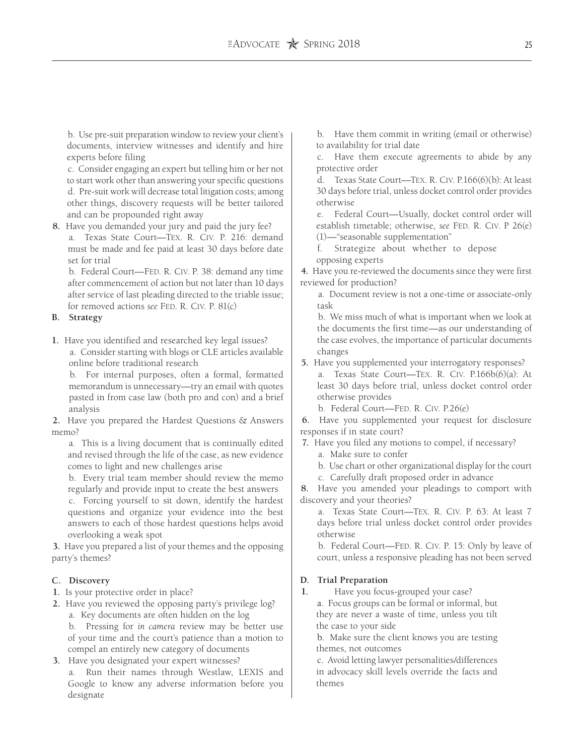b. Use pre-suit preparation window to review your client's documents, interview witnesses and identify and hire experts before filing

c. Consider engaging an expert but telling him or her not to start work other than answering your specific questions

d. Pre-suit work will decrease total litigation costs; among other things, discovery requests will be better tailored and can be propounded right away

**8.** Have you demanded your jury and paid the jury fee?

a. Texas State Court—TEX. R. CIV. P. 216: demand must be made and fee paid at least 30 days before date set for trial

b. Federal Court—FED. R. CIV. P. 38: demand any time after commencement of action but not later than 10 days after service of last pleading directed to the triable issue; for removed actions *see* FED. R. CIV. P. 81(c)

## B. Strategy

**1.** Have you identified and researched key legal issues?

a. Consider starting with blogs or CLE articles available online before traditional research

b. For internal purposes, often a formal, formatted memorandum is unnecessary—try an email with quotes pasted in from case law (both pro and con) and a brief analysis

**2.** Have you prepared the Hardest Questions & Answers memo?

a. This is a living document that is continually edited and revised through the life of the case, as new evidence comes to light and new challenges arise

b. Every trial team member should review the memo regularly and provide input to create the best answers

c. Forcing yourself to sit down, identify the hardest questions and organize your evidence into the best answers to each of those hardest questions helps avoid overlooking a weak spot

**3.** Have you prepared a list of your themes and the opposing party's themes?

## C. Discovery

**1.** Is your protective order in place?

**2.** Have you reviewed the opposing party's privilege log?

a. Key documents are often hidden on the log

b. Pressing for *in camera* review may be better use of your time and the court's patience than a motion to compel an entirely new category of documents

**3.** Have you designated your expert witnesses?

a. Run their names through Westlaw, LEXIS and Google to know any adverse information before you designate

b. Have them commit in writing (email or otherwise) to availability for trial date

c. Have them execute agreements to abide by any protective order

d. Texas State Court—TEX. R. CIV. P.166(6)(b): At least 30 days before trial, unless docket control order provides otherwise

e. Federal Court—Usually, docket control order will establish timetable; otherwise, *see* FED. R. CIV. P 26(e)(1)—"seasonable supplementation"

f. Strategize about whether to depose opposing experts

**4.** Have you re-reviewed the documents since they were first reviewed for production?

a. Document review is not a one-time or associate-only task

b. We miss much of what is important when we look at the documents the first time—as our understanding of the case evolves, the importance of particular documents changes

**5.** Have you supplemented your interrogatory responses?

a. Texas State Court—TEX. R. CIV. P.166b(6)(a): At least 30 days before trial, unless docket control order otherwise provides

b. Federal Court—FED. R. CIV. P.26(e)

**6.** Have you supplemented your request for disclosure responses if in state court?

**7.** Have you filed any motions to compel, if necessary?

a. Make sure to confer

b. Use chart or other organizational display for the court

c. Carefully draft proposed order in advance

**8.** Have you amended your pleadings to comport with discovery and your theories?

a. Texas State Court—TEX. R. CIV. P. 63: At least 7 days before trial unless docket control order provides otherwise

b. Federal Court—FED. R. CIV. P. 15: Only by leave of court, unless a responsive pleading has not been served

## D. Trial Preparation

**1.** Have you focus-grouped your case?

a. Focus groups can be formal or informal, but they are never a waste of time, unless you tilt the case to your side

b. Make sure the client knows you are testing themes, not outcomes

c. Avoid letting lawyer personalities/differences in advocacy skill levels override the facts and themes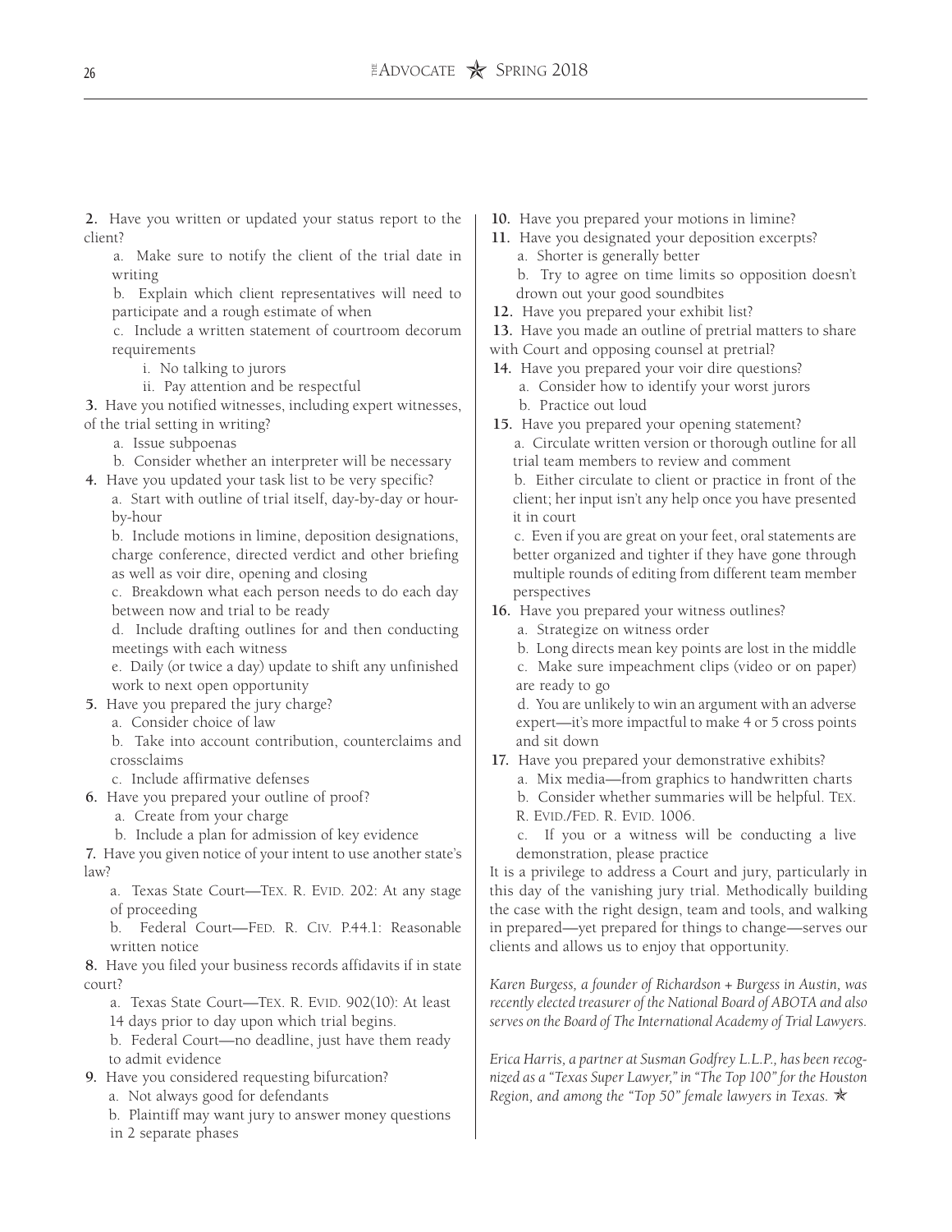2. Have you written or updated your status report to the client?

   a. Make sure to notify the client of the trial date in writing

   b. Explain which client representatives will need to participate and a rough estimate of when

   c. Include a written statement of courtroom decorum requirements

      i. No talking to jurors

      ii. Pay attention and be respectful

3. Have you notified witnesses, including expert witnesses, of the trial setting in writing?

   a. Issue subpoenas

   b. Consider whether an interpreter will be necessary

4. Have you updated your task list to be very specific?

   a. Start with outline of trial itself, day-by-day or hour-by-hour

   b. Include motions in limine, deposition designations, charge conference, directed verdict and other briefing as well as voir dire, opening and closing

   c. Breakdown what each person needs to do each day between now and trial to be ready

   d. Include drafting outlines for and then conducting meetings with each witness

   e. Daily (or twice a day) update to shift any unfinished work to next open opportunity

5. Have you prepared the jury charge?

   a. Consider choice of law

   b. Take into account contribution, counterclaims and crossclaims

   c. Include affirmative defenses

6. Have you prepared your outline of proof?

   a. Create from your charge

   b. Include a plan for admission of key evidence

7. Have you given notice of your intent to use another state's law?

   a. Texas State Court—Tex. R. Evid. 202: At any stage of proceeding

   b. Federal Court—Fed. R. Civ. P.44.1: Reasonable written notice

8. Have you filed your business records affidavits if in state court?

   a. Texas State Court—Tex. R. Evid. 902(10): At least 14 days prior to day upon which trial begins.

   b. Federal Court—no deadline, just have them ready to admit evidence

9. Have you considered requesting bifurcation?

   a. Not always good for defendants

   b. Plaintiff may want jury to answer money questions in 2 separate phases

10. Have you prepared your motions in limine?

11. Have you designated your deposition excerpts?

    a. Shorter is generally better

    b. Try to agree on time limits so opposition doesn't drown out your good soundbites

12. Have you prepared your exhibit list?

13. Have you made an outline of pretrial matters to share with Court and opposing counsel at pretrial?

14. Have you prepared your voir dire questions?

    a. Consider how to identify your worst jurors

    b. Practice out loud

15. Have you prepared your opening statement?

    a. Circulate written version or thorough outline for all trial team members to review and comment

    b. Either circulate to client or practice in front of the client; her input isn't any help once you have presented it in court

    c. Even if you are great on your feet, oral statements are better organized and tighter if they have gone through multiple rounds of editing from different team member perspectives

16. Have you prepared your witness outlines?

    a. Strategize on witness order

    b. Long directs mean key points are lost in the middle

    c. Make sure impeachment clips (video or on paper) are ready to go

    d. You are unlikely to win an argument with an adverse expert—it's more impactful to make 4 or 5 cross points and sit down

17. Have you prepared your demonstrative exhibits?

    a. Mix media—from graphics to handwritten charts

    b. Consider whether summaries will be helpful. Tex. R. Evid./Fed. R. Evid. 1006.

    c. If you or a witness will be conducting a live demonstration, please practice

It is a privilege to address a Court and jury, particularly in this day of the vanishing jury trial. Methodically building the case with the right design, team and tools, and walking in prepared—yet prepared for things to change—serves our clients and allows us to enjoy that opportunity.

*Karen Burgess, a founder of Richardson + Burgess in Austin, was recently elected treasurer of the National Board of ABOTA and also serves on the Board of The International Academy of Trial Lawyers.*

*Erica Harris, a partner at Susman Godfrey L.L.P., has been recognized as a "Texas Super Lawyer," in "The Top 100" for the Houston Region, and among the "Top 50" female lawyers in Texas.*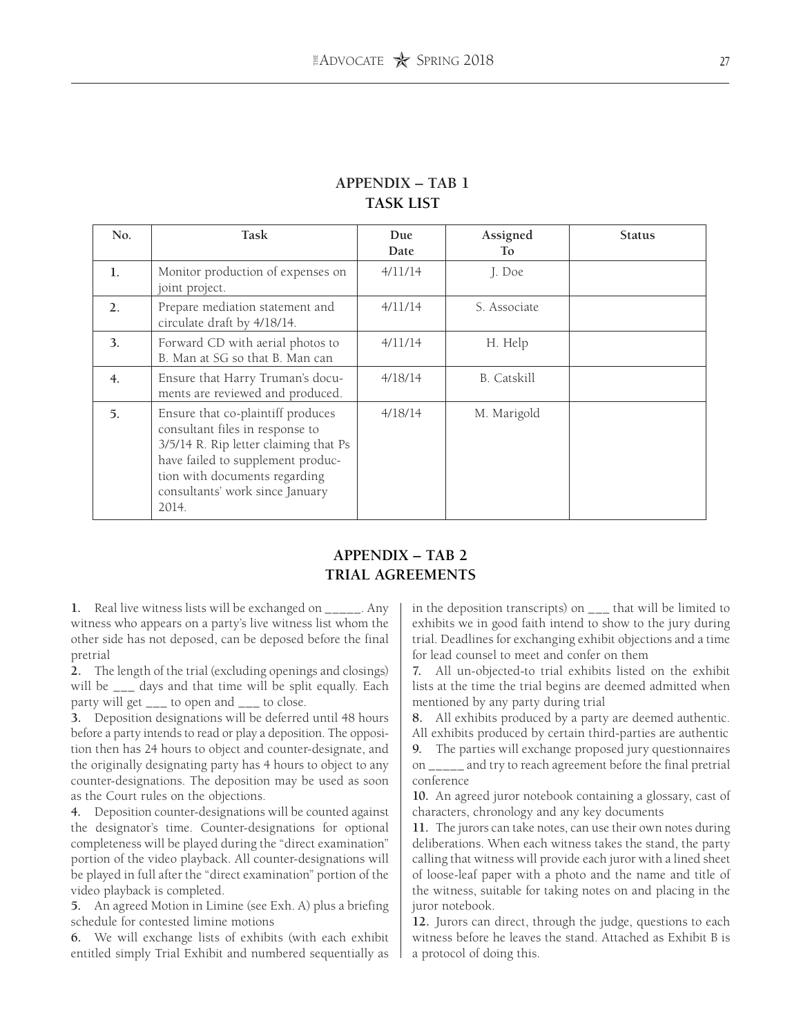## APPENDIX – TAB 1
## TASK LIST

| No. | Task | Due Date | Assigned To | Status |
|---|---|---|---|---|
| 1. | Monitor production of expenses on joint project. | 4/11/14 | J. Doe | |
| 2. | Prepare mediation statement and circulate draft by 4/18/14. | 4/11/14 | S. Associate | |
| 3. | Forward CD with aerial photos to B. Man at SG so that B. Man can | 4/11/14 | H. Help | |
| 4. | Ensure that Harry Truman's documents are reviewed and produced. | 4/18/14 | B. Catskill | |
| 5. | Ensure that co-plaintiff produces consultant files in response to 3/5/14 R. Rip letter claiming that Ps have failed to supplement production with documents regarding consultants' work since January 2014. | 4/18/14 | M. Marigold | |

## APPENDIX – TAB 2
## TRIAL AGREEMENTS

**1.** Real live witness lists will be exchanged on _____. Any witness who appears on a party's live witness list whom the other side has not deposed, can be deposed before the final pretrial

**2.** The length of the trial (excluding openings and closings) will be ___ days and that time will be split equally. Each party will get ___ to open and ___ to close.

**3.** Deposition designations will be deferred until 48 hours before a party intends to read or play a deposition. The opposition then has 24 hours to object and counter-designate, and the originally designating party has 4 hours to object to any counter-designations. The deposition may be used as soon as the Court rules on the objections.

**4.** Deposition counter-designations will be counted against the designator's time. Counter-designations for optional completeness will be played during the "direct examination" portion of the video playback. All counter-designations will be played in full after the "direct examination" portion of the video playback is completed.

**5.** An agreed Motion in Limine (see Exh. A) plus a briefing schedule for contested limine motions

**6.** We will exchange lists of exhibits (with each exhibit entitled simply Trial Exhibit and numbered sequentially as in the deposition transcripts) on ___ that will be limited to exhibits we in good faith intend to show to the jury during trial. Deadlines for exchanging exhibit objections and a time for lead counsel to meet and confer on them

**7.** All un-objected-to trial exhibits listed on the exhibit lists at the time the trial begins are deemed admitted when mentioned by any party during trial

**8.** All exhibits produced by a party are deemed authentic. All exhibits produced by certain third-parties are authentic

**9.** The parties will exchange proposed jury questionnaires on _____ and try to reach agreement before the final pretrial conference

**10.** An agreed juror notebook containing a glossary, cast of characters, chronology and any key documents

**11.** The jurors can take notes, can use their own notes during deliberations. When each witness takes the stand, the party calling that witness will provide each juror with a lined sheet of loose-leaf paper with a photo and the name and title of the witness, suitable for taking notes on and placing in the juror notebook.

**12.** Jurors can direct, through the judge, questions to each witness before he leaves the stand. Attached as Exhibit B is a protocol of doing this.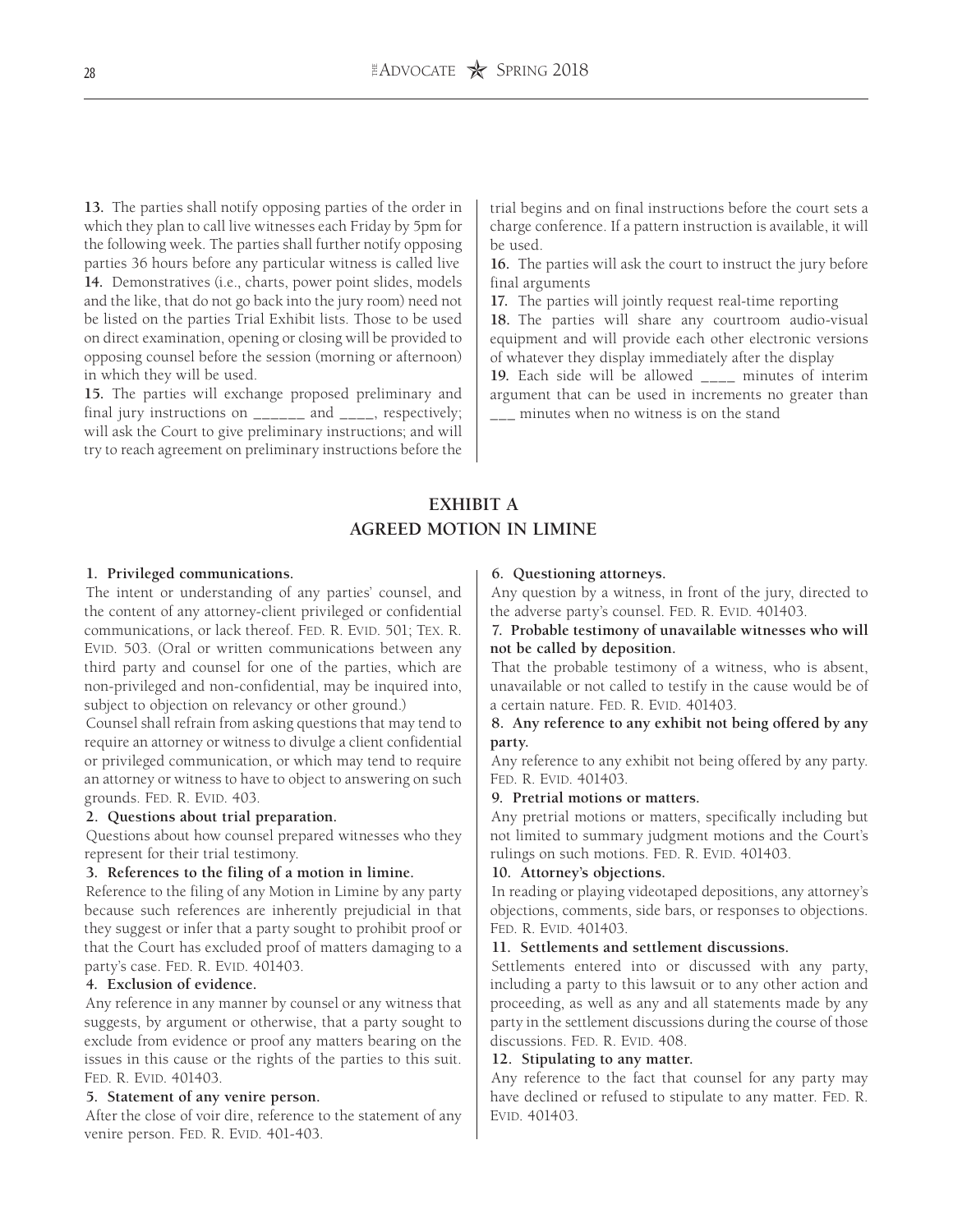**13.** The parties shall notify opposing parties of the order in which they plan to call live witnesses each Friday by 5pm for the following week. The parties shall further notify opposing parties 36 hours before any particular witness is called live

**14.** Demonstratives (i.e., charts, power point slides, models and the like, that do not go back into the jury room) need not be listed on the parties Trial Exhibit lists. Those to be used on direct examination, opening or closing will be provided to opposing counsel before the session (morning or afternoon) in which they will be used.

**15.** The parties will exchange proposed preliminary and final jury instructions on ______ and ____, respectively; will ask the Court to give preliminary instructions; and will try to reach agreement on preliminary instructions before the trial begins and on final instructions before the court sets a charge conference. If a pattern instruction is available, it will be used.

**16.** The parties will ask the court to instruct the jury before final arguments

**17.** The parties will jointly request real-time reporting

**18.** The parties will share any courtroom audio-visual equipment and will provide each other electronic versions of whatever they display immediately after the display

**19.** Each side will be allowed ____ minutes of interim argument that can be used in increments no greater than ___ minutes when no witness is on the stand

## EXHIBIT A
## AGREED MOTION IN LIMINE

**1. Privileged communications.**

The intent or understanding of any parties' counsel, and the content of any attorney-client privileged or confidential communications, or lack thereof. Fed. R. Evid. 501; Tex. R. Evid. 503. (Oral or written communications between any third party and counsel for one of the parties, which are non-privileged and non-confidential, may be inquired into, subject to objection on relevancy or other ground.)

Counsel shall refrain from asking questions that may tend to require an attorney or witness to divulge a client confidential or privileged communication, or which may tend to require an attorney or witness to have to object to answering on such grounds. Fed. R. Evid. 403.

**2. Questions about trial preparation.**

Questions about how counsel prepared witnesses who they represent for their trial testimony.

**3. References to the filing of a motion in limine.**

Reference to the filing of any Motion in Limine by any party because such references are inherently prejudicial in that they suggest or infer that a party sought to prohibit proof or that the Court has excluded proof of matters damaging to a party's case. Fed. R. Evid. 401403.

**4. Exclusion of evidence.**

Any reference in any manner by counsel or any witness that suggests, by argument or otherwise, that a party sought to exclude from evidence or proof any matters bearing on the issues in this cause or the rights of the parties to this suit. Fed. R. Evid. 401403.

**5. Statement of any venire person.**

After the close of voir dire, reference to the statement of any venire person. Fed. R. Evid. 401-403.

**6. Questioning attorneys.**

Any question by a witness, in front of the jury, directed to the adverse party's counsel. Fed. R. Evid. 401403.

**7. Probable testimony of unavailable witnesses who will not be called by deposition.**

That the probable testimony of a witness, who is absent, unavailable or not called to testify in the cause would be of a certain nature. Fed. R. Evid. 401403.

**8. Any reference to any exhibit not being offered by any party.**

Any reference to any exhibit not being offered by any party. Fed. R. Evid. 401403.

**9. Pretrial motions or matters.**

Any pretrial motions or matters, specifically including but not limited to summary judgment motions and the Court's rulings on such motions. Fed. R. Evid. 401403.

**10. Attorney's objections.**

In reading or playing videotaped depositions, any attorney's objections, comments, side bars, or responses to objections. Fed. R. Evid. 401403.

**11. Settlements and settlement discussions.**

Settlements entered into or discussed with any party, including a party to this lawsuit or to any other action and proceeding, as well as any and all statements made by any party in the settlement discussions during the course of those discussions. Fed. R. Evid. 408.

**12. Stipulating to any matter.**

Any reference to the fact that counsel for any party may have declined or refused to stipulate to any matter. Fed. R. Evid. 401403.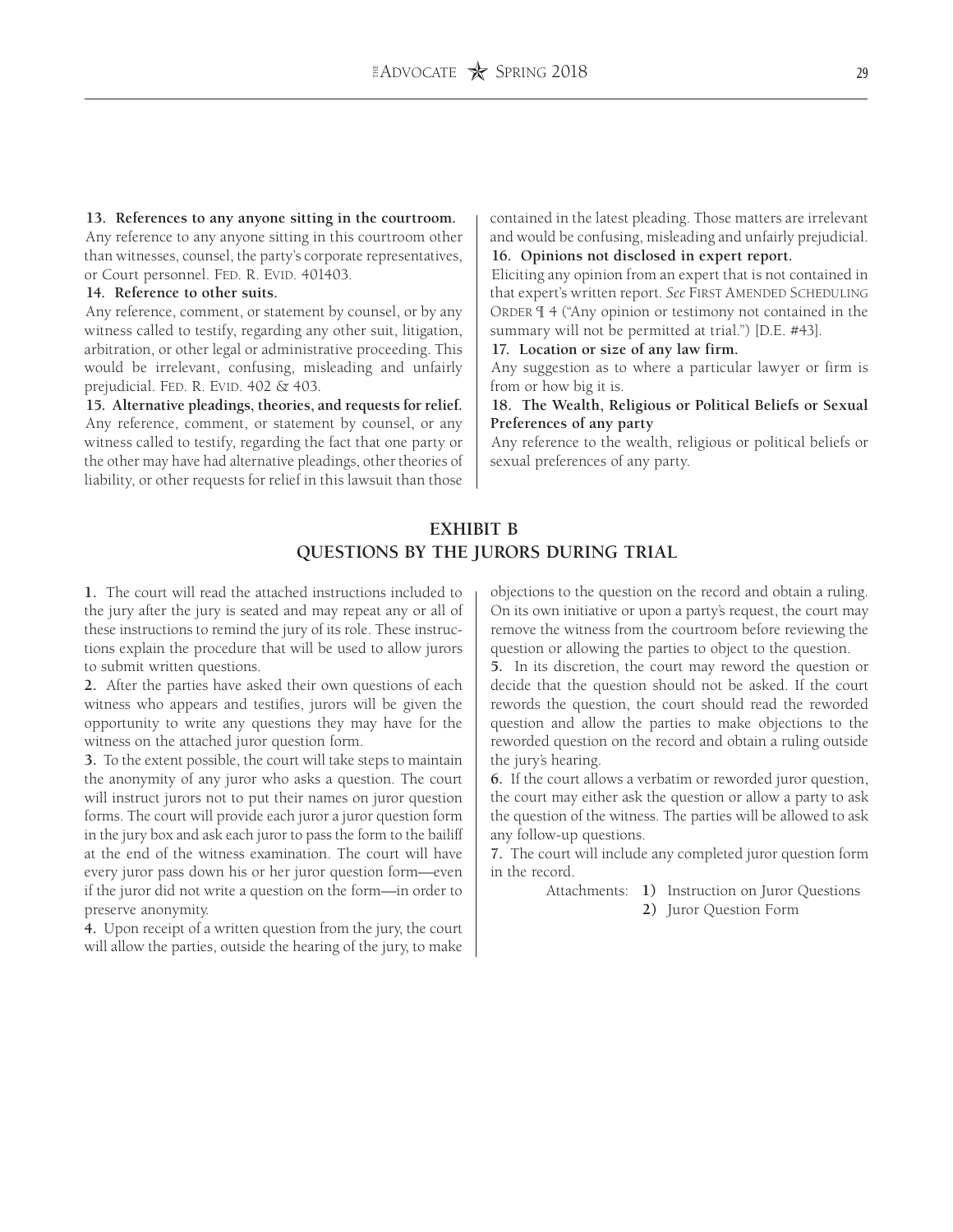**13. References to any anyone sitting in the courtroom.**
Any reference to any anyone sitting in this courtroom other than witnesses, counsel, the party's corporate representatives, or Court personnel. FED. R. EVID. 401403.

**14. Reference to other suits.**
Any reference, comment, or statement by counsel, or by any witness called to testify, regarding any other suit, litigation, arbitration, or other legal or administrative proceeding. This would be irrelevant, confusing, misleading and unfairly prejudicial. FED. R. EVID. 402 & 403.

**15. Alternative pleadings, theories, and requests for relief.**
Any reference, comment, or statement by counsel, or any witness called to testify, regarding the fact that one party or the other may have had alternative pleadings, other theories of liability, or other requests for relief in this lawsuit than those contained in the latest pleading. Those matters are irrelevant and would be confusing, misleading and unfairly prejudicial.

**16. Opinions not disclosed in expert report.**
Eliciting any opinion from an expert that is not contained in that expert's written report. *See* FIRST AMENDED SCHEDULING ORDER ¶ 4 ("Any opinion or testimony not contained in the summary will not be permitted at trial.") [D.E. #43].

**17. Location or size of any law firm.**
Any suggestion as to where a particular lawyer or firm is from or how big it is.

**18. The Wealth, Religious or Political Beliefs or Sexual Preferences of any party**
Any reference to the wealth, religious or political beliefs or sexual preferences of any party.

## EXHIBIT B
## QUESTIONS BY THE JURORS DURING TRIAL

**1.** The court will read the attached instructions included to the jury after the jury is seated and may repeat any or all of these instructions to remind the jury of its role. These instructions explain the procedure that will be used to allow jurors to submit written questions.

**2.** After the parties have asked their own questions of each witness who appears and testifies, jurors will be given the opportunity to write any questions they may have for the witness on the attached juror question form.

**3.** To the extent possible, the court will take steps to maintain the anonymity of any juror who asks a question. The court will instruct jurors not to put their names on juror question forms. The court will provide each juror a juror question form in the jury box and ask each juror to pass the form to the bailiff at the end of the witness examination. The court will have every juror pass down his or her juror question form—even if the juror did not write a question on the form—in order to preserve anonymity.

**4.** Upon receipt of a written question from the jury, the court will allow the parties, outside the hearing of the jury, to make objections to the question on the record and obtain a ruling. On its own initiative or upon a party's request, the court may remove the witness from the courtroom before reviewing the question or allowing the parties to object to the question.

**5.** In its discretion, the court may reword the question or decide that the question should not be asked. If the court rewords the question, the court should read the reworded question and allow the parties to make objections to the reworded question on the record and obtain a ruling outside the jury's hearing.

**6.** If the court allows a verbatim or reworded juror question, the court may either ask the question or allow a party to ask the question of the witness. The parties will be allowed to ask any follow-up questions.

**7.** The court will include any completed juror question form in the record.

Attachments: **1)** Instruction on Juror Questions
**2)** Juror Question Form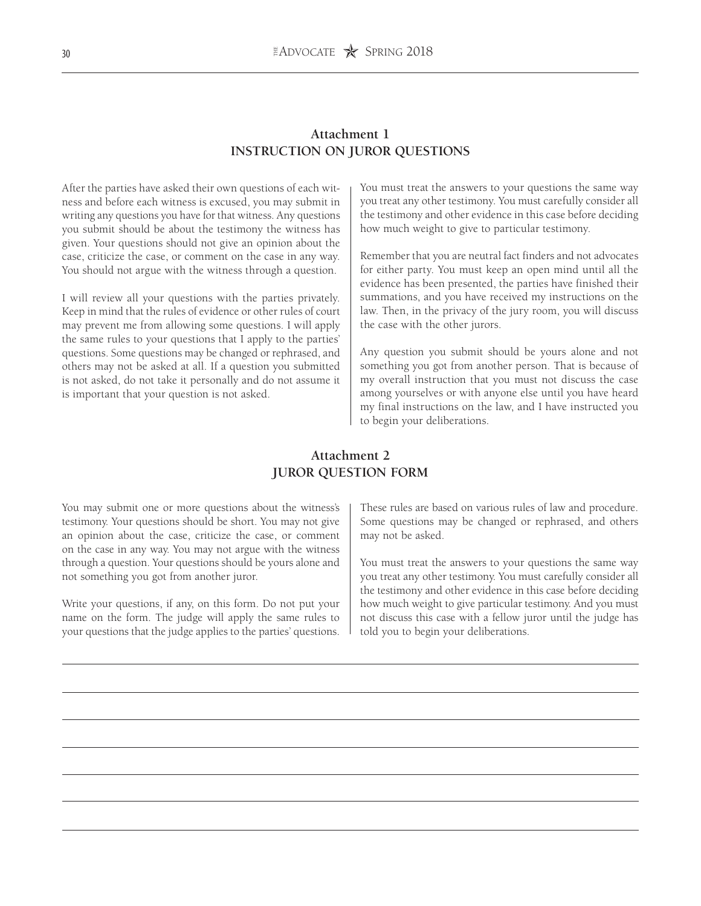## Attachment 1
## INSTRUCTION ON JUROR QUESTIONS

After the parties have asked their own questions of each witness and before each witness is excused, you may submit in writing any questions you have for that witness. Any questions you submit should be about the testimony the witness has given. Your questions should not give an opinion about the case, criticize the case, or comment on the case in any way. You should not argue with the witness through a question.

I will review all your questions with the parties privately. Keep in mind that the rules of evidence or other rules of court may prevent me from allowing some questions. I will apply the same rules to your questions that I apply to the parties' questions. Some questions may be changed or rephrased, and others may not be asked at all. If a question you submitted is not asked, do not take it personally and do not assume it is important that your question is not asked.

You must treat the answers to your questions the same way you treat any other testimony. You must carefully consider all the testimony and other evidence in this case before deciding how much weight to give to particular testimony.

Remember that you are neutral fact finders and not advocates for either party. You must keep an open mind until all the evidence has been presented, the parties have finished their summations, and you have received my instructions on the law. Then, in the privacy of the jury room, you will discuss the case with the other jurors.

Any question you submit should be yours alone and not something you got from another person. That is because of my overall instruction that you must not discuss the case among yourselves or with anyone else until you have heard my final instructions on the law, and I have instructed you to begin your deliberations.

## Attachment 2
## JUROR QUESTION FORM

You may submit one or more questions about the witness's testimony. Your questions should be short. You may not give an opinion about the case, criticize the case, or comment on the case in any way. You may not argue with the witness through a question. Your questions should be yours alone and not something you got from another juror.

Write your questions, if any, on this form. Do not put your name on the form. The judge will apply the same rules to your questions that the judge applies to the parties' questions. These rules are based on various rules of law and procedure. Some questions may be changed or rephrased, and others may not be asked.

You must treat the answers to your questions the same way you treat any other testimony. You must carefully consider all the testimony and other evidence in this case before deciding how much weight to give particular testimony. And you must not discuss this case with a fellow juror until the judge has told you to begin your deliberations.

______________________________________________________________________________

______________________________________________________________________________

______________________________________________________________________________

______________________________________________________________________________

______________________________________________________________________________

______________________________________________________________________________

______________________________________________________________________________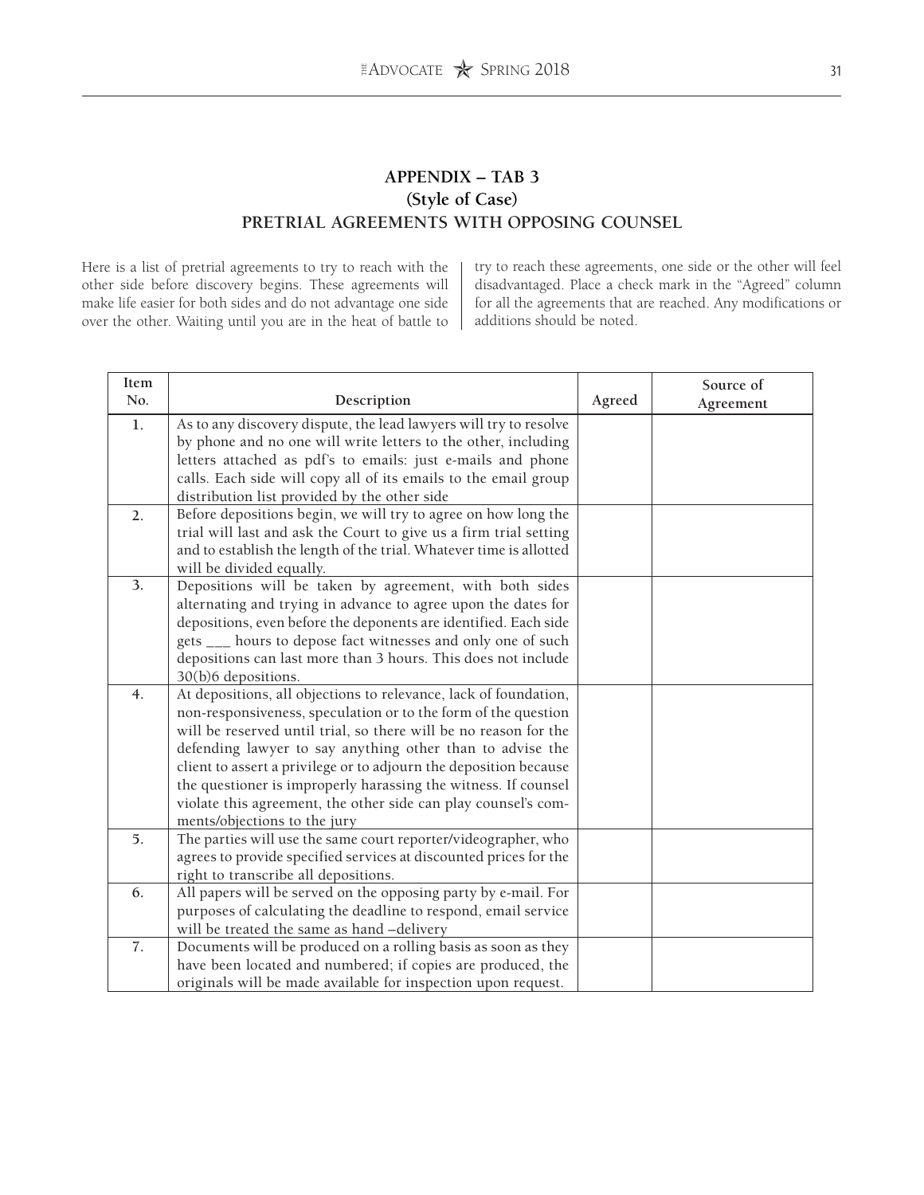## APPENDIX – TAB 3
## (Style of Case)
## PRETRIAL AGREEMENTS WITH OPPOSING COUNSEL

Here is a list of pretrial agreements to try to reach with the other side before discovery begins. These agreements will make life easier for both sides and do not advantage one side over the other. Waiting until you are in the heat of battle to try to reach these agreements, one side or the other will feel disadvantaged. Place a check mark in the "Agreed" column for all the agreements that are reached. Any modifications or additions should be noted.

| Item No. | Description | Agreed | Source of Agreement |
|---|---|---|---|
| 1. | As to any discovery dispute, the lead lawyers will try to resolve by phone and no one will write letters to the other, including letters attached as pdf's to emails: just e-mails and phone calls. Each side will copy all of its emails to the email group distribution list provided by the other side | | |
| 2. | Before depositions begin, we will try to agree on how long the trial will last and ask the Court to give us a firm trial setting and to establish the length of the trial. Whatever time is allotted will be divided equally. | | |
| 3. | Depositions will be taken by agreement, with both sides alternating and trying in advance to agree upon the dates for depositions, even before the deponents are identified. Each side gets ___ hours to depose fact witnesses and only one of such depositions can last more than 3 hours. This does not include 30(b)6 depositions. | | |
| 4. | At depositions, all objections to relevance, lack of foundation, non-responsiveness, speculation or to the form of the question will be reserved until trial, so there will be no reason for the defending lawyer to say anything other than to advise the client to assert a privilege or to adjourn the deposition because the questioner is improperly harassing the witness. If counsel violate this agreement, the other side can play counsel's comments/objections to the jury | | |
| 5. | The parties will use the same court reporter/videographer, who agrees to provide specified services at discounted prices for the right to transcribe all depositions. | | |
| 6. | All papers will be served on the opposing party by e-mail. For purposes of calculating the deadline to respond, email service will be treated the same as hand –delivery | | |
| 7. | Documents will be produced on a rolling basis as soon as they have been located and numbered; if copies are produced, the originals will be made available for inspection upon request. | | |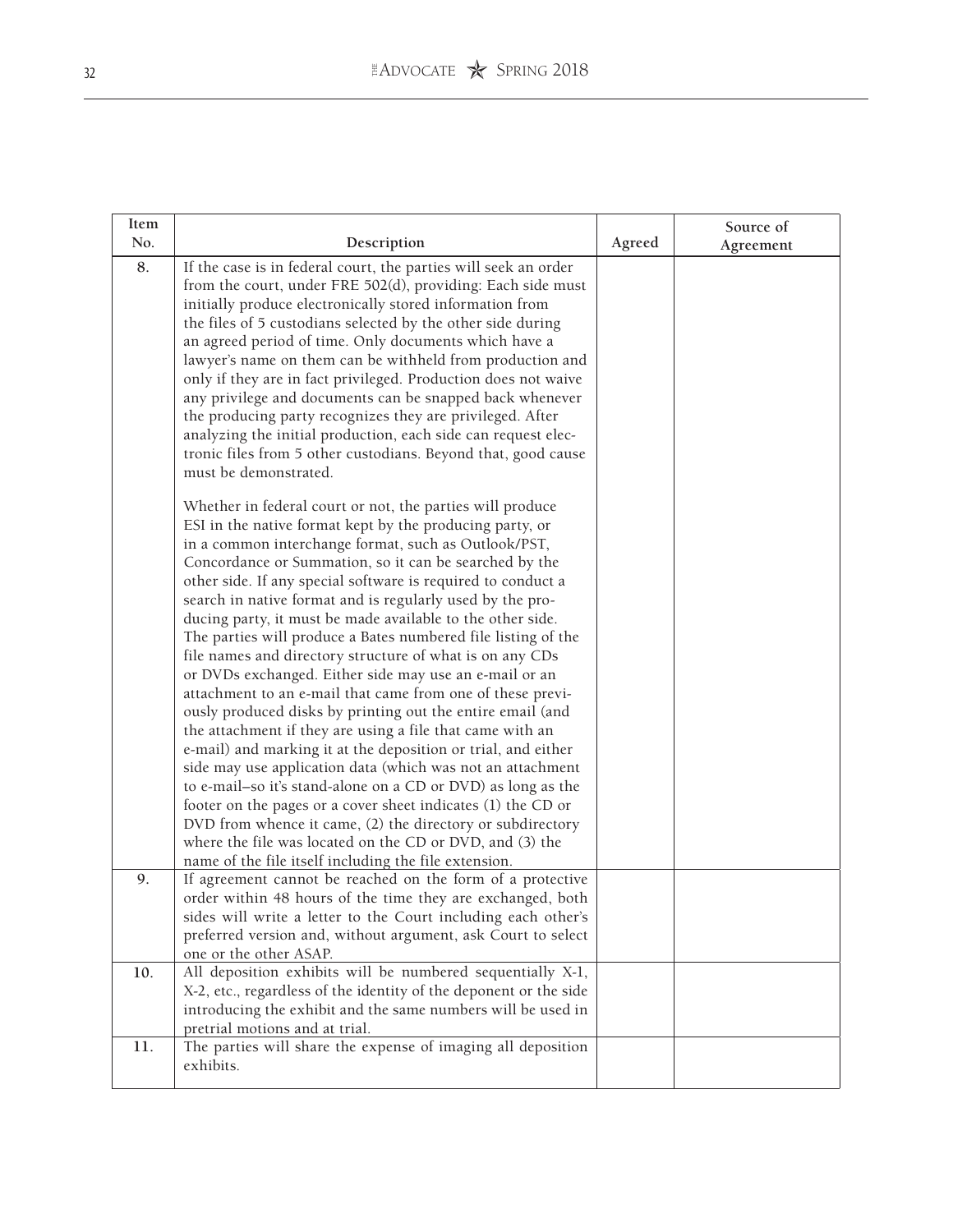| Item No. | Description | Agreed | Source of Agreement |
|---|---|---|---|
| 8. | If the case is in federal court, the parties will seek an order from the court, under FRE 502(d), providing: Each side must initially produce electronically stored information from the files of 5 custodians selected by the other side during an agreed period of time. Only documents which have a lawyer's name on them can be withheld from production and only if they are in fact privileged. Production does not waive any privilege and documents can be snapped back whenever the producing party recognizes they are privileged. After analyzing the initial production, each side can request electronic files from 5 other custodians. Beyond that, good cause must be demonstrated. <br><br> Whether in federal court or not, the parties will produce ESI in the native format kept by the producing party, or in a common interchange format, such as Outlook/PST, Concordance or Summation, so it can be searched by the other side. If any special software is required to conduct a search in native format and is regularly used by the producing party, it must be made available to the other side. The parties will produce a Bates numbered file listing of the file names and directory structure of what is on any CDs or DVDs exchanged. Either side may use an e-mail or an attachment to an e-mail that came from one of these previously produced disks by printing out the entire email (and the attachment if they are using a file that came with an e-mail) and marking it at the deposition or trial, and either side may use application data (which was not an attachment to e-mail–so it's stand-alone on a CD or DVD) as long as the footer on the pages or a cover sheet indicates (1) the CD or DVD from whence it came, (2) the directory or subdirectory where the file was located on the CD or DVD, and (3) the name of the file itself including the file extension. | | |
| 9. | If agreement cannot be reached on the form of a protective order within 48 hours of the time they are exchanged, both sides will write a letter to the Court including each other's preferred version and, without argument, ask Court to select one or the other ASAP. | | |
| 10. | All deposition exhibits will be numbered sequentially X-1, X-2, etc., regardless of the identity of the deponent or the side introducing the exhibit and the same numbers will be used in pretrial motions and at trial. | | |
| 11. | The parties will share the expense of imaging all deposition exhibits. | | |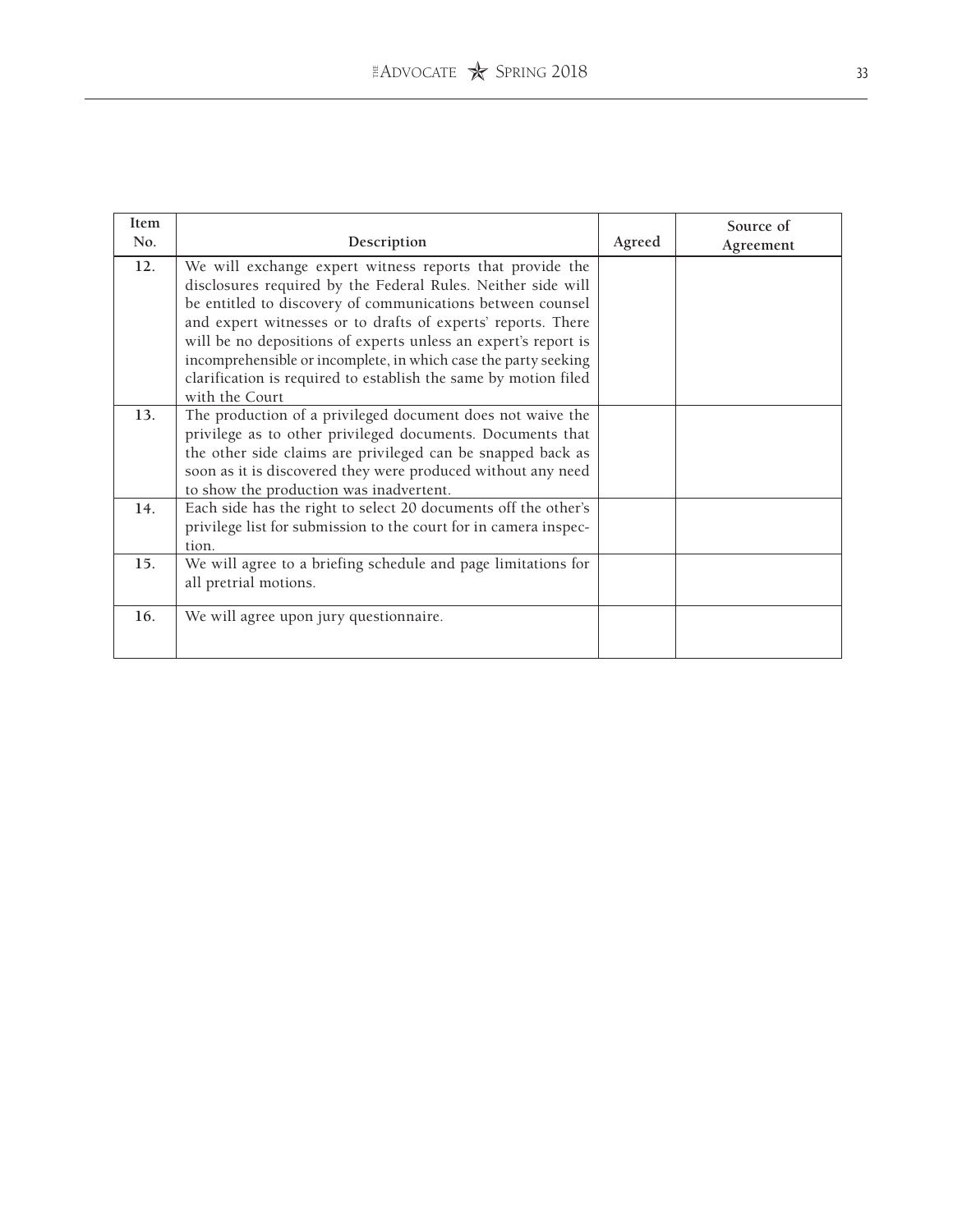| Item No. | Description | Agreed | Source of Agreement |
| --- | --- | --- | --- |
| 12. | We will exchange expert witness reports that provide the disclosures required by the Federal Rules. Neither side will be entitled to discovery of communications between counsel and expert witnesses or to drafts of experts' reports. There will be no depositions of experts unless an expert's report is incomprehensible or incomplete, in which case the party seeking clarification is required to establish the same by motion filed with the Court | | |
| 13. | The production of a privileged document does not waive the privilege as to other privileged documents. Documents that the other side claims are privileged can be snapped back as soon as it is discovered they were produced without any need to show the production was inadvertent. | | |
| 14. | Each side has the right to select 20 documents off the other's privilege list for submission to the court for in camera inspection. | | |
| 15. | We will agree to a briefing schedule and page limitations for all pretrial motions. | | |
| 16. | We will agree upon jury questionnaire. | | |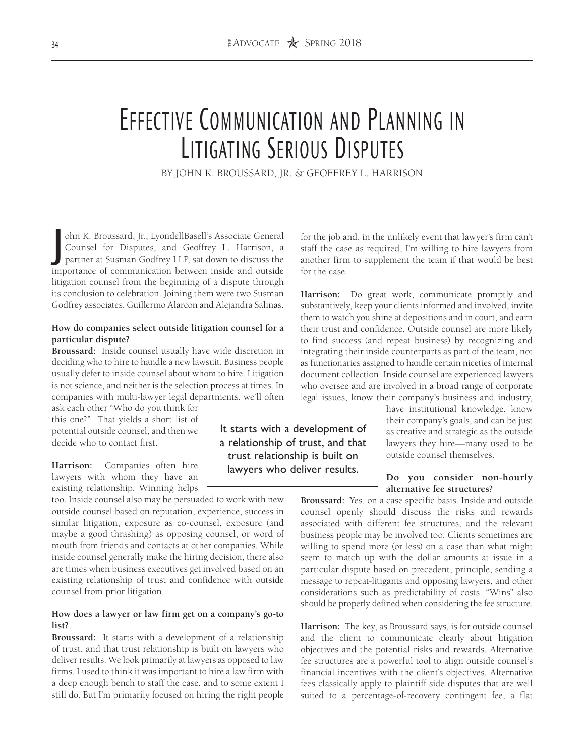# Effective Communication and Planning in Litigating Serious Disputes

By John K. Broussard, Jr. & Geoffrey L. Harrison

John K. Broussard, Jr., LyondellBasell's Associate General Counsel for Disputes, and Geoffrey L. Harrison, a partner at Susman Godfrey LLP, sat down to discuss the importance of communication between inside and outside litigation counsel from the beginning of a dispute through its conclusion to celebration. Joining them were two Susman Godfrey associates, Guillermo Alarcon and Alejandra Salinas.

**How do companies select outside litigation counsel for a particular dispute?**

**Broussard:** Inside counsel usually have wide discretion in deciding who to hire to handle a new lawsuit. Business people usually defer to inside counsel about whom to hire. Litigation is not science, and neither is the selection process at times. In companies with multi-lawyer legal departments, we'll often ask each other "Who do you think for this one?" That yields a short list of potential outside counsel, and then we decide who to contact first.

**Harrison:** Companies often hire lawyers with whom they have an existing relationship. Winning helps too. Inside counsel also may be persuaded to work with new outside counsel based on reputation, experience, success in similar litigation, exposure as co-counsel, exposure (and maybe a good thrashing) as opposing counsel, or word of mouth from friends and contacts at other companies. While inside counsel generally make the hiring decision, there also are times when business executives get involved based on an existing relationship of trust and confidence with outside counsel from prior litigation.

**How does a lawyer or law firm get on a company's go-to list?**

**Broussard:** It starts with a development of a relationship of trust, and that trust relationship is built on lawyers who deliver results. We look primarily at lawyers as opposed to law firms. I used to think it was important to hire a law firm with a deep enough bench to staff the case, and to some extent I still do. But I'm primarily focused on hiring the right people for the job and, in the unlikely event that lawyer's firm can't staff the case as required, I'm willing to hire lawyers from another firm to supplement the team if that would be best for the case.

> It starts with a development of a relationship of trust, and that trust relationship is built on lawyers who deliver results.

**Harrison:** Do great work, communicate promptly and substantively, keep your clients informed and involved, invite them to watch you shine at depositions and in court, and earn their trust and confidence. Outside counsel are more likely to find success (and repeat business) by recognizing and integrating their inside counterparts as part of the team, not as functionaries assigned to handle certain niceties of internal document collection. Inside counsel are experienced lawyers who oversee and are involved in a broad range of corporate legal issues, know their company's business and industry, have institutional knowledge, know their company's goals, and can be just as creative and strategic as the outside lawyers they hire—many used to be outside counsel themselves.

**Do you consider non-hourly alternative fee structures?**

**Broussard:** Yes, on a case specific basis. Inside and outside counsel openly should discuss the risks and rewards associated with different fee structures, and the relevant business people may be involved too. Clients sometimes are willing to spend more (or less) on a case than what might seem to match up with the dollar amounts at issue in a particular dispute based on precedent, principle, sending a message to repeat-litigants and opposing lawyers, and other considerations such as predictability of costs. "Wins" also should be properly defined when considering the fee structure.

**Harrison:** The key, as Broussard says, is for outside counsel and the client to communicate clearly about litigation objectives and the potential risks and rewards. Alternative fee structures are a powerful tool to align outside counsel's financial incentives with the client's objectives. Alternative fees classically apply to plaintiff side disputes that are well suited to a percentage-of-recovery contingent fee, a flat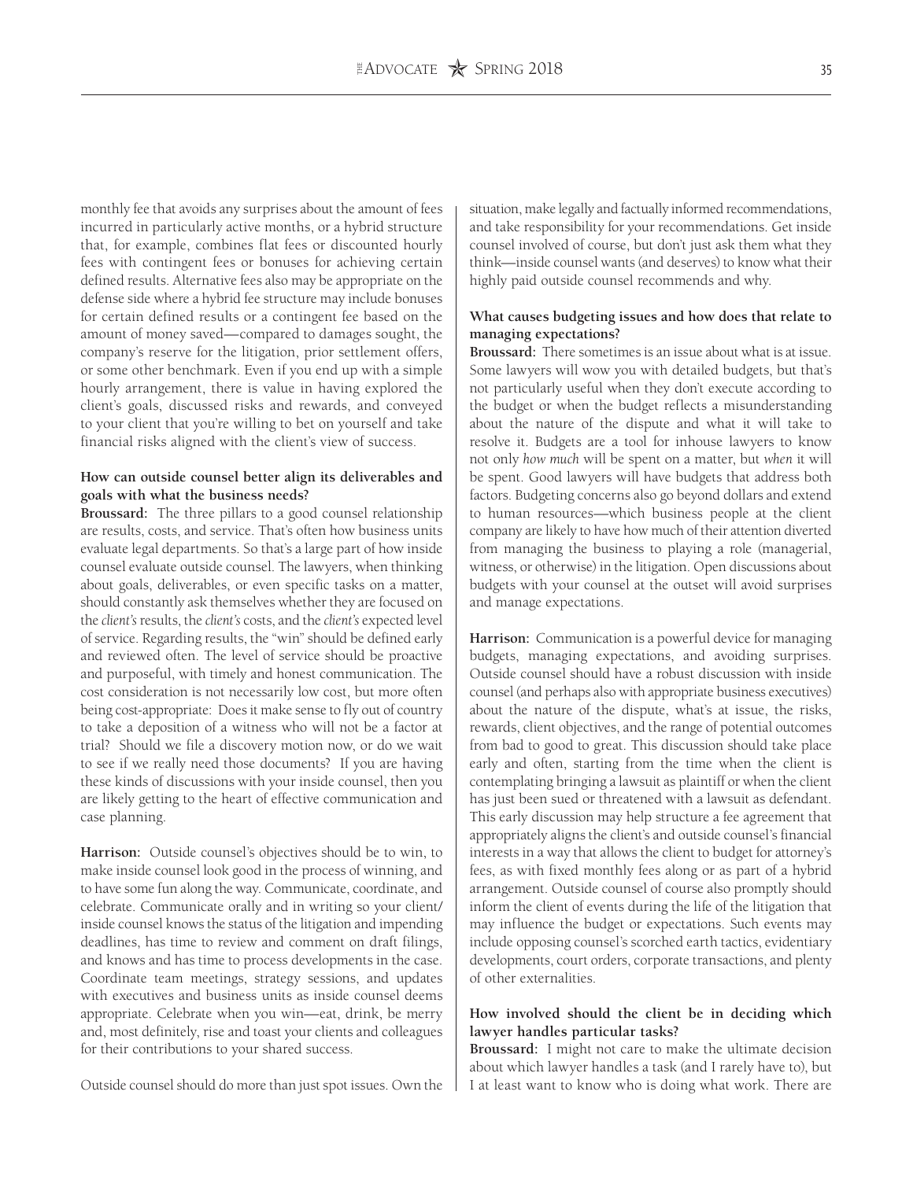monthly fee that avoids any surprises about the amount of fees incurred in particularly active months, or a hybrid structure that, for example, combines flat fees or discounted hourly fees with contingent fees or bonuses for achieving certain defined results. Alternative fees also may be appropriate on the defense side where a hybrid fee structure may include bonuses for certain defined results or a contingent fee based on the amount of money saved—compared to damages sought, the company's reserve for the litigation, prior settlement offers, or some other benchmark. Even if you end up with a simple hourly arrangement, there is value in having explored the client's goals, discussed risks and rewards, and conveyed to your client that you're willing to bet on yourself and take financial risks aligned with the client's view of success.

**How can outside counsel better align its deliverables and goals with what the business needs?**

**Broussard:** The three pillars to a good counsel relationship are results, costs, and service. That's often how business units evaluate legal departments. So that's a large part of how inside counsel evaluate outside counsel. The lawyers, when thinking about goals, deliverables, or even specific tasks on a matter, should constantly ask themselves whether they are focused on the *client's* results, the *client's* costs, and the *client's* expected level of service. Regarding results, the "win" should be defined early and reviewed often. The level of service should be proactive and purposeful, with timely and honest communication. The cost consideration is not necessarily low cost, but more often being cost-appropriate: Does it make sense to fly out of country to take a deposition of a witness who will not be a factor at trial? Should we file a discovery motion now, or do we wait to see if we really need those documents? If you are having these kinds of discussions with your inside counsel, then you are likely getting to the heart of effective communication and case planning.

**Harrison:** Outside counsel's objectives should be to win, to make inside counsel look good in the process of winning, and to have some fun along the way. Communicate, coordinate, and celebrate. Communicate orally and in writing so your client/inside counsel knows the status of the litigation and impending deadlines, has time to review and comment on draft filings, and knows and has time to process developments in the case. Coordinate team meetings, strategy sessions, and updates with executives and business units as inside counsel deems appropriate. Celebrate when you win—eat, drink, be merry and, most definitely, rise and toast your clients and colleagues for their contributions to your shared success.

Outside counsel should do more than just spot issues. Own the situation, make legally and factually informed recommendations, and take responsibility for your recommendations. Get inside counsel involved of course, but don't just ask them what they think—inside counsel wants (and deserves) to know what their highly paid outside counsel recommends and why.

**What causes budgeting issues and how does that relate to managing expectations?**

**Broussard:** There sometimes is an issue about what is at issue. Some lawyers will wow you with detailed budgets, but that's not particularly useful when they don't execute according to the budget or when the budget reflects a misunderstanding about the nature of the dispute and what it will take to resolve it. Budgets are a tool for inhouse lawyers to know not only *how much* will be spent on a matter, but *when* it will be spent. Good lawyers will have budgets that address both factors. Budgeting concerns also go beyond dollars and extend to human resources—which business people at the client company are likely to have how much of their attention diverted from managing the business to playing a role (managerial, witness, or otherwise) in the litigation. Open discussions about budgets with your counsel at the outset will avoid surprises and manage expectations.

**Harrison:** Communication is a powerful device for managing budgets, managing expectations, and avoiding surprises. Outside counsel should have a robust discussion with inside counsel (and perhaps also with appropriate business executives) about the nature of the dispute, what's at issue, the risks, rewards, client objectives, and the range of potential outcomes from bad to good to great. This discussion should take place early and often, starting from the time when the client is contemplating bringing a lawsuit as plaintiff or when the client has just been sued or threatened with a lawsuit as defendant. This early discussion may help structure a fee agreement that appropriately aligns the client's and outside counsel's financial interests in a way that allows the client to budget for attorney's fees, as with fixed monthly fees along or as part of a hybrid arrangement. Outside counsel of course also promptly should inform the client of events during the life of the litigation that may influence the budget or expectations. Such events may include opposing counsel's scorched earth tactics, evidentiary developments, court orders, corporate transactions, and plenty of other externalities.

**How involved should the client be in deciding which lawyer handles particular tasks?**

**Broussard:** I might not care to make the ultimate decision about which lawyer handles a task (and I rarely have to), but I at least want to know who is doing what work. There are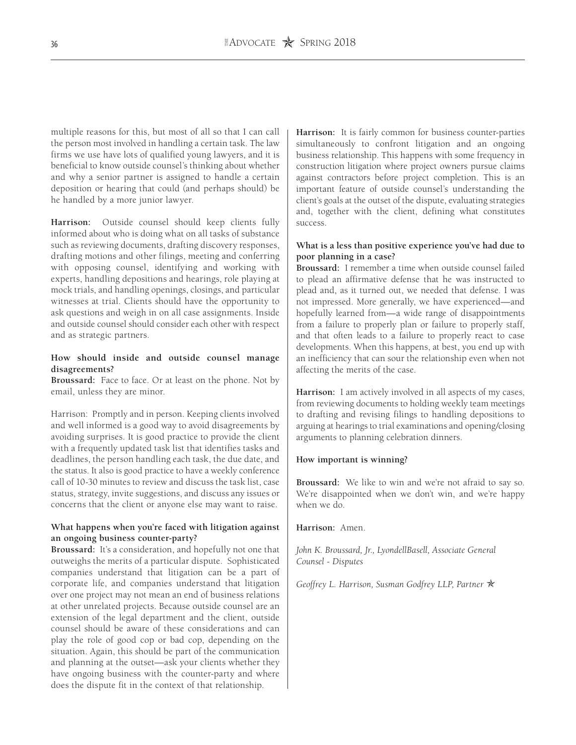multiple reasons for this, but most of all so that I can call the person most involved in handling a certain task. The law firms we use have lots of qualified young lawyers, and it is beneficial to know outside counsel's thinking about whether and why a senior partner is assigned to handle a certain deposition or hearing that could (and perhaps should) be he handled by a more junior lawyer.

**Harrison:** Outside counsel should keep clients fully informed about who is doing what on all tasks of substance such as reviewing documents, drafting discovery responses, drafting motions and other filings, meeting and conferring with opposing counsel, identifying and working with experts, handling depositions and hearings, role playing at mock trials, and handling openings, closings, and particular witnesses at trial. Clients should have the opportunity to ask questions and weigh in on all case assignments. Inside and outside counsel should consider each other with respect and as strategic partners.

**How should inside and outside counsel manage disagreements?**

**Broussard:** Face to face. Or at least on the phone. Not by email, unless they are minor.

Harrison: Promptly and in person. Keeping clients involved and well informed is a good way to avoid disagreements by avoiding surprises. It is good practice to provide the client with a frequently updated task list that identifies tasks and deadlines, the person handling each task, the due date, and the status. It also is good practice to have a weekly conference call of 10-30 minutes to review and discuss the task list, case status, strategy, invite suggestions, and discuss any issues or concerns that the client or anyone else may want to raise.

**What happens when you're faced with litigation against an ongoing business counter-party?**

**Broussard:** It's a consideration, and hopefully not one that outweighs the merits of a particular dispute. Sophisticated companies understand that litigation can be a part of corporate life, and companies understand that litigation over one project may not mean an end of business relations at other unrelated projects. Because outside counsel are an extension of the legal department and the client, outside counsel should be aware of these considerations and can play the role of good cop or bad cop, depending on the situation. Again, this should be part of the communication and planning at the outset—ask your clients whether they have ongoing business with the counter-party and where does the dispute fit in the context of that relationship.

**Harrison:** It is fairly common for business counter-parties simultaneously to confront litigation and an ongoing business relationship. This happens with some frequency in construction litigation where project owners pursue claims against contractors before project completion. This is an important feature of outside counsel's understanding the client's goals at the outset of the dispute, evaluating strategies and, together with the client, defining what constitutes success.

**What is a less than positive experience you've had due to poor planning in a case?**

**Broussard:** I remember a time when outside counsel failed to plead an affirmative defense that he was instructed to plead and, as it turned out, we needed that defense. I was not impressed. More generally, we have experienced—and hopefully learned from—a wide range of disappointments from a failure to properly plan or failure to properly staff, and that often leads to a failure to properly react to case developments. When this happens, at best, you end up with an inefficiency that can sour the relationship even when not affecting the merits of the case.

**Harrison:** I am actively involved in all aspects of my cases, from reviewing documents to holding weekly team meetings to drafting and revising filings to handling depositions to arguing at hearings to trial examinations and opening/closing arguments to planning celebration dinners.

**How important is winning?**

**Broussard:** We like to win and we're not afraid to say so. We're disappointed when we don't win, and we're happy when we do.

**Harrison:** Amen.

*John K. Broussard, Jr., LyondellBasell, Associate General Counsel - Disputes*

*Geoffrey L. Harrison, Susman Godfrey LLP, Partner* ✯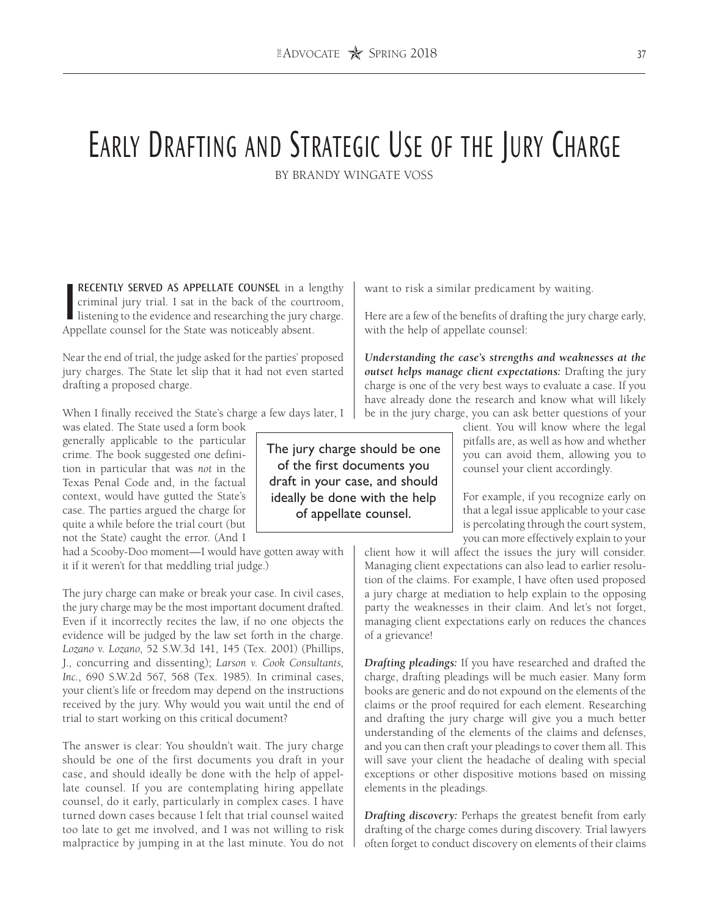# Early Drafting and Strategic Use of the Jury Charge

BY BRANDY WINGATE VOSS

I RECENTLY SERVED AS APPELLATE COUNSEL in a lengthy criminal jury trial. I sat in the back of the courtroom, listening to the evidence and researching the jury charge. Appellate counsel for the State was noticeably absent.

Near the end of trial, the judge asked for the parties' proposed jury charges. The State let slip that it had not even started drafting a proposed charge.

When I finally received the State's charge a few days later, I was elated. The State used a form book generally applicable to the particular crime. The book suggested one definition in particular that was *not* in the Texas Penal Code and, in the factual context, would have gutted the State's case. The parties argued the charge for quite a while before the trial court (but not the State) caught the error. (And I had a Scooby-Doo moment—I would have gotten away with it if it weren't for that meddling trial judge.)

The jury charge can make or break your case. In civil cases, the jury charge may be the most important document drafted. Even if it incorrectly recites the law, if no one objects the evidence will be judged by the law set forth in the charge. *Lozano v. Lozano*, 52 S.W.3d 141, 145 (Tex. 2001) (Phillips, J., concurring and dissenting); *Larson v. Cook Consultants, Inc.*, 690 S.W.2d 567, 568 (Tex. 1985). In criminal cases, your client's life or freedom may depend on the instructions received by the jury. Why would you wait until the end of trial to start working on this critical document?

The answer is clear: You shouldn't wait. The jury charge should be one of the first documents you draft in your case, and should ideally be done with the help of appellate counsel. If you are contemplating hiring appellate counsel, do it early, particularly in complex cases. I have turned down cases because I felt that trial counsel waited too late to get me involved, and I was not willing to risk malpractice by jumping in at the last minute. You do not want to risk a similar predicament by waiting.

> The jury charge should be one of the first documents you draft in your case, and should ideally be done with the help of appellate counsel.

Here are a few of the benefits of drafting the jury charge early, with the help of appellate counsel:

***Understanding the case's strengths and weaknesses at the outset helps manage client expectations:*** Drafting the jury charge is one of the very best ways to evaluate a case. If you have already done the research and know what will likely be in the jury charge, you can ask better questions of your client. You will know where the legal pitfalls are, as well as how and whether you can avoid them, allowing you to counsel your client accordingly.

For example, if you recognize early on that a legal issue applicable to your case is percolating through the court system, you can more effectively explain to your client how it will affect the issues the jury will consider. Managing client expectations can also lead to earlier resolution of the claims. For example, I have often used proposed a jury charge at mediation to help explain to the opposing party the weaknesses in their claim. And let's not forget, managing client expectations early on reduces the chances of a grievance!

***Drafting pleadings:*** If you have researched and drafted the charge, drafting pleadings will be much easier. Many form books are generic and do not expound on the elements of the claims or the proof required for each element. Researching and drafting the jury charge will give you a much better understanding of the elements of the claims and defenses, and you can then craft your pleadings to cover them all. This will save your client the headache of dealing with special exceptions or other dispositive motions based on missing elements in the pleadings.

***Drafting discovery:*** Perhaps the greatest benefit from early drafting of the charge comes during discovery. Trial lawyers often forget to conduct discovery on elements of their claims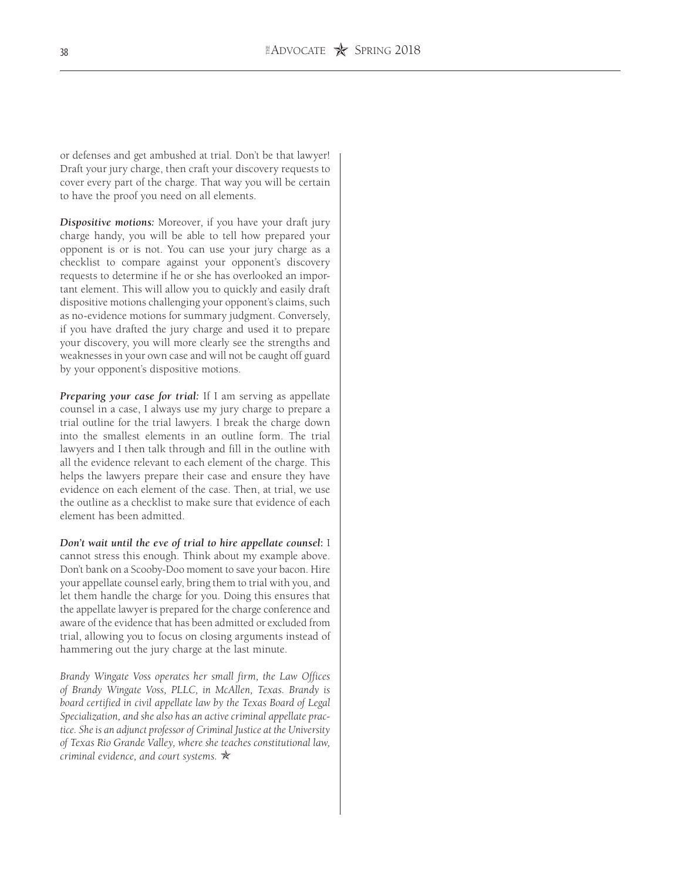or defenses and get ambushed at trial. Don't be that lawyer! Draft your jury charge, then craft your discovery requests to cover every part of the charge. That way you will be certain to have the proof you need on all elements.

***Dispositive motions:*** Moreover, if you have your draft jury charge handy, you will be able to tell how prepared your opponent is or is not. You can use your jury charge as a checklist to compare against your opponent's discovery requests to determine if he or she has overlooked an important element. This will allow you to quickly and easily draft dispositive motions challenging your opponent's claims, such as no-evidence motions for summary judgment. Conversely, if you have drafted the jury charge and used it to prepare your discovery, you will more clearly see the strengths and weaknesses in your own case and will not be caught off guard by your opponent's dispositive motions.

***Preparing your case for trial:*** If I am serving as appellate counsel in a case, I always use my jury charge to prepare a trial outline for the trial lawyers. I break the charge down into the smallest elements in an outline form. The trial lawyers and I then talk through and fill in the outline with all the evidence relevant to each element of the charge. This helps the lawyers prepare their case and ensure they have evidence on each element of the case. Then, at trial, we use the outline as a checklist to make sure that evidence of each element has been admitted.

***Don't wait until the eve of trial to hire appellate counsel*:** I cannot stress this enough. Think about my example above. Don't bank on a Scooby-Doo moment to save your bacon. Hire your appellate counsel early, bring them to trial with you, and let them handle the charge for you. Doing this ensures that the appellate lawyer is prepared for the charge conference and aware of the evidence that has been admitted or excluded from trial, allowing you to focus on closing arguments instead of hammering out the jury charge at the last minute.

*Brandy Wingate Voss operates her small firm, the Law Offices of Brandy Wingate Voss, PLLC, in McAllen, Texas. Brandy is board certified in civil appellate law by the Texas Board of Legal Specialization, and she also has an active criminal appellate practice. She is an adjunct professor of Criminal Justice at the University of Texas Rio Grande Valley, where she teaches constitutional law, criminal evidence, and court systems.* ✯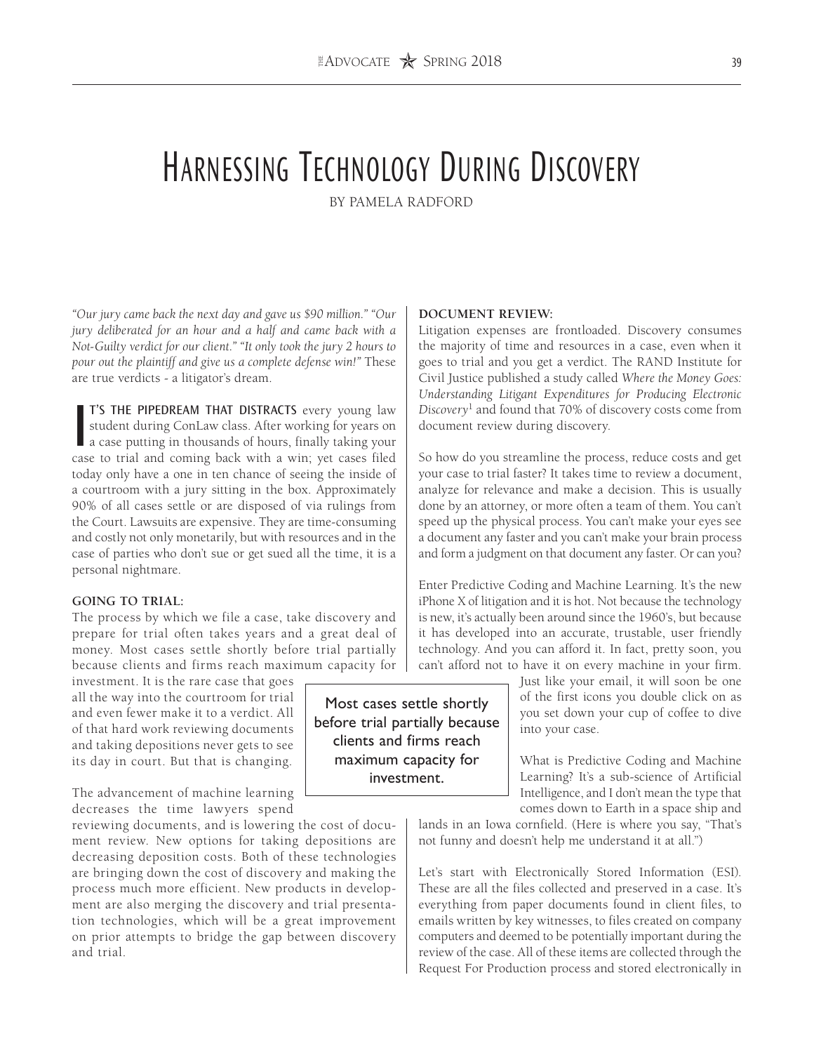# Harnessing Technology During Discovery

BY PAMELA RADFORD

*"Our jury came back the next day and gave us $90 million." "Our jury deliberated for an hour and a half and came back with a Not-Guilty verdict for our client." "It only took the jury 2 hours to pour out the plaintiff and give us a complete defense win!"* These are true verdicts - a litigator's dream.

**IT'S THE PIPEDREAM THAT DISTRACTS** every young law student during ConLaw class. After working for years on a case putting in thousands of hours, finally taking your case to trial and coming back with a win; yet cases filed today only have a one in ten chance of seeing the inside of a courtroom with a jury sitting in the box. Approximately 90% of all cases settle or are disposed of via rulings from the Court. Lawsuits are expensive. They are time-consuming and costly not only monetarily, but with resources and in the case of parties who don't sue or get sued all the time, it is a personal nightmare.

### GOING TO TRIAL:

The process by which we file a case, take discovery and prepare for trial often takes years and a great deal of money. Most cases settle shortly before trial partially because clients and firms reach maximum capacity for investment. It is the rare case that goes all the way into the courtroom for trial and even fewer make it to a verdict. All of that hard work reviewing documents and taking depositions never gets to see its day in court. But that is changing.

> Most cases settle shortly before trial partially because clients and firms reach maximum capacity for investment.

The advancement of machine learning decreases the time lawyers spend reviewing documents, and is lowering the cost of document review. New options for taking depositions are decreasing deposition costs. Both of these technologies are bringing down the cost of discovery and making the process much more efficient. New products in development are also merging the discovery and trial presentation technologies, which will be a great improvement on prior attempts to bridge the gap between discovery and trial.

### DOCUMENT REVIEW:

Litigation expenses are frontloaded. Discovery consumes the majority of time and resources in a case, even when it goes to trial and you get a verdict. The RAND Institute for Civil Justice published a study called *Where the Money Goes: Understanding Litigant Expenditures for Producing Electronic Discovery*[1] and found that 70% of discovery costs come from document review during discovery.

So how do you streamline the process, reduce costs and get your case to trial faster? It takes time to review a document, analyze for relevance and make a decision. This is usually done by an attorney, or more often a team of them. You can't speed up the physical process. You can't make your eyes see a document any faster and you can't make your brain process and form a judgment on that document any faster. Or can you?

Enter Predictive Coding and Machine Learning. It's the new iPhone X of litigation and it is hot. Not because the technology is new, it's actually been around since the 1960's, but because it has developed into an accurate, trustable, user friendly technology. And you can afford it. In fact, pretty soon, you can't afford not to have it on every machine in your firm. Just like your email, it will soon be one of the first icons you double click on as you set down your cup of coffee to dive into your case.

What is Predictive Coding and Machine Learning? It's a sub-science of Artificial Intelligence, and I don't mean the type that comes down to Earth in a space ship and lands in an Iowa cornfield. (Here is where you say, "That's not funny and doesn't help me understand it at all.")

Let's start with Electronically Stored Information (ESI). These are all the files collected and preserved in a case. It's everything from paper documents found in client files, to emails written by key witnesses, to files created on company computers and deemed to be potentially important during the review of the case. All of these items are collected through the Request For Production process and stored electronically in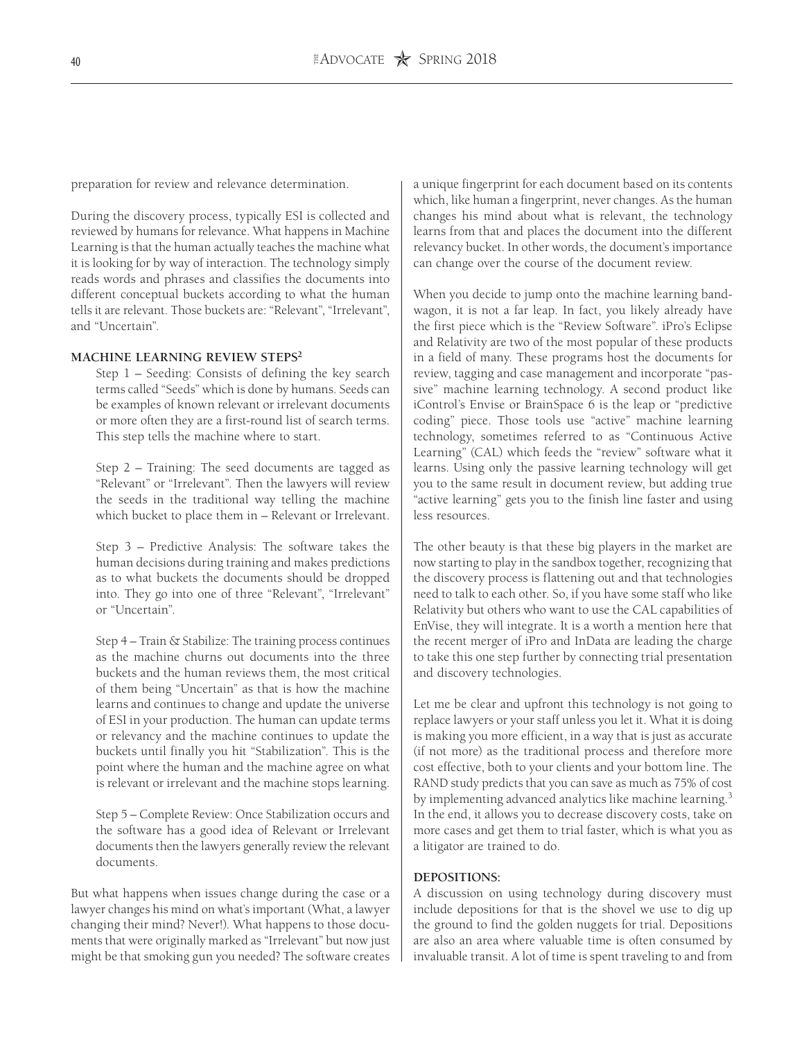preparation for review and relevance determination.

During the discovery process, typically ESI is collected and reviewed by humans for relevance. What happens in Machine Learning is that the human actually teaches the machine what it is looking for by way of interaction. The technology simply reads words and phrases and classifies the documents into different conceptual buckets according to what the human tells it are relevant. Those buckets are: "Relevant", "Irrelevant", and "Uncertain".

**MACHINE LEARNING REVIEW STEPS[2]**

Step 1 – Seeding: Consists of defining the key search terms called "Seeds" which is done by humans. Seeds can be examples of known relevant or irrelevant documents or more often they are a first-round list of search terms. This step tells the machine where to start.

Step 2 – Training: The seed documents are tagged as "Relevant" or "Irrelevant". Then the lawyers will review the seeds in the traditional way telling the machine which bucket to place them in – Relevant or Irrelevant.

Step 3 – Predictive Analysis: The software takes the human decisions during training and makes predictions as to what buckets the documents should be dropped into. They go into one of three "Relevant", "Irrelevant" or "Uncertain".

Step 4 – Train & Stabilize: The training process continues as the machine churns out documents into the three buckets and the human reviews them, the most critical of them being "Uncertain" as that is how the machine learns and continues to change and update the universe of ESI in your production. The human can update terms or relevancy and the machine continues to update the buckets until finally you hit "Stabilization". This is the point where the human and the machine agree on what is relevant or irrelevant and the machine stops learning.

Step 5 – Complete Review: Once Stabilization occurs and the software has a good idea of Relevant or Irrelevant documents then the lawyers generally review the relevant documents.

But what happens when issues change during the case or a lawyer changes his mind on what's important (What, a lawyer changing their mind? Never!). What happens to those documents that were originally marked as "Irrelevant" but now just might be that smoking gun you needed? The software creates a unique fingerprint for each document based on its contents which, like human a fingerprint, never changes. As the human changes his mind about what is relevant, the technology learns from that and places the document into the different relevancy bucket. In other words, the document's importance can change over the course of the document review.

When you decide to jump onto the machine learning bandwagon, it is not a far leap. In fact, you likely already have the first piece which is the "Review Software". iPro's Eclipse and Relativity are two of the most popular of these products in a field of many. These programs host the documents for review, tagging and case management and incorporate "passive" machine learning technology. A second product like iControl's Envise or BrainSpace 6 is the leap or "predictive coding" piece. Those tools use "active" machine learning technology, sometimes referred to as "Continuous Active Learning" (CAL) which feeds the "review" software what it learns. Using only the passive learning technology will get you to the same result in document review, but adding true "active learning" gets you to the finish line faster and using less resources.

The other beauty is that these big players in the market are now starting to play in the sandbox together, recognizing that the discovery process is flattening out and that technologies need to talk to each other. So, if you have some staff who like Relativity but others who want to use the CAL capabilities of EnVise, they will integrate. It is a worth a mention here that the recent merger of iPro and InData are leading the charge to take this one step further by connecting trial presentation and discovery technologies.

Let me be clear and upfront this technology is not going to replace lawyers or your staff unless you let it. What it is doing is making you more efficient, in a way that is just as accurate (if not more) as the traditional process and therefore more cost effective, both to your clients and your bottom line. The RAND study predicts that you can save as much as 75% of cost by implementing advanced analytics like machine learning.[3] In the end, it allows you to decrease discovery costs, take on more cases and get them to trial faster, which is what you as a litigator are trained to do.

**DEPOSITIONS:**

A discussion on using technology during discovery must include depositions for that is the shovel we use to dig up the ground to find the golden nuggets for trial. Depositions are also an area where valuable time is often consumed by invaluable transit. A lot of time is spent traveling to and from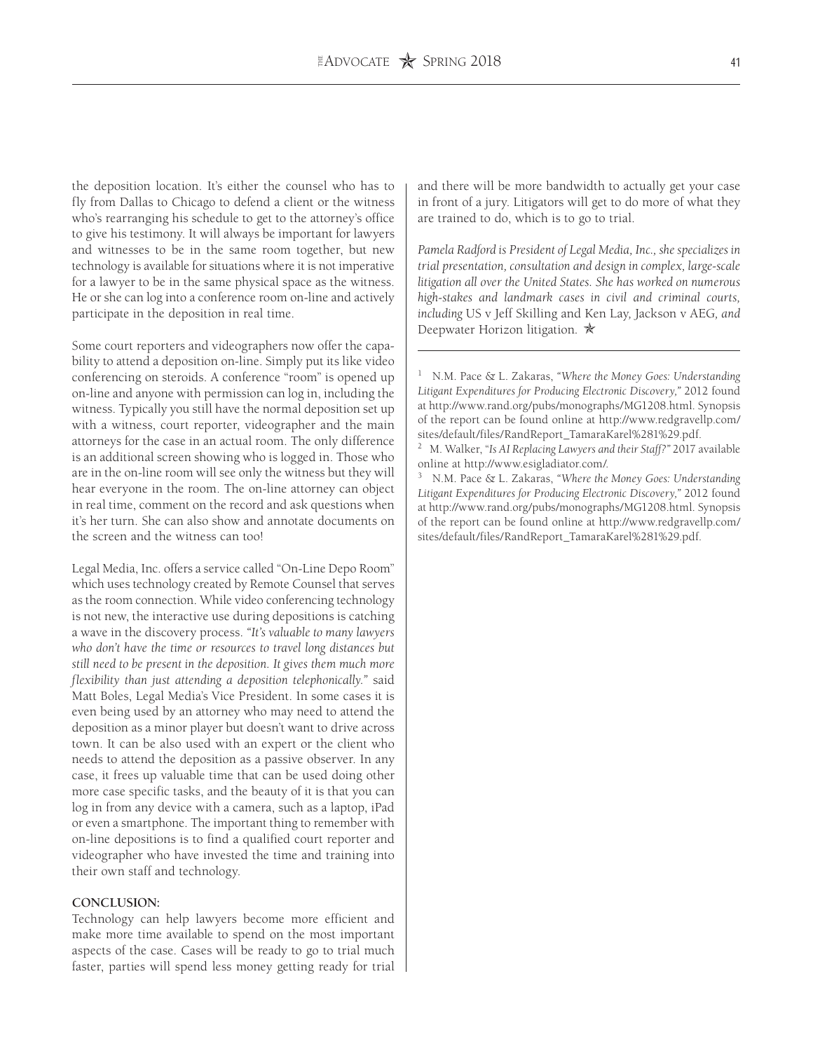the deposition location. It's either the counsel who has to fly from Dallas to Chicago to defend a client or the witness who's rearranging his schedule to get to the attorney's office to give his testimony. It will always be important for lawyers and witnesses to be in the same room together, but new technology is available for situations where it is not imperative for a lawyer to be in the same physical space as the witness. He or she can log into a conference room on-line and actively participate in the deposition in real time.

Some court reporters and videographers now offer the capability to attend a deposition on-line. Simply put its like video conferencing on steroids. A conference "room" is opened up on-line and anyone with permission can log in, including the witness. Typically you still have the normal deposition set up with a witness, court reporter, videographer and the main attorneys for the case in an actual room. The only difference is an additional screen showing who is logged in. Those who are in the on-line room will see only the witness but they will hear everyone in the room. The on-line attorney can object in real time, comment on the record and ask questions when it's her turn. She can also show and annotate documents on the screen and the witness can too!

Legal Media, Inc. offers a service called "On-Line Depo Room" which uses technology created by Remote Counsel that serves as the room connection. While video conferencing technology is not new, the interactive use during depositions is catching a wave in the discovery process. *"It's valuable to many lawyers who don't have the time or resources to travel long distances but still need to be present in the deposition. It gives them much more flexibility than just attending a deposition telephonically."* said Matt Boles, Legal Media's Vice President. In some cases it is even being used by an attorney who may need to attend the deposition as a minor player but doesn't want to drive across town. It can be also used with an expert or the client who needs to attend the deposition as a passive observer. In any case, it frees up valuable time that can be used doing other more case specific tasks, and the beauty of it is that you can log in from any device with a camera, such as a laptop, iPad or even a smartphone. The important thing to remember with on-line depositions is to find a qualified court reporter and videographer who have invested the time and training into their own staff and technology.

**CONCLUSION:**

Technology can help lawyers become more efficient and make more time available to spend on the most important aspects of the case. Cases will be ready to go to trial much faster, parties will spend less money getting ready for trial and there will be more bandwidth to actually get your case in front of a jury. Litigators will get to do more of what they are trained to do, which is to go to trial.

*Pamela Radford is President of Legal Media, Inc., she specializes in trial presentation, consultation and design in complex, large-scale litigation all over the United States. She has worked on numerous high-stakes and landmark cases in civil and criminal courts, including* US v Jeff Skilling and Ken Lay, Jackson v AEG, *and* Deepwater Horizon litigation. ✯

---

[1] N.M. Pace & L. Zakaras, *"Where the Money Goes: Understanding Litigant Expenditures for Producing Electronic Discovery,"* 2012 found at http://www.rand.org/pubs/monographs/MG1208.html. Synopsis of the report can be found online at http://www.redgravellp.com/sites/default/files/RandReport_TamaraKarel%281%29.pdf.

[2] M. Walker, *"Is AI Replacing Lawyers and their Staff?"* 2017 available online at http://www.esigladiator.com/.

[3] N.M. Pace & L. Zakaras, *"Where the Money Goes: Understanding Litigant Expenditures for Producing Electronic Discovery,"* 2012 found at http://www.rand.org/pubs/monographs/MG1208.html. Synopsis of the report can be found online at http://www.redgravellp.com/sites/default/files/RandReport_TamaraKarel%281%29.pdf.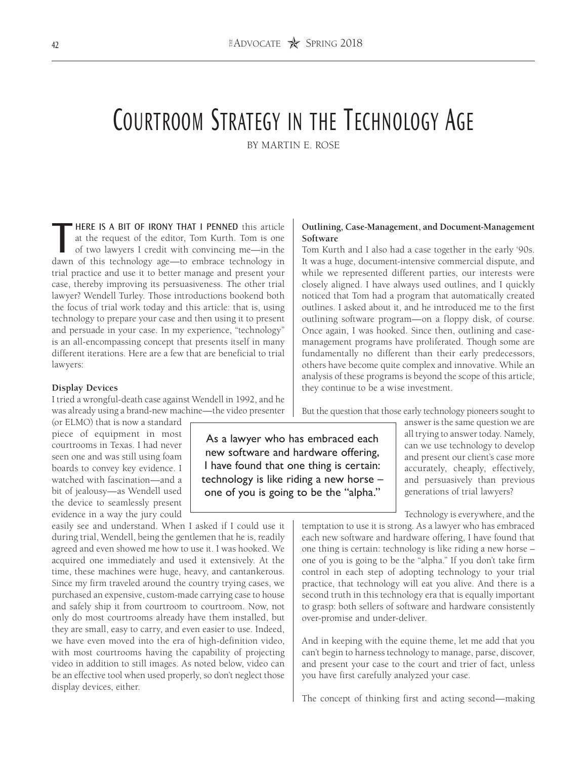# Courtroom Strategy in the Technology Age

BY MARTIN E. ROSE

THERE IS A BIT OF IRONY THAT I PENNED this article at the request of the editor, Tom Kurth. Tom is one of two lawyers I credit with convincing me—in the dawn of this technology age—to embrace technology in trial practice and use it to better manage and present your case, thereby improving its persuasiveness. The other trial lawyer? Wendell Turley. Those introductions bookend both the focus of trial work today and this article: that is, using technology to prepare your case and then using it to present and persuade in your case. In my experience, "technology" is an all-encompassing concept that presents itself in many different iterations. Here are a few that are beneficial to trial lawyers:

**Display Devices**

I tried a wrongful-death case against Wendell in 1992, and he was already using a brand-new machine—the video presenter (or ELMO) that is now a standard piece of equipment in most courtrooms in Texas. I had never seen one and was still using foam boards to convey key evidence. I watched with fascination—and a bit of jealousy—as Wendell used the device to seamlessly present evidence in a way the jury could easily see and understand. When I asked if I could use it during trial, Wendell, being the gentlemen that he is, readily agreed and even showed me how to use it. I was hooked. We acquired one immediately and used it extensively. At the time, these machines were huge, heavy, and cantankerous. Since my firm traveled around the country trying cases, we purchased an expensive, custom-made carrying case to house and safely ship it from courtroom to courtroom. Now, not only do most courtrooms already have them installed, but they are small, easy to carry, and even easier to use. Indeed, we have even moved into the era of high-definition video, with most courtrooms having the capability of projecting video in addition to still images. As noted below, video can be an effective tool when used properly, so don't neglect those display devices, either.

**Outlining, Case-Management, and Document-Management Software**

Tom Kurth and I also had a case together in the early '90s. It was a huge, document-intensive commercial dispute, and while we represented different parties, our interests were closely aligned. I have always used outlines, and I quickly noticed that Tom had a program that automatically created outlines. I asked about it, and he introduced me to the first outlining software program—on a floppy disk, of course. Once again, I was hooked. Since then, outlining and case-management programs have proliferated. Though some are fundamentally no different than their early predecessors, others have become quite complex and innovative. While an analysis of these programs is beyond the scope of this article, they continue to be a wise investment.

But the question that those early technology pioneers sought to answer is the same question we are all trying to answer today. Namely, can we use technology to develop and present our client's case more accurately, cheaply, effectively, and persuasively than previous generations of trial lawyers?

> As a lawyer who has embraced each new software and hardware offering, I have found that one thing is certain: technology is like riding a new horse – one of you is going to be the "alpha."

Technology is everywhere, and the temptation to use it is strong. As a lawyer who has embraced each new software and hardware offering, I have found that one thing is certain: technology is like riding a new horse – one of you is going to be the "alpha." If you don't take firm control in each step of adopting technology to your trial practice, that technology will eat you alive. And there is a second truth in this technology era that is equally important to grasp: both sellers of software and hardware consistently over-promise and under-deliver.

And in keeping with the equine theme, let me add that you can't begin to harness technology to manage, parse, discover, and present your case to the court and trier of fact, unless you have first carefully analyzed your case.

The concept of thinking first and acting second—making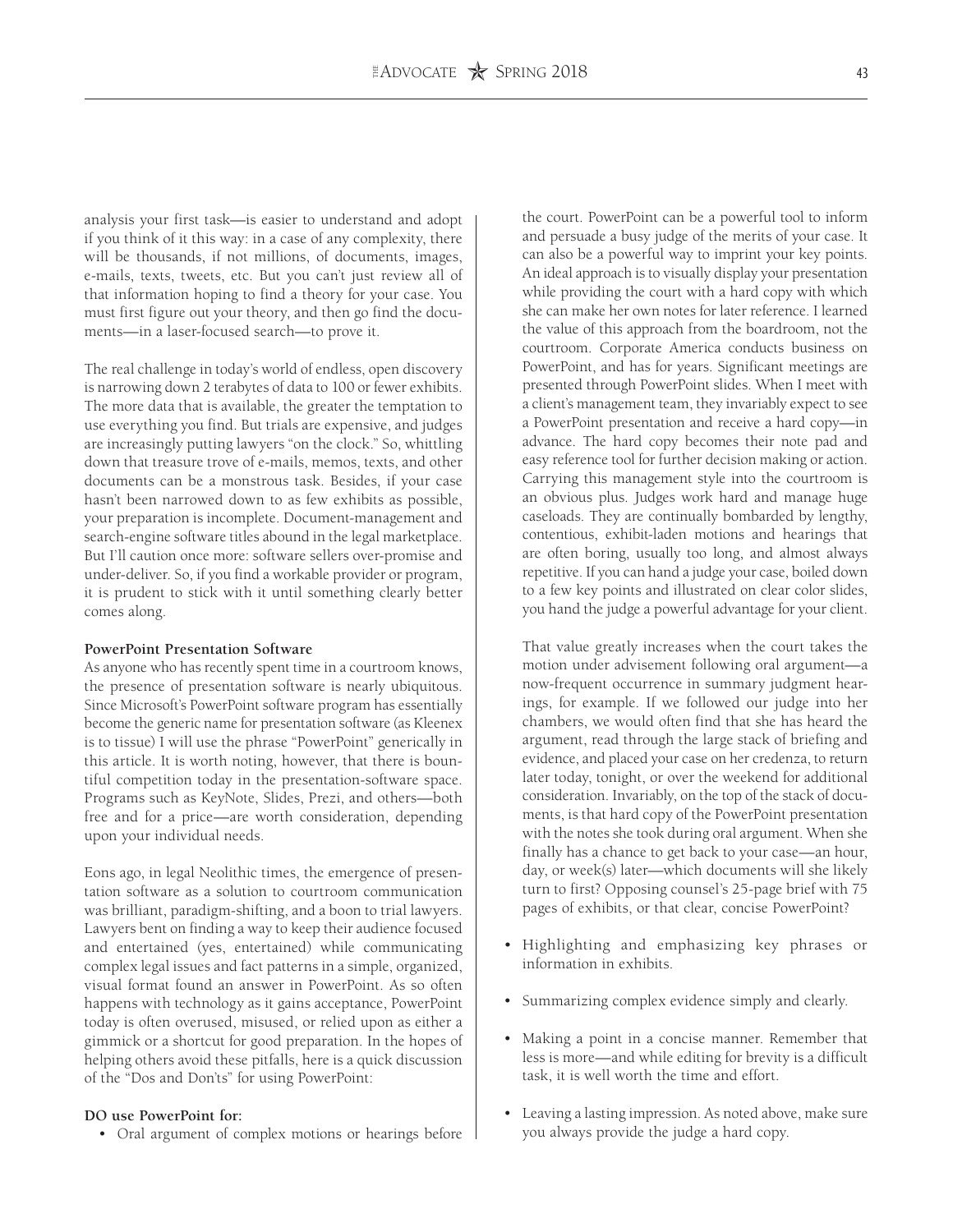analysis your first task—is easier to understand and adopt if you think of it this way: in a case of any complexity, there will be thousands, if not millions, of documents, images, e-mails, texts, tweets, etc. But you can't just review all of that information hoping to find a theory for your case. You must first figure out your theory, and then go find the documents—in a laser-focused search—to prove it.

The real challenge in today's world of endless, open discovery is narrowing down 2 terabytes of data to 100 or fewer exhibits. The more data that is available, the greater the temptation to use everything you find. But trials are expensive, and judges are increasingly putting lawyers "on the clock." So, whittling down that treasure trove of e-mails, memos, texts, and other documents can be a monstrous task. Besides, if your case hasn't been narrowed down to as few exhibits as possible, your preparation is incomplete. Document-management and search-engine software titles abound in the legal marketplace. But I'll caution once more: software sellers over-promise and under-deliver. So, if you find a workable provider or program, it is prudent to stick with it until something clearly better comes along.

**PowerPoint Presentation Software**

As anyone who has recently spent time in a courtroom knows, the presence of presentation software is nearly ubiquitous. Since Microsoft's PowerPoint software program has essentially become the generic name for presentation software (as Kleenex is to tissue) I will use the phrase "PowerPoint" generically in this article. It is worth noting, however, that there is bountiful competition today in the presentation-software space. Programs such as KeyNote, Slides, Prezi, and others—both free and for a price—are worth consideration, depending upon your individual needs.

Eons ago, in legal Neolithic times, the emergence of presentation software as a solution to courtroom communication was brilliant, paradigm-shifting, and a boon to trial lawyers. Lawyers bent on finding a way to keep their audience focused and entertained (yes, entertained) while communicating complex legal issues and fact patterns in a simple, organized, visual format found an answer in PowerPoint. As so often happens with technology as it gains acceptance, PowerPoint today is often overused, misused, or relied upon as either a gimmick or a shortcut for good preparation. In the hopes of helping others avoid these pitfalls, here is a quick discussion of the "Dos and Don'ts" for using PowerPoint:

**DO use PowerPoint for:**

- Oral argument of complex motions or hearings before the court. PowerPoint can be a powerful tool to inform and persuade a busy judge of the merits of your case. It can also be a powerful way to imprint your key points. An ideal approach is to visually display your presentation while providing the court with a hard copy with which she can make her own notes for later reference. I learned the value of this approach from the boardroom, not the courtroom. Corporate America conducts business on PowerPoint, and has for years. Significant meetings are presented through PowerPoint slides. When I meet with a client's management team, they invariably expect to see a PowerPoint presentation and receive a hard copy—in advance. The hard copy becomes their note pad and easy reference tool for further decision making or action. Carrying this management style into the courtroom is an obvious plus. Judges work hard and manage huge caseloads. They are continually bombarded by lengthy, contentious, exhibit-laden motions and hearings that are often boring, usually too long, and almost always repetitive. If you can hand a judge your case, boiled down to a few key points and illustrated on clear color slides, you hand the judge a powerful advantage for your client.

  That value greatly increases when the court takes the motion under advisement following oral argument—a now-frequent occurrence in summary judgment hearings, for example. If we followed our judge into her chambers, we would often find that she has heard the argument, read through the large stack of briefing and evidence, and placed your case on her credenza, to return later today, tonight, or over the weekend for additional consideration. Invariably, on the top of the stack of documents, is that hard copy of the PowerPoint presentation with the notes she took during oral argument. When she finally has a chance to get back to your case—an hour, day, or week(s) later—which documents will she likely turn to first? Opposing counsel's 25-page brief with 75 pages of exhibits, or that clear, concise PowerPoint?

- Highlighting and emphasizing key phrases or information in exhibits.
- Summarizing complex evidence simply and clearly.
- Making a point in a concise manner. Remember that less is more—and while editing for brevity is a difficult task, it is well worth the time and effort.
- Leaving a lasting impression. As noted above, make sure you always provide the judge a hard copy.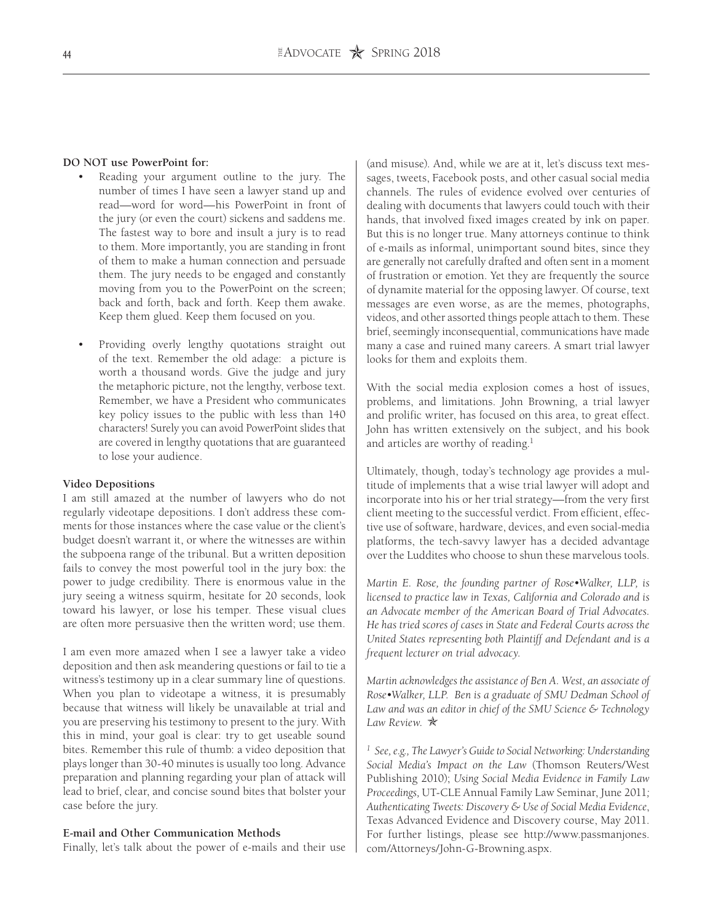**DO NOT use PowerPoint for:**

- Reading your argument outline to the jury. The number of times I have seen a lawyer stand up and read—word for word—his PowerPoint in front of the jury (or even the court) sickens and saddens me. The fastest way to bore and insult a jury is to read to them. More importantly, you are standing in front of them to make a human connection and persuade them. The jury needs to be engaged and constantly moving from you to the PowerPoint on the screen; back and forth, back and forth. Keep them awake. Keep them glued. Keep them focused on you.

- Providing overly lengthy quotations straight out of the text. Remember the old adage: a picture is worth a thousand words. Give the judge and jury the metaphoric picture, not the lengthy, verbose text. Remember, we have a President who communicates key policy issues to the public with less than 140 characters! Surely you can avoid PowerPoint slides that are covered in lengthy quotations that are guaranteed to lose your audience.

**Video Depositions**

I am still amazed at the number of lawyers who do not regularly videotape depositions. I don't address these comments for those instances where the case value or the client's budget doesn't warrant it, or where the witnesses are within the subpoena range of the tribunal. But a written deposition fails to convey the most powerful tool in the jury box: the power to judge credibility. There is enormous value in the jury seeing a witness squirm, hesitate for 20 seconds, look toward his lawyer, or lose his temper. These visual clues are often more persuasive then the written word; use them.

I am even more amazed when I see a lawyer take a video deposition and then ask meandering questions or fail to tie a witness's testimony up in a clear summary line of questions. When you plan to videotape a witness, it is presumably because that witness will likely be unavailable at trial and you are preserving his testimony to present to the jury. With this in mind, your goal is clear: try to get useable sound bites. Remember this rule of thumb: a video deposition that plays longer than 30-40 minutes is usually too long. Advance preparation and planning regarding your plan of attack will lead to brief, clear, and concise sound bites that bolster your case before the jury.

**E-mail and Other Communication Methods**

Finally, let's talk about the power of e-mails and their use (and misuse). And, while we are at it, let's discuss text messages, tweets, Facebook posts, and other casual social media channels. The rules of evidence evolved over centuries of dealing with documents that lawyers could touch with their hands, that involved fixed images created by ink on paper. But this is no longer true. Many attorneys continue to think of e-mails as informal, unimportant sound bites, since they are generally not carefully drafted and often sent in a moment of frustration or emotion. Yet they are frequently the source of dynamite material for the opposing lawyer. Of course, text messages are even worse, as are the memes, photographs, videos, and other assorted things people attach to them. These brief, seemingly inconsequential, communications have made many a case and ruined many careers. A smart trial lawyer looks for them and exploits them.

With the social media explosion comes a host of issues, problems, and limitations. John Browning, a trial lawyer and prolific writer, has focused on this area, to great effect. John has written extensively on the subject, and his book and articles are worthy of reading.[1]

Ultimately, though, today's technology age provides a multitude of implements that a wise trial lawyer will adopt and incorporate into his or her trial strategy—from the very first client meeting to the successful verdict. From efficient, effective use of software, hardware, devices, and even social-media platforms, the tech-savvy lawyer has a decided advantage over the Luddites who choose to shun these marvelous tools.

*Martin E. Rose, the founding partner of Rose•Walker, LLP, is licensed to practice law in Texas, California and Colorado and is an Advocate member of the American Board of Trial Advocates. He has tried scores of cases in State and Federal Courts across the United States representing both Plaintiff and Defendant and is a frequent lecturer on trial advocacy.*

*Martin acknowledges the assistance of Ben A. West, an associate of Rose•Walker, LLP. Ben is a graduate of SMU Dedman School of Law and was an editor in chief of the SMU Science & Technology Law Review.* ✯

[1] *See, e.g., The Lawyer's Guide to Social Networking: Understanding Social Media's Impact on the Law* (Thomson Reuters/West Publishing 2010); *Using Social Media Evidence in Family Law Proceedings*, UT-CLE Annual Family Law Seminar, June 2011; *Authenticating Tweets: Discovery & Use of Social Media Evidence*, Texas Advanced Evidence and Discovery course, May 2011. For further listings, please see http://www.passmanjones.com/Attorneys/John-G-Browning.aspx.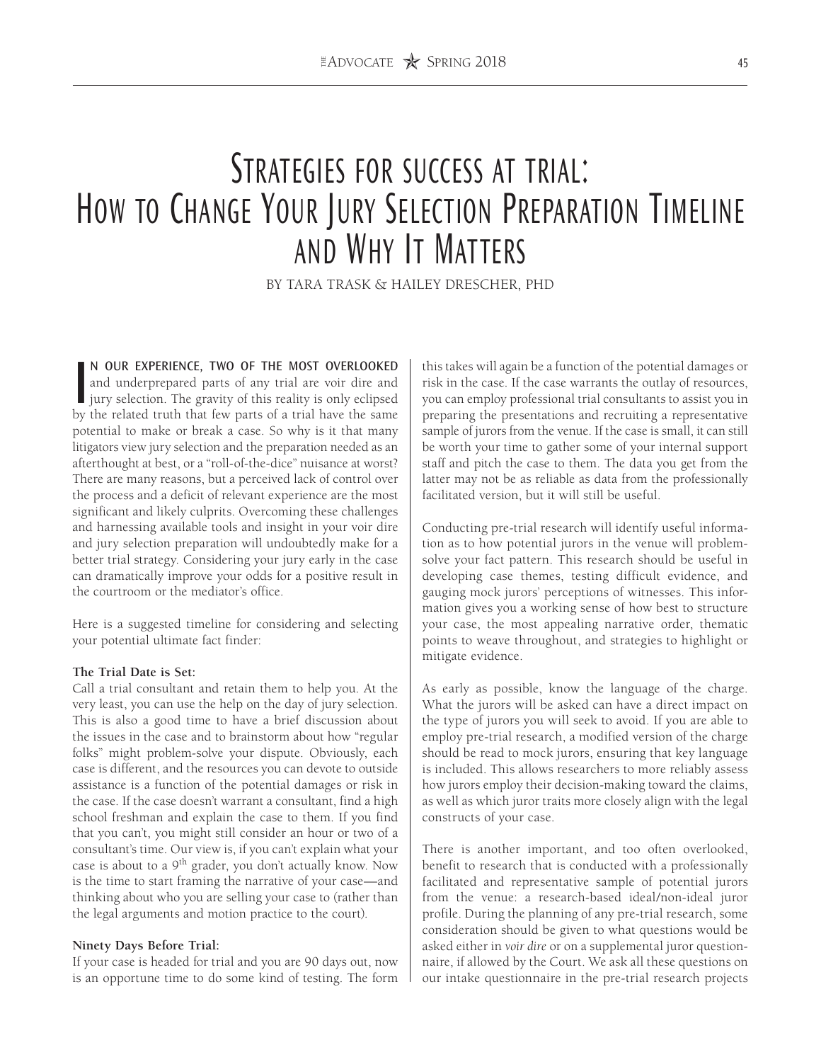# Strategies for success at trial: How to Change Your Jury Selection Preparation Timeline and Why It Matters

BY TARA TRASK & HAILEY DRESCHER, PHD

IN OUR EXPERIENCE, TWO OF THE MOST OVERLOOKED and underprepared parts of any trial are voir dire and jury selection. The gravity of this reality is only eclipsed by the related truth that few parts of a trial have the same potential to make or break a case. So why is it that many litigators view jury selection and the preparation needed as an afterthought at best, or a "roll-of-the-dice" nuisance at worst? There are many reasons, but a perceived lack of control over the process and a deficit of relevant experience are the most significant and likely culprits. Overcoming these challenges and harnessing available tools and insight in your voir dire and jury selection preparation will undoubtedly make for a better trial strategy. Considering your jury early in the case can dramatically improve your odds for a positive result in the courtroom or the mediator's office.

Here is a suggested timeline for considering and selecting your potential ultimate fact finder:

**The Trial Date is Set:**
Call a trial consultant and retain them to help you. At the very least, you can use the help on the day of jury selection. This is also a good time to have a brief discussion about the issues in the case and to brainstorm about how "regular folks" might problem-solve your dispute. Obviously, each case is different, and the resources you can devote to outside assistance is a function of the potential damages or risk in the case. If the case doesn't warrant a consultant, find a high school freshman and explain the case to them. If you find that you can't, you might still consider an hour or two of a consultant's time. Our view is, if you can't explain what your case is about to a 9th grader, you don't actually know. Now is the time to start framing the narrative of your case—and thinking about who you are selling your case to (rather than the legal arguments and motion practice to the court).

**Ninety Days Before Trial:**
If your case is headed for trial and you are 90 days out, now is an opportune time to do some kind of testing. The form this takes will again be a function of the potential damages or risk in the case. If the case warrants the outlay of resources, you can employ professional trial consultants to assist you in preparing the presentations and recruiting a representative sample of jurors from the venue. If the case is small, it can still be worth your time to gather some of your internal support staff and pitch the case to them. The data you get from the latter may not be as reliable as data from the professionally facilitated version, but it will still be useful.

Conducting pre-trial research will identify useful information as to how potential jurors in the venue will problem-solve your fact pattern. This research should be useful in developing case themes, testing difficult evidence, and gauging mock jurors' perceptions of witnesses. This information gives you a working sense of how best to structure your case, the most appealing narrative order, thematic points to weave throughout, and strategies to highlight or mitigate evidence.

As early as possible, know the language of the charge. What the jurors will be asked can have a direct impact on the type of jurors you will seek to avoid. If you are able to employ pre-trial research, a modified version of the charge should be read to mock jurors, ensuring that key language is included. This allows researchers to more reliably assess how jurors employ their decision-making toward the claims, as well as which juror traits more closely align with the legal constructs of your case.

There is another important, and too often overlooked, benefit to research that is conducted with a professionally facilitated and representative sample of potential jurors from the venue: a research-based ideal/non-ideal juror profile. During the planning of any pre-trial research, some consideration should be given to what questions would be asked either in *voir dire* or on a supplemental juror questionnaire, if allowed by the Court. We ask all these questions on our intake questionnaire in the pre-trial research projects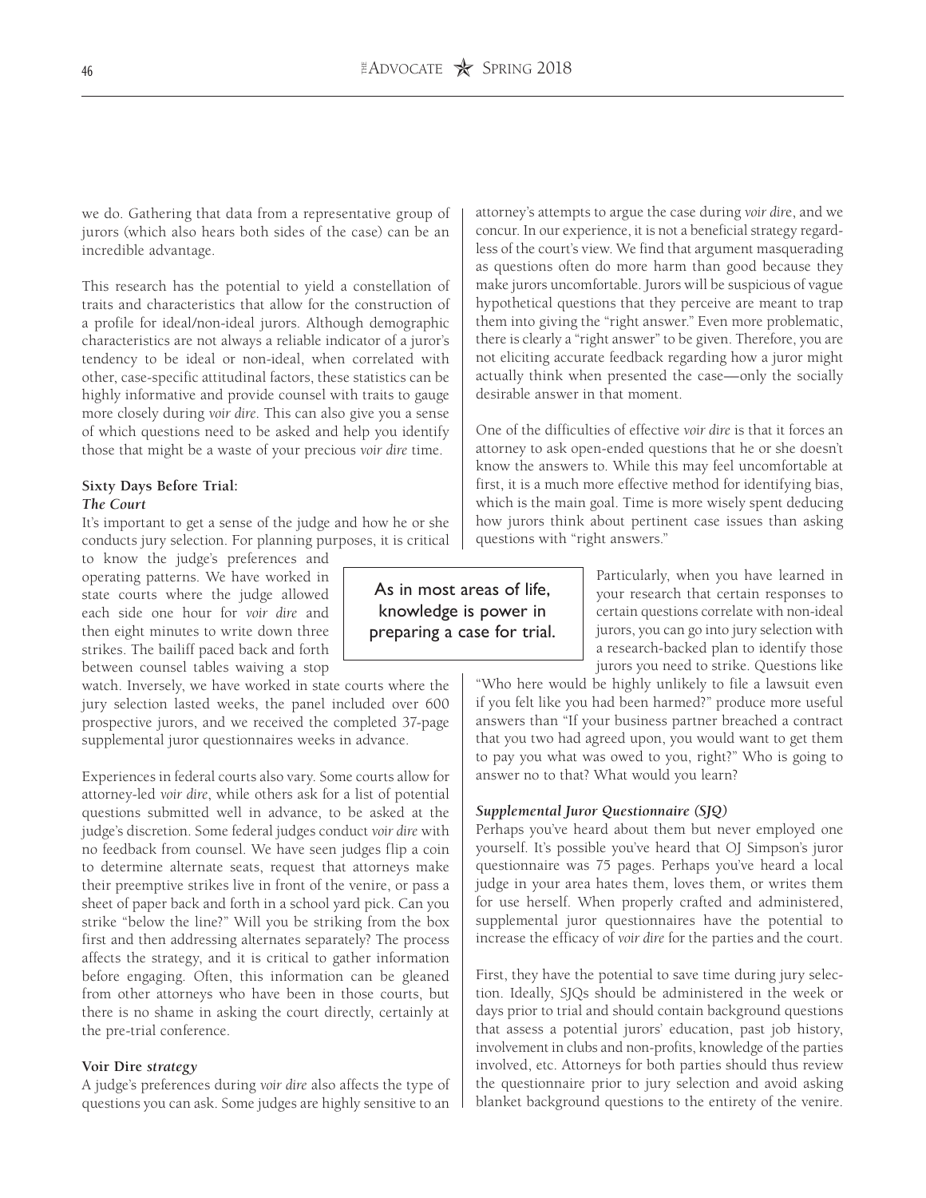we do. Gathering that data from a representative group of jurors (which also hears both sides of the case) can be an incredible advantage.

This research has the potential to yield a constellation of traits and characteristics that allow for the construction of a profile for ideal/non-ideal jurors. Although demographic characteristics are not always a reliable indicator of a juror's tendency to be ideal or non-ideal, when correlated with other, case-specific attitudinal factors, these statistics can be highly informative and provide counsel with traits to gauge more closely during *voir dire*. This can also give you a sense of which questions need to be asked and help you identify those that might be a waste of your precious *voir dire* time.

**Sixty Days Before Trial:**
***The Court***

It's important to get a sense of the judge and how he or she conducts jury selection. For planning purposes, it is critical to know the judge's preferences and operating patterns. We have worked in state courts where the judge allowed each side one hour for *voir dire* and then eight minutes to write down three strikes. The bailiff paced back and forth between counsel tables waiving a stop watch. Inversely, we have worked in state courts where the jury selection lasted weeks, the panel included over 600 prospective jurors, and we received the completed 37-page supplemental juror questionnaires weeks in advance.

> As in most areas of life, knowledge is power in preparing a case for trial.

Experiences in federal courts also vary. Some courts allow for attorney-led *voir dire*, while others ask for a list of potential questions submitted well in advance, to be asked at the judge's discretion. Some federal judges conduct *voir dire* with no feedback from counsel. We have seen judges flip a coin to determine alternate seats, request that attorneys make their preemptive strikes live in front of the venire, or pass a sheet of paper back and forth in a school yard pick. Can you strike "below the line?" Will you be striking from the box first and then addressing alternates separately? The process affects the strategy, and it is critical to gather information before engaging. Often, this information can be gleaned from other attorneys who have been in those courts, but there is no shame in asking the court directly, certainly at the pre-trial conference.

**Voir Dire *strategy***

A judge's preferences during *voir dire* also affects the type of questions you can ask. Some judges are highly sensitive to an attorney's attempts to argue the case during *voir dire*, and we concur. In our experience, it is not a beneficial strategy regardless of the court's view. We find that argument masquerading as questions often do more harm than good because they make jurors uncomfortable. Jurors will be suspicious of vague hypothetical questions that they perceive are meant to trap them into giving the "right answer." Even more problematic, there is clearly a "right answer" to be given. Therefore, you are not eliciting accurate feedback regarding how a juror might actually think when presented the case—only the socially desirable answer in that moment.

One of the difficulties of effective *voir dire* is that it forces an attorney to ask open-ended questions that he or she doesn't know the answers to. While this may feel uncomfortable at first, it is a much more effective method for identifying bias, which is the main goal. Time is more wisely spent deducing how jurors think about pertinent case issues than asking questions with "right answers."

Particularly, when you have learned in your research that certain responses to certain questions correlate with non-ideal jurors, you can go into jury selection with a research-backed plan to identify those jurors you need to strike. Questions like "Who here would be highly unlikely to file a lawsuit even if you felt like you had been harmed?" produce more useful answers than "If your business partner breached a contract that you two had agreed upon, you would want to get them to pay you what was owed to you, right?" Who is going to answer no to that? What would you learn?

***Supplemental Juror Questionnaire (SJQ)***

Perhaps you've heard about them but never employed one yourself. It's possible you've heard that OJ Simpson's juror questionnaire was 75 pages. Perhaps you've heard a local judge in your area hates them, loves them, or writes them for use herself. When properly crafted and administered, supplemental juror questionnaires have the potential to increase the efficacy of *voir dire* for the parties and the court.

First, they have the potential to save time during jury selection. Ideally, SJQs should be administered in the week or days prior to trial and should contain background questions that assess a potential jurors' education, past job history, involvement in clubs and non-profits, knowledge of the parties involved, etc. Attorneys for both parties should thus review the questionnaire prior to jury selection and avoid asking blanket background questions to the entirety of the venire.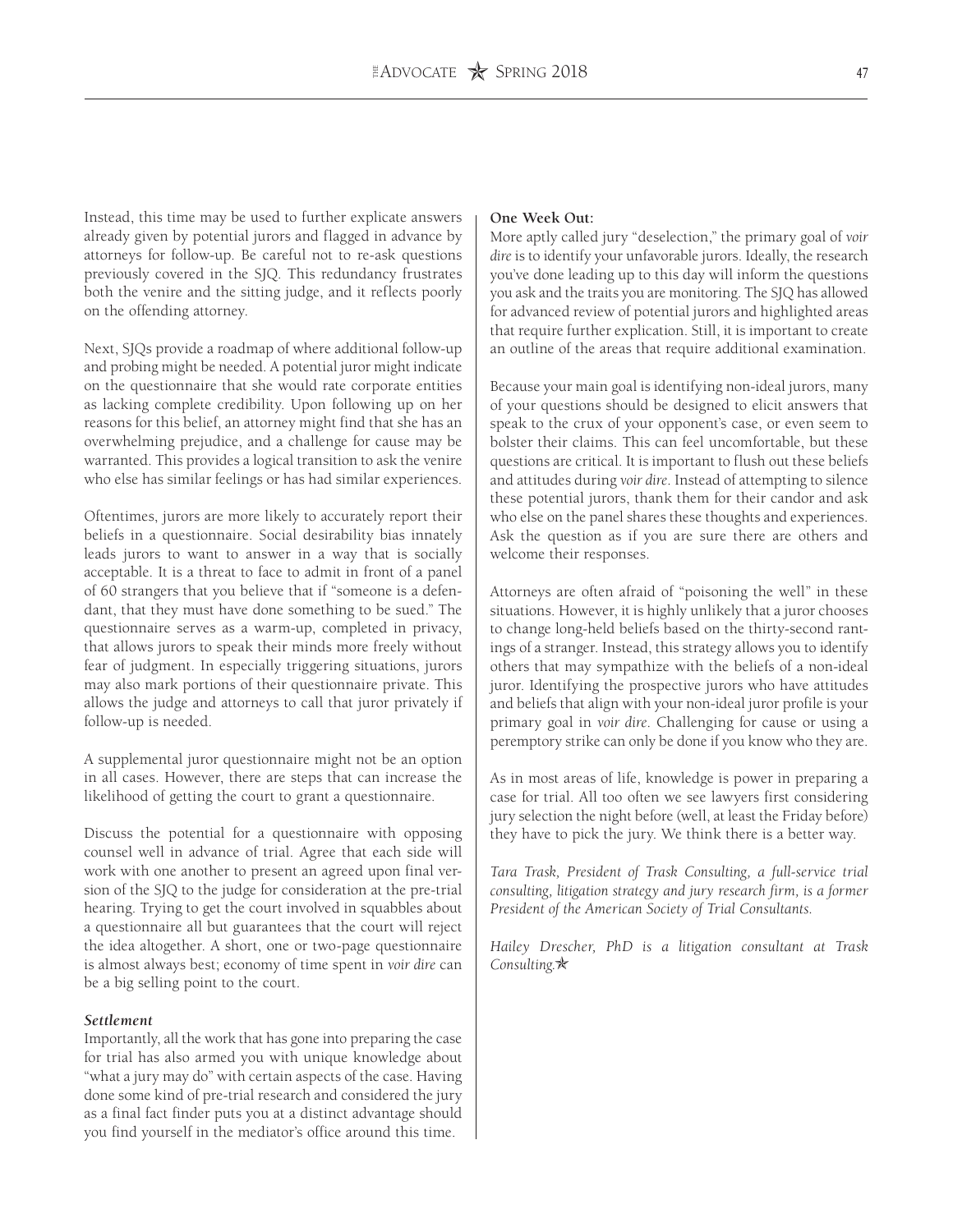Instead, this time may be used to further explicate answers already given by potential jurors and flagged in advance by attorneys for follow-up. Be careful not to re-ask questions previously covered in the SJQ. This redundancy frustrates both the venire and the sitting judge, and it reflects poorly on the offending attorney.

Next, SJQs provide a roadmap of where additional follow-up and probing might be needed. A potential juror might indicate on the questionnaire that she would rate corporate entities as lacking complete credibility. Upon following up on her reasons for this belief, an attorney might find that she has an overwhelming prejudice, and a challenge for cause may be warranted. This provides a logical transition to ask the venire who else has similar feelings or has had similar experiences.

Oftentimes, jurors are more likely to accurately report their beliefs in a questionnaire. Social desirability bias innately leads jurors to want to answer in a way that is socially acceptable. It is a threat to face to admit in front of a panel of 60 strangers that you believe that if "someone is a defendant, that they must have done something to be sued." The questionnaire serves as a warm-up, completed in privacy, that allows jurors to speak their minds more freely without fear of judgment. In especially triggering situations, jurors may also mark portions of their questionnaire private. This allows the judge and attorneys to call that juror privately if follow-up is needed.

A supplemental juror questionnaire might not be an option in all cases. However, there are steps that can increase the likelihood of getting the court to grant a questionnaire.

Discuss the potential for a questionnaire with opposing counsel well in advance of trial. Agree that each side will work with one another to present an agreed upon final version of the SJQ to the judge for consideration at the pre-trial hearing. Trying to get the court involved in squabbles about a questionnaire all but guarantees that the court will reject the idea altogether. A short, one or two-page questionnaire is almost always best; economy of time spent in *voir dire* can be a big selling point to the court.

***Settlement***

Importantly, all the work that has gone into preparing the case for trial has also armed you with unique knowledge about "what a jury may do" with certain aspects of the case. Having done some kind of pre-trial research and considered the jury as a final fact finder puts you at a distinct advantage should you find yourself in the mediator's office around this time.

**One Week Out:**

More aptly called jury "deselection," the primary goal of *voir dire* is to identify your unfavorable jurors. Ideally, the research you've done leading up to this day will inform the questions you ask and the traits you are monitoring. The SJQ has allowed for advanced review of potential jurors and highlighted areas that require further explication. Still, it is important to create an outline of the areas that require additional examination.

Because your main goal is identifying non-ideal jurors, many of your questions should be designed to elicit answers that speak to the crux of your opponent's case, or even seem to bolster their claims. This can feel uncomfortable, but these questions are critical. It is important to flush out these beliefs and attitudes during *voir dire*. Instead of attempting to silence these potential jurors, thank them for their candor and ask who else on the panel shares these thoughts and experiences. Ask the question as if you are sure there are others and welcome their responses.

Attorneys are often afraid of "poisoning the well" in these situations. However, it is highly unlikely that a juror chooses to change long-held beliefs based on the thirty-second rantings of a stranger. Instead, this strategy allows you to identify others that may sympathize with the beliefs of a non-ideal juror. Identifying the prospective jurors who have attitudes and beliefs that align with your non-ideal juror profile is your primary goal in *voir dire*. Challenging for cause or using a peremptory strike can only be done if you know who they are.

As in most areas of life, knowledge is power in preparing a case for trial. All too often we see lawyers first considering jury selection the night before (well, at least the Friday before) they have to pick the jury. We think there is a better way.

*Tara Trask, President of Trask Consulting, a full-service trial consulting, litigation strategy and jury research firm, is a former President of the American Society of Trial Consultants.*

*Hailey Drescher, PhD is a litigation consultant at Trask Consulting.*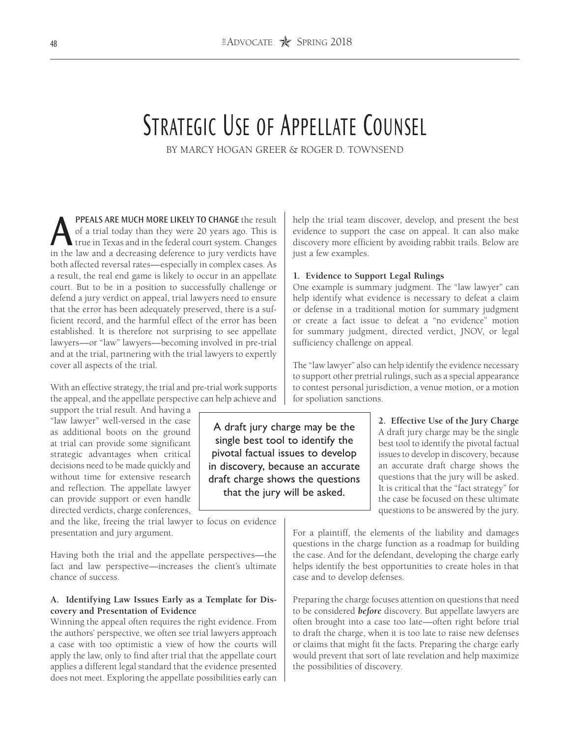# Strategic Use of Appellate Counsel

BY MARCY HOGAN GREER & ROGER D. TOWNSEND

**APPEALS ARE MUCH MORE LIKELY TO CHANGE** the result of a trial today than they were 20 years ago. This is true in Texas and in the federal court system. Changes in the law and a decreasing deference to jury verdicts have both affected reversal rates—especially in complex cases. As a result, the real end game is likely to occur in an appellate court. But to be in a position to successfully challenge or defend a jury verdict on appeal, trial lawyers need to ensure that the error has been adequately preserved, there is a sufficient record, and the harmful effect of the error has been established. It is therefore not surprising to see appellate lawyers—or "law" lawyers—becoming involved in pre-trial and at the trial, partnering with the trial lawyers to expertly cover all aspects of the trial.

With an effective strategy, the trial and pre-trial work supports the appeal, and the appellate perspective can help achieve and support the trial result. And having a "law lawyer" well-versed in the case as additional boots on the ground at trial can provide some significant strategic advantages when critical decisions need to be made quickly and without time for extensive research and reflection. The appellate lawyer can provide support or even handle directed verdicts, charge conferences, and the like, freeing the trial lawyer to focus on evidence presentation and jury argument.

Having both the trial and the appellate perspectives—the fact and law perspective—increases the client's ultimate chance of success.

### A. Identifying Law Issues Early as a Template for Discovery and Presentation of Evidence

Winning the appeal often requires the right evidence. From the authors' perspective, we often see trial lawyers approach a case with too optimistic a view of how the courts will apply the law, only to find after trial that the appellate court applies a different legal standard that the evidence presented does not meet. Exploring the appellate possibilities early can help the trial team discover, develop, and present the best evidence to support the case on appeal. It can also make discovery more efficient by avoiding rabbit trails. Below are just a few examples.

#### 1. Evidence to Support Legal Rulings

One example is summary judgment. The "law lawyer" can help identify what evidence is necessary to defeat a claim or defense in a traditional motion for summary judgment or create a fact issue to defeat a "no evidence" motion for summary judgment, directed verdict, JNOV, or legal sufficiency challenge on appeal.

The "law lawyer" also can help identify the evidence necessary to support other pretrial rulings, such as a special appearance to contest personal jurisdiction, a venue motion, or a motion for spoliation sanctions.

> A draft jury charge may be the single best tool to identify the pivotal factual issues to develop in discovery, because an accurate draft charge shows the questions that the jury will be asked.

#### 2. Effective Use of the Jury Charge

A draft jury charge may be the single best tool to identify the pivotal factual issues to develop in discovery, because an accurate draft charge shows the questions that the jury will be asked. It is critical that the "fact strategy" for the case be focused on these ultimate questions to be answered by the jury.

For a plaintiff, the elements of the liability and damages questions in the charge function as a roadmap for building the case. And for the defendant, developing the charge early helps identify the best opportunities to create holes in that case and to develop defenses.

Preparing the charge focuses attention on questions that need to be considered ***before*** discovery. But appellate lawyers are often brought into a case too late—often right before trial to draft the charge, when it is too late to raise new defenses or claims that might fit the facts. Preparing the charge early would prevent that sort of late revelation and help maximize the possibilities of discovery.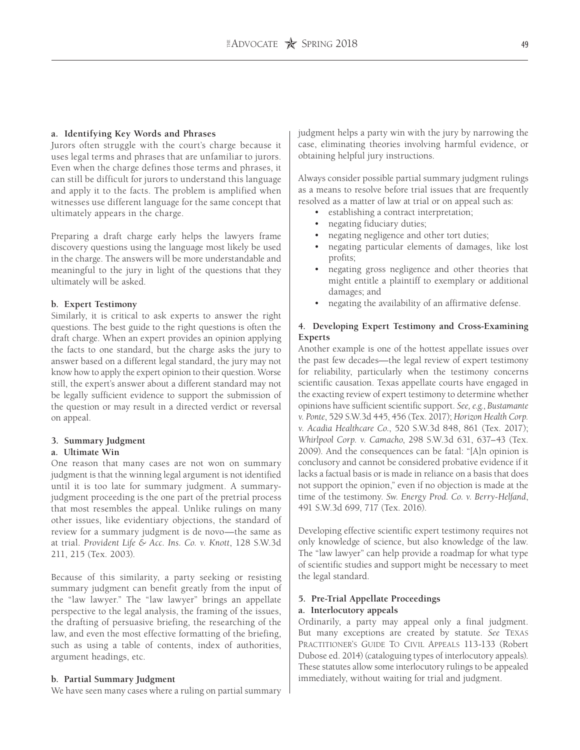#### a. Identifying Key Words and Phrases

Jurors often struggle with the court's charge because it uses legal terms and phrases that are unfamiliar to jurors. Even when the charge defines those terms and phrases, it can still be difficult for jurors to understand this language and apply it to the facts. The problem is amplified when witnesses use different language for the same concept that ultimately appears in the charge.

Preparing a draft charge early helps the lawyers frame discovery questions using the language most likely be used in the charge. The answers will be more understandable and meaningful to the jury in light of the questions that they ultimately will be asked.

#### b. Expert Testimony

Similarly, it is critical to ask experts to answer the right questions. The best guide to the right questions is often the draft charge. When an expert provides an opinion applying the facts to one standard, but the charge asks the jury to answer based on a different legal standard, the jury may not know how to apply the expert opinion to their question. Worse still, the expert's answer about a different standard may not be legally sufficient evidence to support the submission of the question or may result in a directed verdict or reversal on appeal.

### 3. Summary Judgment

#### a. Ultimate Win

One reason that many cases are not won on summary judgment is that the winning legal argument is not identified until it is too late for summary judgment. A summary-judgment proceeding is the one part of the pretrial process that most resembles the appeal. Unlike rulings on many other issues, like evidentiary objections, the standard of review for a summary judgment is de novo—the same as at trial. *Provident Life & Acc. Ins. Co. v. Knott*, 128 S.W.3d 211, 215 (Tex. 2003).

Because of this similarity, a party seeking or resisting summary judgment can benefit greatly from the input of the "law lawyer." The "law lawyer" brings an appellate perspective to the legal analysis, the framing of the issues, the drafting of persuasive briefing, the researching of the law, and even the most effective formatting of the briefing, such as using a table of contents, index of authorities, argument headings, etc.

#### b. Partial Summary Judgment

We have seen many cases where a ruling on partial summary judgment helps a party win with the jury by narrowing the case, eliminating theories involving harmful evidence, or obtaining helpful jury instructions.

Always consider possible partial summary judgment rulings as a means to resolve before trial issues that are frequently resolved as a matter of law at trial or on appeal such as:

- establishing a contract interpretation;
- negating fiduciary duties;
- negating negligence and other tort duties;
- negating particular elements of damages, like lost profits;
- negating gross negligence and other theories that might entitle a plaintiff to exemplary or additional damages; and
- negating the availability of an affirmative defense.

### 4. Developing Expert Testimony and Cross-Examining Experts

Another example is one of the hottest appellate issues over the past few decades—the legal review of expert testimony for reliability, particularly when the testimony concerns scientific causation. Texas appellate courts have engaged in the exacting review of expert testimony to determine whether opinions have sufficient scientific support. *See, e.g., Bustamante v. Ponte*, 529 S.W.3d 445, 456 (Tex. 2017); *Horizon Health Corp. v. Acadia Healthcare Co.*, 520 S.W.3d 848, 861 (Tex. 2017); *Whirlpool Corp. v. Camacho*, 298 S.W.3d 631, 637–43 (Tex. 2009). And the consequences can be fatal: "[A]n opinion is conclusory and cannot be considered probative evidence if it lacks a factual basis or is made in reliance on a basis that does not support the opinion," even if no objection is made at the time of the testimony. *Sw. Energy Prod. Co. v. Berry-Helfand*, 491 S.W.3d 699, 717 (Tex. 2016).

Developing effective scientific expert testimony requires not only knowledge of science, but also knowledge of the law. The "law lawyer" can help provide a roadmap for what type of scientific studies and support might be necessary to meet the legal standard.

### 5. Pre-Trial Appellate Proceedings

#### a. Interlocutory appeals

Ordinarily, a party may appeal only a final judgment. But many exceptions are created by statute. *See* Texas Practitioner's Guide To Civil Appeals 113-133 (Robert Dubose ed. 2014) (cataloguing types of interlocutory appeals). These statutes allow some interlocutory rulings to be appealed immediately, without waiting for trial and judgment.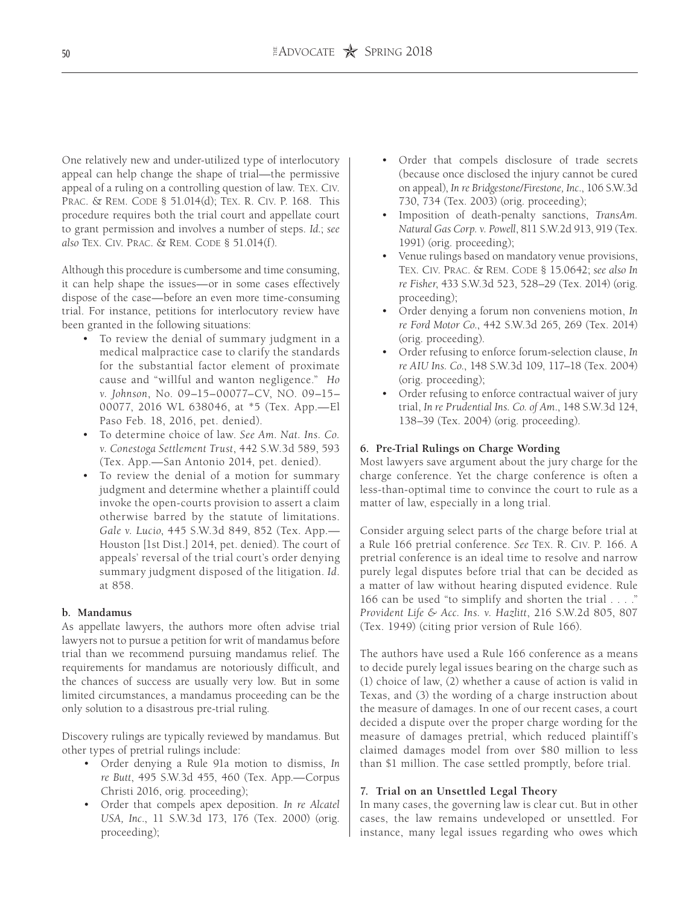One relatively new and under-utilized type of interlocutory appeal can help change the shape of trial—the permissive appeal of a ruling on a controlling question of law. Tex. Civ. Prac. & Rem. Code § 51.014(d); Tex. R. Civ. P. 168. This procedure requires both the trial court and appellate court to grant permission and involves a number of steps. *Id.*; *see also* Tex. Civ. Prac. & Rem. Code § 51.014(f).

Although this procedure is cumbersome and time consuming, it can help shape the issues—or in some cases effectively dispose of the case—before an even more time-consuming trial. For instance, petitions for interlocutory review have been granted in the following situations:

- To review the denial of summary judgment in a medical malpractice case to clarify the standards for the substantial factor element of proximate cause and "willful and wanton negligence." *Ho v. Johnson*, No. 09–15–00077–CV, NO. 09–15–00077, 2016 WL 638046, at *5 (Tex. App.—El Paso Feb. 18, 2016, pet. denied).
- To determine choice of law. *See Am. Nat. Ins. Co. v. Conestoga Settlement Trust*, 442 S.W.3d 589, 593 (Tex. App.—San Antonio 2014, pet. denied).
- To review the denial of a motion for summary judgment and determine whether a plaintiff could invoke the open-courts provision to assert a claim otherwise barred by the statute of limitations. *Gale v. Lucio*, 445 S.W.3d 849, 852 (Tex. App.—Houston [1st Dist.] 2014, pet. denied). The court of appeals' reversal of the trial court's order denying summary judgment disposed of the litigation. *Id.* at 858.

**b. Mandamus**

As appellate lawyers, the authors more often advise trial lawyers not to pursue a petition for writ of mandamus before trial than we recommend pursuing mandamus relief. The requirements for mandamus are notoriously difficult, and the chances of success are usually very low. But in some limited circumstances, a mandamus proceeding can be the only solution to a disastrous pre-trial ruling.

Discovery rulings are typically reviewed by mandamus. But other types of pretrial rulings include:

- Order denying a Rule 91a motion to dismiss, *In re Butt*, 495 S.W.3d 455, 460 (Tex. App.—Corpus Christi 2016, orig. proceeding);
- Order that compels apex deposition. *In re Alcatel USA, Inc.*, 11 S.W.3d 173, 176 (Tex. 2000) (orig. proceeding);
- Order that compels disclosure of trade secrets (because once disclosed the injury cannot be cured on appeal), *In re Bridgestone/Firestone, Inc.*, 106 S.W.3d 730, 734 (Tex. 2003) (orig. proceeding);
- Imposition of death-penalty sanctions, *TransAm. Natural Gas Corp. v. Powell*, 811 S.W.2d 913, 919 (Tex. 1991) (orig. proceeding);
- Venue rulings based on mandatory venue provisions, Tex. Civ. Prac. & Rem. Code § 15.0642; *see also In re Fisher*, 433 S.W.3d 523, 528–29 (Tex. 2014) (orig. proceeding);
- Order denying a forum non conveniens motion, *In re Ford Motor Co.*, 442 S.W.3d 265, 269 (Tex. 2014) (orig. proceeding).
- Order refusing to enforce forum-selection clause, *In re AIU Ins. Co.*, 148 S.W.3d 109, 117–18 (Tex. 2004) (orig. proceeding);
- Order refusing to enforce contractual waiver of jury trial, *In re Prudential Ins. Co. of Am.*, 148 S.W.3d 124, 138–39 (Tex. 2004) (orig. proceeding).

**6. Pre-Trial Rulings on Charge Wording**

Most lawyers save argument about the jury charge for the charge conference. Yet the charge conference is often a less-than-optimal time to convince the court to rule as a matter of law, especially in a long trial.

Consider arguing select parts of the charge before trial at a Rule 166 pretrial conference. *See* Tex. R. Civ. P. 166. A pretrial conference is an ideal time to resolve and narrow purely legal disputes before trial that can be decided as a matter of law without hearing disputed evidence. Rule 166 can be used "to simplify and shorten the trial . . . ." *Provident Life & Acc. Ins. v. Hazlitt*, 216 S.W.2d 805, 807 (Tex. 1949) (citing prior version of Rule 166).

The authors have used a Rule 166 conference as a means to decide purely legal issues bearing on the charge such as (1) choice of law, (2) whether a cause of action is valid in Texas, and (3) the wording of a charge instruction about the measure of damages. In one of our recent cases, a court decided a dispute over the proper charge wording for the measure of damages pretrial, which reduced plaintiff's claimed damages model from over $80 million to less than $1 million. The case settled promptly, before trial.

**7. Trial on an Unsettled Legal Theory**

In many cases, the governing law is clear cut. But in other cases, the law remains undeveloped or unsettled. For instance, many legal issues regarding who owes which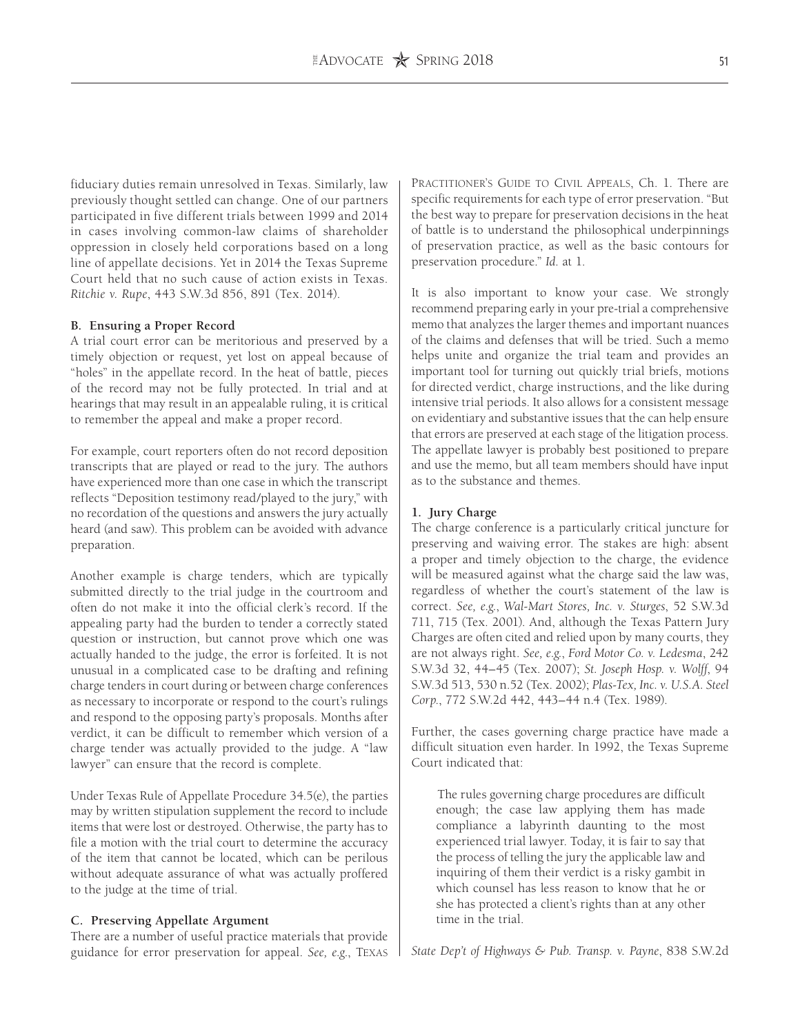fiduciary duties remain unresolved in Texas. Similarly, law previously thought settled can change. One of our partners participated in five different trials between 1999 and 2014 in cases involving common-law claims of shareholder oppression in closely held corporations based on a long line of appellate decisions. Yet in 2014 the Texas Supreme Court held that no such cause of action exists in Texas. *Ritchie v. Rupe*, 443 S.W.3d 856, 891 (Tex. 2014).

### B. Ensuring a Proper Record

A trial court error can be meritorious and preserved by a timely objection or request, yet lost on appeal because of "holes" in the appellate record. In the heat of battle, pieces of the record may not be fully protected. In trial and at hearings that may result in an appealable ruling, it is critical to remember the appeal and make a proper record.

For example, court reporters often do not record deposition transcripts that are played or read to the jury. The authors have experienced more than one case in which the transcript reflects "Deposition testimony read/played to the jury," with no recordation of the questions and answers the jury actually heard (and saw). This problem can be avoided with advance preparation.

Another example is charge tenders, which are typically submitted directly to the trial judge in the courtroom and often do not make it into the official clerk's record. If the appealing party had the burden to tender a correctly stated question or instruction, but cannot prove which one was actually handed to the judge, the error is forfeited. It is not unusual in a complicated case to be drafting and refining charge tenders in court during or between charge conferences as necessary to incorporate or respond to the court's rulings and respond to the opposing party's proposals. Months after verdict, it can be difficult to remember which version of a charge tender was actually provided to the judge. A "law lawyer" can ensure that the record is complete.

Under Texas Rule of Appellate Procedure 34.5(e), the parties may by written stipulation supplement the record to include items that were lost or destroyed. Otherwise, the party has to file a motion with the trial court to determine the accuracy of the item that cannot be located, which can be perilous without adequate assurance of what was actually proffered to the judge at the time of trial.

### C. Preserving Appellate Argument

There are a number of useful practice materials that provide guidance for error preservation for appeal. *See, e.g.*, Texas Practitioner's Guide to Civil Appeals, Ch. 1. There are specific requirements for each type of error preservation. "But the best way to prepare for preservation decisions in the heat of battle is to understand the philosophical underpinnings of preservation practice, as well as the basic contours for preservation procedure." *Id.* at 1.

It is also important to know your case. We strongly recommend preparing early in your pre-trial a comprehensive memo that analyzes the larger themes and important nuances of the claims and defenses that will be tried. Such a memo helps unite and organize the trial team and provides an important tool for turning out quickly trial briefs, motions for directed verdict, charge instructions, and the like during intensive trial periods. It also allows for a consistent message on evidentiary and substantive issues that the can help ensure that errors are preserved at each stage of the litigation process. The appellate lawyer is probably best positioned to prepare and use the memo, but all team members should have input as to the substance and themes.

#### 1. Jury Charge

The charge conference is a particularly critical juncture for preserving and waiving error. The stakes are high: absent a proper and timely objection to the charge, the evidence will be measured against what the charge said the law was, regardless of whether the court's statement of the law is correct. *See, e.g.*, *Wal-Mart Stores, Inc. v. Sturges*, 52 S.W.3d 711, 715 (Tex. 2001). And, although the Texas Pattern Jury Charges are often cited and relied upon by many courts, they are not always right. *See, e.g.*, *Ford Motor Co. v. Ledesma*, 242 S.W.3d 32, 44–45 (Tex. 2007); *St. Joseph Hosp. v. Wolff*, 94 S.W.3d 513, 530 n.52 (Tex. 2002); *Plas-Tex, Inc. v. U.S.A. Steel Corp.*, 772 S.W.2d 442, 443–44 n.4 (Tex. 1989).

Further, the cases governing charge practice have made a difficult situation even harder. In 1992, the Texas Supreme Court indicated that:

> The rules governing charge procedures are difficult enough; the case law applying them has made compliance a labyrinth daunting to the most experienced trial lawyer. Today, it is fair to say that the process of telling the jury the applicable law and inquiring of them their verdict is a risky gambit in which counsel has less reason to know that he or she has protected a client's rights than at any other time in the trial.

*State Dep't of Highways & Pub. Transp. v. Payne*, 838 S.W.2d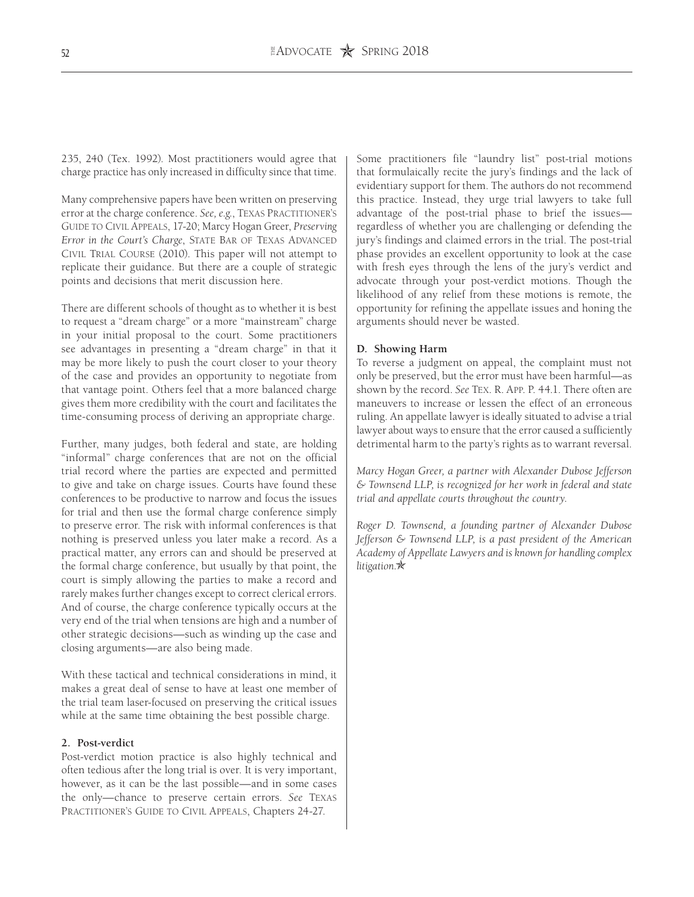235, 240 (Tex. 1992). Most practitioners would agree that charge practice has only increased in difficulty since that time.

Many comprehensive papers have been written on preserving error at the charge conference. *See, e.g.*, TEXAS PRACTITIONER'S GUIDE TO CIVIL APPEALS, 17-20; Marcy Hogan Greer, *Preserving Error in the Court's Charge*, STATE BAR OF TEXAS ADVANCED CIVIL TRIAL COURSE (2010). This paper will not attempt to replicate their guidance. But there are a couple of strategic points and decisions that merit discussion here.

There are different schools of thought as to whether it is best to request a "dream charge" or a more "mainstream" charge in your initial proposal to the court. Some practitioners see advantages in presenting a "dream charge" in that it may be more likely to push the court closer to your theory of the case and provides an opportunity to negotiate from that vantage point. Others feel that a more balanced charge gives them more credibility with the court and facilitates the time-consuming process of deriving an appropriate charge.

Further, many judges, both federal and state, are holding "informal" charge conferences that are not on the official trial record where the parties are expected and permitted to give and take on charge issues. Courts have found these conferences to be productive to narrow and focus the issues for trial and then use the formal charge conference simply to preserve error. The risk with informal conferences is that nothing is preserved unless you later make a record. As a practical matter, any errors can and should be preserved at the formal charge conference, but usually by that point, the court is simply allowing the parties to make a record and rarely makes further changes except to correct clerical errors. And of course, the charge conference typically occurs at the very end of the trial when tensions are high and a number of other strategic decisions—such as winding up the case and closing arguments—are also being made.

With these tactical and technical considerations in mind, it makes a great deal of sense to have at least one member of the trial team laser-focused on preserving the critical issues while at the same time obtaining the best possible charge.

**2. Post-verdict**

Post-verdict motion practice is also highly technical and often tedious after the long trial is over. It is very important, however, as it can be the last possible—and in some cases the only—chance to preserve certain errors. *See* TEXAS PRACTITIONER'S GUIDE TO CIVIL APPEALS, Chapters 24-27.

Some practitioners file "laundry list" post-trial motions that formulaically recite the jury's findings and the lack of evidentiary support for them. The authors do not recommend this practice. Instead, they urge trial lawyers to take full advantage of the post-trial phase to brief the issues—regardless of whether you are challenging or defending the jury's findings and claimed errors in the trial. The post-trial phase provides an excellent opportunity to look at the case with fresh eyes through the lens of the jury's verdict and advocate through your post-verdict motions. Though the likelihood of any relief from these motions is remote, the opportunity for refining the appellate issues and honing the arguments should never be wasted.

**D. Showing Harm**

To reverse a judgment on appeal, the complaint must not only be preserved, but the error must have been harmful—as shown by the record. *See* TEX. R. APP. P. 44.1. There often are maneuvers to increase or lessen the effect of an erroneous ruling. An appellate lawyer is ideally situated to advise a trial lawyer about ways to ensure that the error caused a sufficiently detrimental harm to the party's rights as to warrant reversal.

*Marcy Hogan Greer, a partner with Alexander Dubose Jefferson & Townsend LLP, is recognized for her work in federal and state trial and appellate courts throughout the country.*

*Roger D. Townsend, a founding partner of Alexander Dubose Jefferson & Townsend LLP, is a past president of the American Academy of Appellate Lawyers and is known for handling complex litigation.*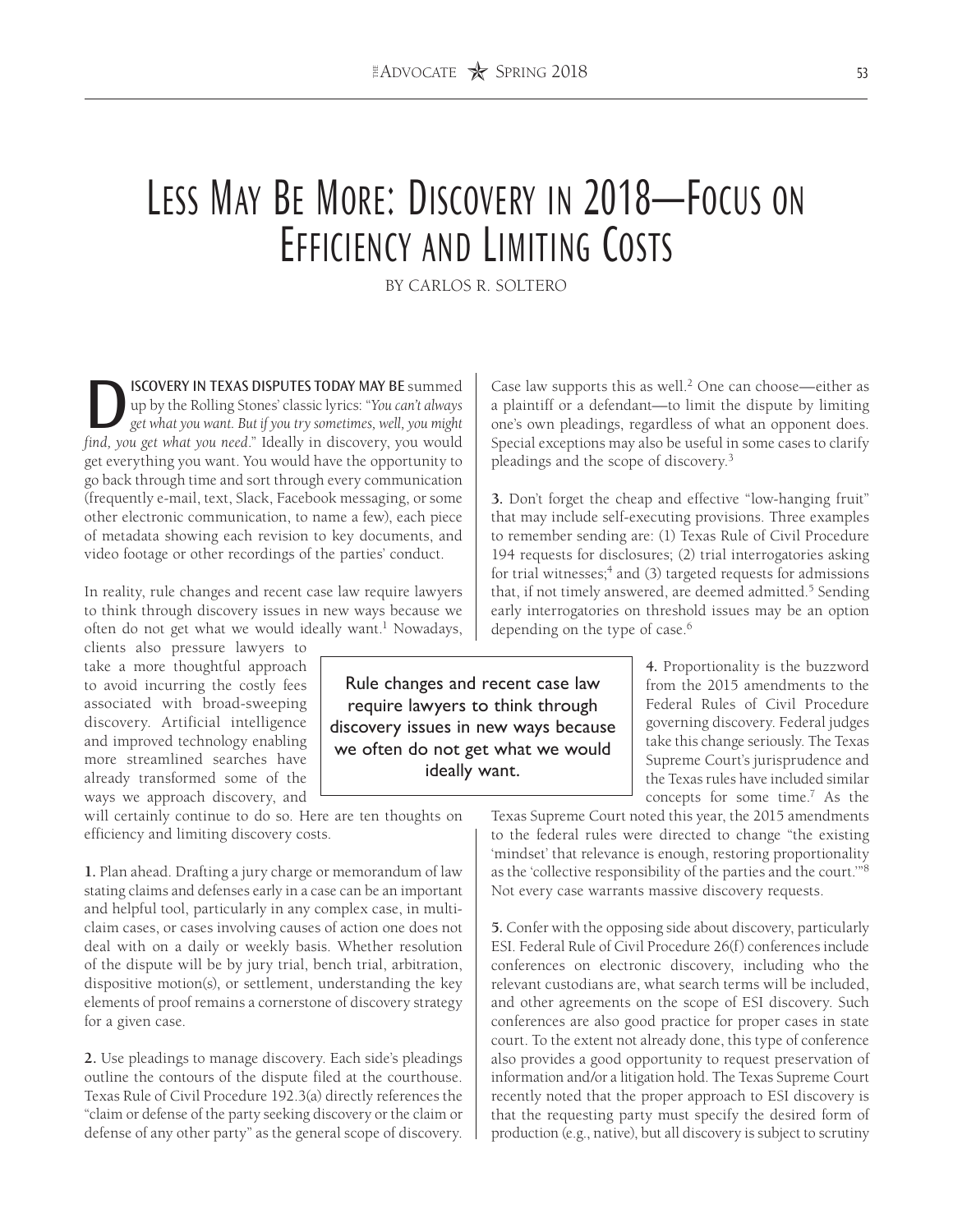# Less May Be More: Discovery in 2018—Focus on Efficiency and Limiting Costs

BY CARLOS R. SOLTERO

**DISCOVERY IN TEXAS DISPUTES TODAY MAY BE** summed up by the Rolling Stones' classic lyrics: "*You can't always get what you want. But if you try sometimes, well, you might find, you get what you need*." Ideally in discovery, you would get everything you want. You would have the opportunity to go back through time and sort through every communication (frequently e-mail, text, Slack, Facebook messaging, or some other electronic communication, to name a few), each piece of metadata showing each revision to key documents, and video footage or other recordings of the parties' conduct.

In reality, rule changes and recent case law require lawyers to think through discovery issues in new ways because we often do not get what we would ideally want.[1] Nowadays, clients also pressure lawyers to take a more thoughtful approach to avoid incurring the costly fees associated with broad-sweeping discovery. Artificial intelligence and improved technology enabling more streamlined searches have already transformed some of the ways we approach discovery, and will certainly continue to do so. Here are ten thoughts on efficiency and limiting discovery costs.

> Rule changes and recent case law require lawyers to think through discovery issues in new ways because we often do not get what we would ideally want.

**1.** Plan ahead. Drafting a jury charge or memorandum of law stating claims and defenses early in a case can be an important and helpful tool, particularly in any complex case, in multi-claim cases, or cases involving causes of action one does not deal with on a daily or weekly basis. Whether resolution of the dispute will be by jury trial, bench trial, arbitration, dispositive motion(s), or settlement, understanding the key elements of proof remains a cornerstone of discovery strategy for a given case.

**2.** Use pleadings to manage discovery. Each side's pleadings outline the contours of the dispute filed at the courthouse. Texas Rule of Civil Procedure 192.3(a) directly references the "claim or defense of the party seeking discovery or the claim or defense of any other party" as the general scope of discovery. Case law supports this as well.[2] One can choose—either as a plaintiff or a defendant—to limit the dispute by limiting one's own pleadings, regardless of what an opponent does. Special exceptions may also be useful in some cases to clarify pleadings and the scope of discovery.[3]

**3.** Don't forget the cheap and effective "low-hanging fruit" that may include self-executing provisions. Three examples to remember sending are: (1) Texas Rule of Civil Procedure 194 requests for disclosures; (2) trial interrogatories asking for trial witnesses;[4] and (3) targeted requests for admissions that, if not timely answered, are deemed admitted.[5] Sending early interrogatories on threshold issues may be an option depending on the type of case.[6]

**4.** Proportionality is the buzzword from the 2015 amendments to the Federal Rules of Civil Procedure governing discovery. Federal judges take this change seriously. The Texas Supreme Court's jurisprudence and the Texas rules have included similar concepts for some time.[7] As the Texas Supreme Court noted this year, the 2015 amendments to the federal rules were directed to change "the existing 'mindset' that relevance is enough, restoring proportionality as the 'collective responsibility of the parties and the court.'"[8] Not every case warrants massive discovery requests.

**5.** Confer with the opposing side about discovery, particularly ESI. Federal Rule of Civil Procedure 26(f) conferences include conferences on electronic discovery, including who the relevant custodians are, what search terms will be included, and other agreements on the scope of ESI discovery. Such conferences are also good practice for proper cases in state court. To the extent not already done, this type of conference also provides a good opportunity to request preservation of information and/or a litigation hold. The Texas Supreme Court recently noted that the proper approach to ESI discovery is that the requesting party must specify the desired form of production (e.g., native), but all discovery is subject to scrutiny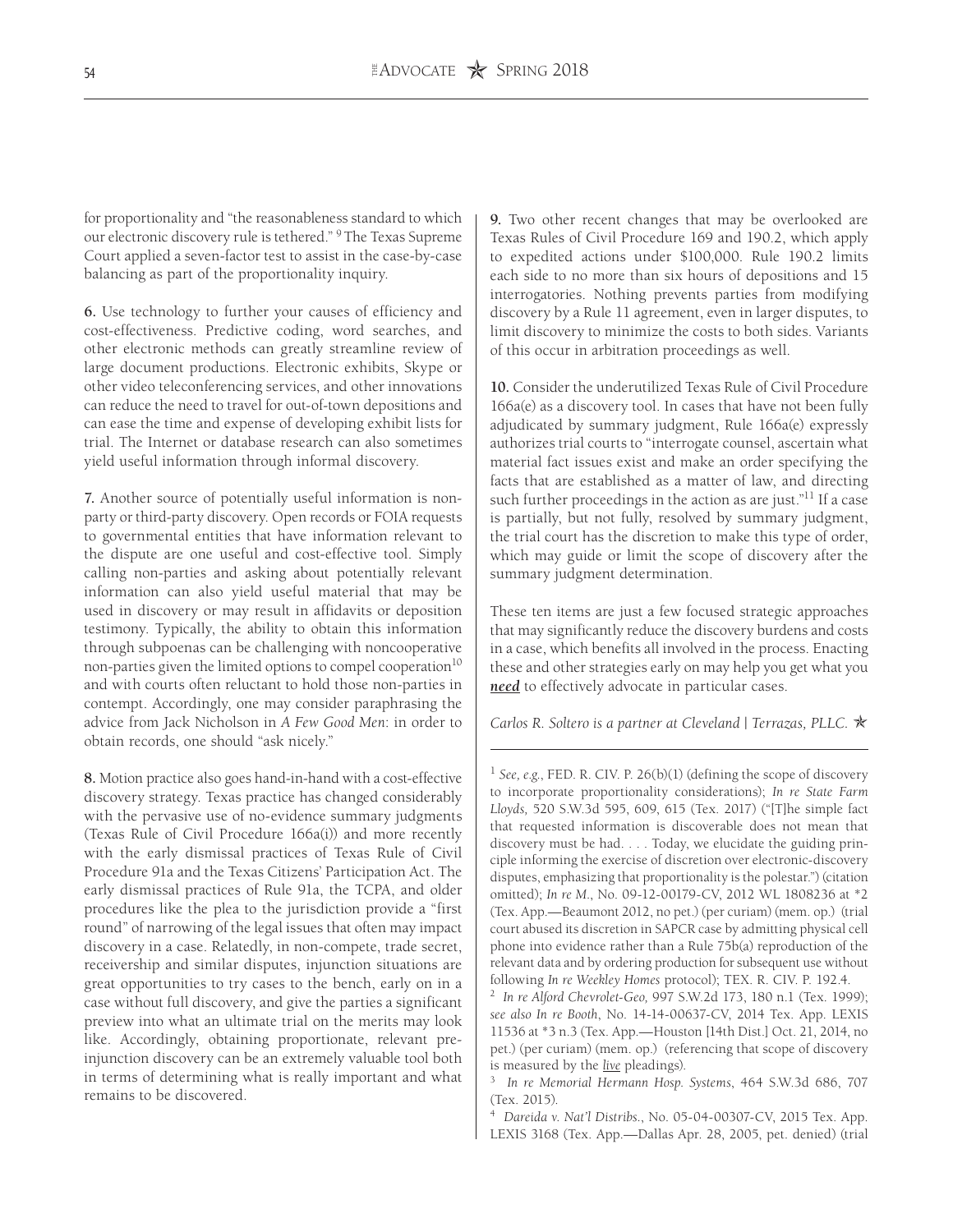for proportionality and "the reasonableness standard to which our electronic discovery rule is tethered." [9] The Texas Supreme Court applied a seven-factor test to assist in the case-by-case balancing as part of the proportionality inquiry.

**6.** Use technology to further your causes of efficiency and cost-effectiveness. Predictive coding, word searches, and other electronic methods can greatly streamline review of large document productions. Electronic exhibits, Skype or other video teleconferencing services, and other innovations can reduce the need to travel for out-of-town depositions and can ease the time and expense of developing exhibit lists for trial. The Internet or database research can also sometimes yield useful information through informal discovery.

**7.** Another source of potentially useful information is non-party or third-party discovery. Open records or FOIA requests to governmental entities that have information relevant to the dispute are one useful and cost-effective tool. Simply calling non-parties and asking about potentially relevant information can also yield useful material that may be used in discovery or may result in affidavits or deposition testimony. Typically, the ability to obtain this information through subpoenas can be challenging with noncooperative non-parties given the limited options to compel cooperation[10] and with courts often reluctant to hold those non-parties in contempt. Accordingly, one may consider paraphrasing the advice from Jack Nicholson in *A Few Good Men*: in order to obtain records, one should "ask nicely."

**8.** Motion practice also goes hand-in-hand with a cost-effective discovery strategy. Texas practice has changed considerably with the pervasive use of no-evidence summary judgments (Texas Rule of Civil Procedure 166a(i)) and more recently with the early dismissal practices of Texas Rule of Civil Procedure 91a and the Texas Citizens' Participation Act. The early dismissal practices of Rule 91a, the TCPA, and older procedures like the plea to the jurisdiction provide a "first round" of narrowing of the legal issues that often may impact discovery in a case. Relatedly, in non-compete, trade secret, receivership and similar disputes, injunction situations are great opportunities to try cases to the bench, early on in a case without full discovery, and give the parties a significant preview into what an ultimate trial on the merits may look like. Accordingly, obtaining proportionate, relevant pre-injunction discovery can be an extremely valuable tool both in terms of determining what is really important and what remains to be discovered.

**9.** Two other recent changes that may be overlooked are Texas Rules of Civil Procedure 169 and 190.2, which apply to expedited actions under $100,000. Rule 190.2 limits each side to no more than six hours of depositions and 15 interrogatories. Nothing prevents parties from modifying discovery by a Rule 11 agreement, even in larger disputes, to limit discovery to minimize the costs to both sides. Variants of this occur in arbitration proceedings as well.

**10.** Consider the underutilized Texas Rule of Civil Procedure 166a(e) as a discovery tool. In cases that have not been fully adjudicated by summary judgment, Rule 166a(e) expressly authorizes trial courts to "interrogate counsel, ascertain what material fact issues exist and make an order specifying the facts that are established as a matter of law, and directing such further proceedings in the action as are just."[11] If a case is partially, but not fully, resolved by summary judgment, the trial court has the discretion to make this type of order, which may guide or limit the scope of discovery after the summary judgment determination.

These ten items are just a few focused strategic approaches that may significantly reduce the discovery burdens and costs in a case, which benefits all involved in the process. Enacting these and other strategies early on may help you get what you ***need*** to effectively advocate in particular cases.

*Carlos R. Soltero is a partner at Cleveland | Terrazas, PLLC.*

---

[1] *See, e.g.*, FED. R. CIV. P. 26(b)(1) (defining the scope of discovery to incorporate proportionality considerations); *In re State Farm Lloyds,* 520 S.W.3d 595, 609, 615 (Tex. 2017) ("[T]he simple fact that requested information is discoverable does not mean that discovery must be had. . . . Today, we elucidate the guiding principle informing the exercise of discretion over electronic-discovery disputes, emphasizing that proportionality is the polestar.") (citation omitted); *In re M.*, No. 09-12-00179-CV, 2012 WL 1808236 at *2 (Tex. App.—Beaumont 2012, no pet.) (per curiam) (mem. op.) (trial court abused its discretion in SAPCR case by admitting physical cell phone into evidence rather than a Rule 75b(a) reproduction of the relevant data and by ordering production for subsequent use without following *In re Weekley Homes* protocol); TEX. R. CIV. P. 192.4.

[2] *In re Alford Chevrolet-Geo,* 997 S.W.2d 173, 180 n.1 (Tex. 1999); *see also In re Booth*, No. 14-14-00637-CV, 2014 Tex. App. LEXIS 11536 at *3 n.3 (Tex. App.—Houston [14th Dist.] Oct. 21, 2014, no pet.) (per curiam) (mem. op.) (referencing that scope of discovery is measured by the *live* pleadings).

[3] *In re Memorial Hermann Hosp. Systems*, 464 S.W.3d 686, 707 (Tex. 2015).

[4] *Dareida v. Nat'l Distribs.*, No. 05-04-00307-CV, 2015 Tex. App. LEXIS 3168 (Tex. App.—Dallas Apr. 28, 2005, pet. denied) (trial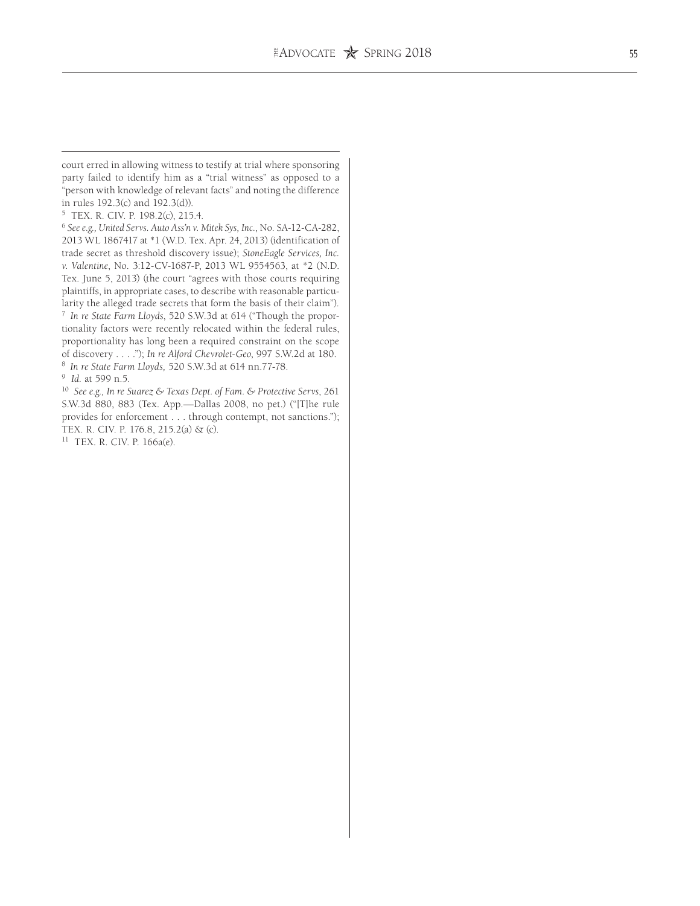court erred in allowing witness to testify at trial where sponsoring party failed to identify him as a "trial witness" as opposed to a "person with knowledge of relevant facts" and noting the difference in rules 192.3(c) and 192.3(d)).

[5] TEX. R. CIV. P. 198.2(c), 215.4.

[6] *See e.g., United Servs. Auto Ass'n v. Mitek Sys, Inc.*, No. SA-12-CA-282, 2013 WL 1867417 at *1 (W.D. Tex. Apr. 24, 2013) (identification of trade secret as threshold discovery issue); *StoneEagle Services, Inc. v. Valentine*, No. 3:12-CV-1687-P, 2013 WL 9554563, at *2 (N.D. Tex. June 5, 2013) (the court "agrees with those courts requiring plaintiffs, in appropriate cases, to describe with reasonable particularity the alleged trade secrets that form the basis of their claim").

[7] *In re State Farm Lloyds*, 520 S.W.3d at 614 ("Though the proportionality factors were recently relocated within the federal rules, proportionality has long been a required constraint on the scope of discovery . . . ."); *In re Alford Chevrolet-Geo*, 997 S.W.2d at 180.

[8] *In re State Farm Lloyds,* 520 S.W.3d at 614 nn.77-78.

[9] *Id.* at 599 n.5.

[10] *See e.g., In re Suarez & Texas Dept. of Fam. & Protective Servs*, 261 S.W.3d 880, 883 (Tex. App.—Dallas 2008, no pet.) ("[T]he rule provides for enforcement . . . through contempt, not sanctions."); TEX. R. CIV. P. 176.8, 215.2(a) & (c).

[11] TEX. R. CIV. P. 166a(e).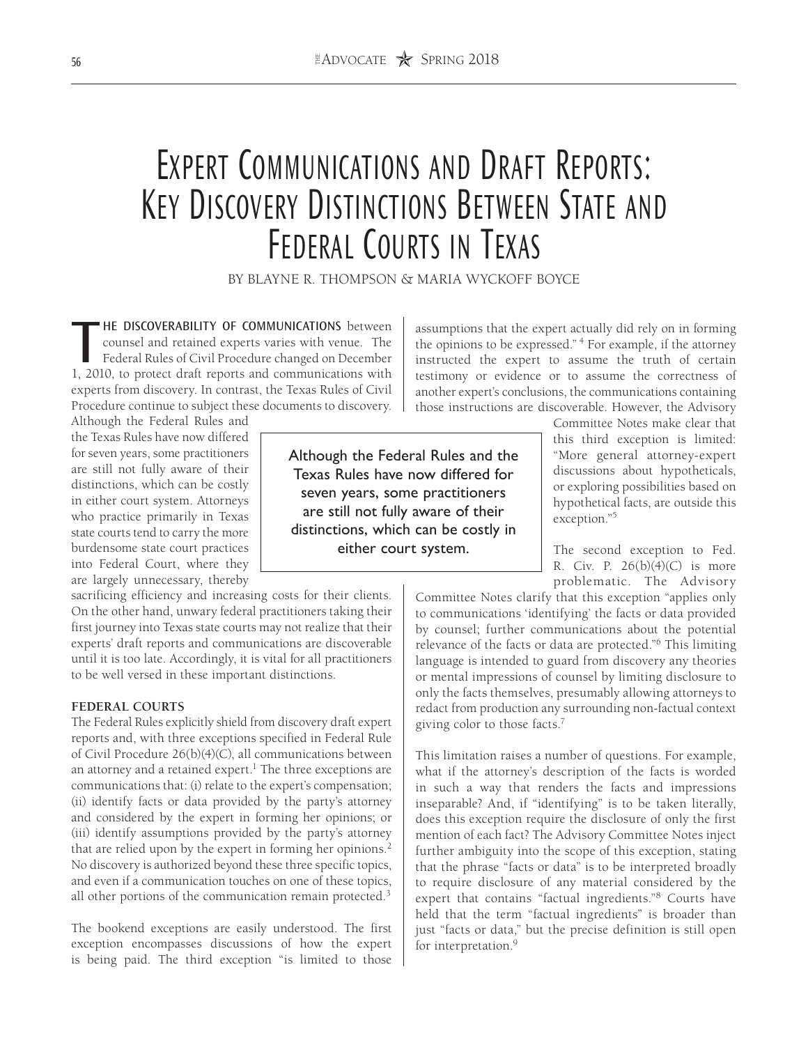# Expert Communications and Draft Reports: Key Discovery Distinctions Between State and Federal Courts in Texas

By Blayne R. Thompson & Maria Wyckoff Boyce

**The discoverability of communications** between counsel and retained experts varies with venue. The Federal Rules of Civil Procedure changed on December 1, 2010, to protect draft reports and communications with experts from discovery. In contrast, the Texas Rules of Civil Procedure continue to subject these documents to discovery. Although the Federal Rules and the Texas Rules have now differed for seven years, some practitioners are still not fully aware of their distinctions, which can be costly in either court system. Attorneys who practice primarily in Texas state courts tend to carry the more burdensome state court practices into Federal Court, where they are largely unnecessary, thereby sacrificing efficiency and increasing costs for their clients. On the other hand, unwary federal practitioners taking their first journey into Texas state courts may not realize that their experts' draft reports and communications are discoverable until it is too late. Accordingly, it is vital for all practitioners to be well versed in these important distinctions.

> Although the Federal Rules and the Texas Rules have now differed for seven years, some practitioners are still not fully aware of their distinctions, which can be costly in either court system.

**FEDERAL COURTS**

The Federal Rules explicitly shield from discovery draft expert reports and, with three exceptions specified in Federal Rule of Civil Procedure 26(b)(4)(C), all communications between an attorney and a retained expert.[1] The three exceptions are communications that: (i) relate to the expert's compensation; (ii) identify facts or data provided by the party's attorney and considered by the expert in forming her opinions; or (iii) identify assumptions provided by the party's attorney that are relied upon by the expert in forming her opinions.[2] No discovery is authorized beyond these three specific topics, and even if a communication touches on one of these topics, all other portions of the communication remain protected.[3]

The bookend exceptions are easily understood. The first exception encompasses discussions of how the expert is being paid. The third exception "is limited to those assumptions that the expert actually did rely on in forming the opinions to be expressed."[4] For example, if the attorney instructed the expert to assume the truth of certain testimony or evidence or to assume the correctness of another expert's conclusions, the communications containing those instructions are discoverable. However, the Advisory Committee Notes make clear that this third exception is limited: "More general attorney-expert discussions about hypotheticals, or exploring possibilities based on hypothetical facts, are outside this exception."[5]

The second exception to Fed. R. Civ. P. 26(b)(4)(C) is more problematic. The Advisory Committee Notes clarify that this exception "applies only to communications 'identifying' the facts or data provided by counsel; further communications about the potential relevance of the facts or data are protected."[6] This limiting language is intended to guard from discovery any theories or mental impressions of counsel by limiting disclosure to only the facts themselves, presumably allowing attorneys to redact from production any surrounding non-factual context giving color to those facts.[7]

This limitation raises a number of questions. For example, what if the attorney's description of the facts is worded in such a way that renders the facts and impressions inseparable? And, if "identifying" is to be taken literally, does this exception require the disclosure of only the first mention of each fact? The Advisory Committee Notes inject further ambiguity into the scope of this exception, stating that the phrase "facts or data" is to be interpreted broadly to require disclosure of any material considered by the expert that contains "factual ingredients."[8] Courts have held that the term "factual ingredients" is broader than just "facts or data," but the precise definition is still open for interpretation.[9]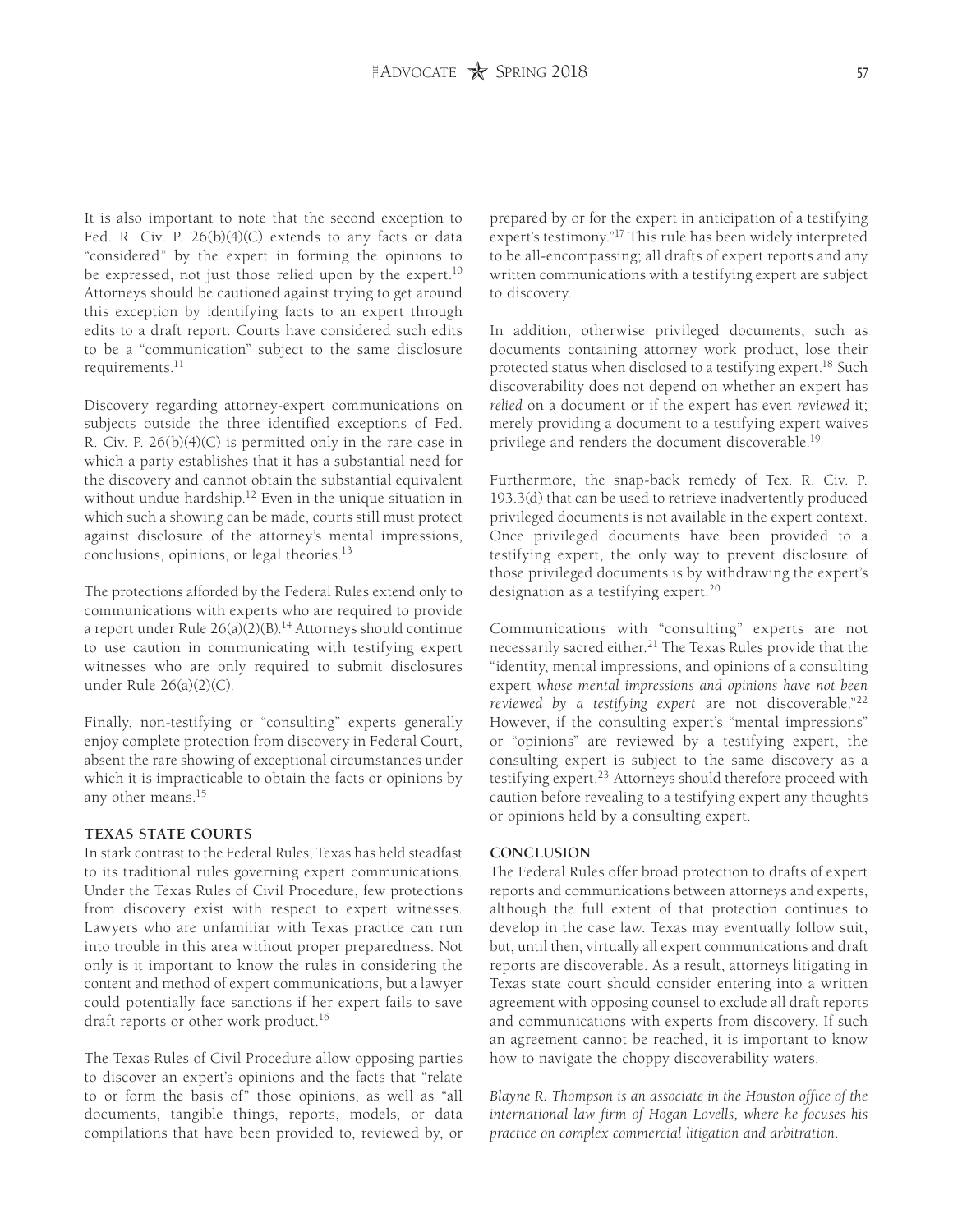It is also important to note that the second exception to Fed. R. Civ. P. 26(b)(4)(C) extends to any facts or data "considered" by the expert in forming the opinions to be expressed, not just those relied upon by the expert.[10] Attorneys should be cautioned against trying to get around this exception by identifying facts to an expert through edits to a draft report. Courts have considered such edits to be a "communication" subject to the same disclosure requirements.[11]

Discovery regarding attorney-expert communications on subjects outside the three identified exceptions of Fed. R. Civ. P. 26(b)(4)(C) is permitted only in the rare case in which a party establishes that it has a substantial need for the discovery and cannot obtain the substantial equivalent without undue hardship.[12] Even in the unique situation in which such a showing can be made, courts still must protect against disclosure of the attorney's mental impressions, conclusions, opinions, or legal theories.[13]

The protections afforded by the Federal Rules extend only to communications with experts who are required to provide a report under Rule 26(a)(2)(B).[14] Attorneys should continue to use caution in communicating with testifying expert witnesses who are only required to submit disclosures under Rule 26(a)(2)(C).

Finally, non-testifying or "consulting" experts generally enjoy complete protection from discovery in Federal Court, absent the rare showing of exceptional circumstances under which it is impracticable to obtain the facts or opinions by any other means.[15]

### TEXAS STATE COURTS

In stark contrast to the Federal Rules, Texas has held steadfast to its traditional rules governing expert communications. Under the Texas Rules of Civil Procedure, few protections from discovery exist with respect to expert witnesses. Lawyers who are unfamiliar with Texas practice can run into trouble in this area without proper preparedness. Not only is it important to know the rules in considering the content and method of expert communications, but a lawyer could potentially face sanctions if her expert fails to save draft reports or other work product.[16]

The Texas Rules of Civil Procedure allow opposing parties to discover an expert's opinions and the facts that "relate to or form the basis of" those opinions, as well as "all documents, tangible things, reports, models, or data compilations that have been provided to, reviewed by, or prepared by or for the expert in anticipation of a testifying expert's testimony."[17] This rule has been widely interpreted to be all-encompassing; all drafts of expert reports and any written communications with a testifying expert are subject to discovery.

In addition, otherwise privileged documents, such as documents containing attorney work product, lose their protected status when disclosed to a testifying expert.[18] Such discoverability does not depend on whether an expert has *relied* on a document or if the expert has even *reviewed* it; merely providing a document to a testifying expert waives privilege and renders the document discoverable.[19]

Furthermore, the snap-back remedy of Tex. R. Civ. P. 193.3(d) that can be used to retrieve inadvertently produced privileged documents is not available in the expert context. Once privileged documents have been provided to a testifying expert, the only way to prevent disclosure of those privileged documents is by withdrawing the expert's designation as a testifying expert.[20]

Communications with "consulting" experts are not necessarily sacred either.[21] The Texas Rules provide that the "identity, mental impressions, and opinions of a consulting expert *whose mental impressions and opinions have not been reviewed by a testifying expert* are not discoverable."[22] However, if the consulting expert's "mental impressions" or "opinions" are reviewed by a testifying expert, the consulting expert is subject to the same discovery as a testifying expert.[23] Attorneys should therefore proceed with caution before revealing to a testifying expert any thoughts or opinions held by a consulting expert.

### CONCLUSION

The Federal Rules offer broad protection to drafts of expert reports and communications between attorneys and experts, although the full extent of that protection continues to develop in the case law. Texas may eventually follow suit, but, until then, virtually all expert communications and draft reports are discoverable. As a result, attorneys litigating in Texas state court should consider entering into a written agreement with opposing counsel to exclude all draft reports and communications with experts from discovery. If such an agreement cannot be reached, it is important to know how to navigate the choppy discoverability waters.

*Blayne R. Thompson is an associate in the Houston office of the international law firm of Hogan Lovells, where he focuses his practice on complex commercial litigation and arbitration.*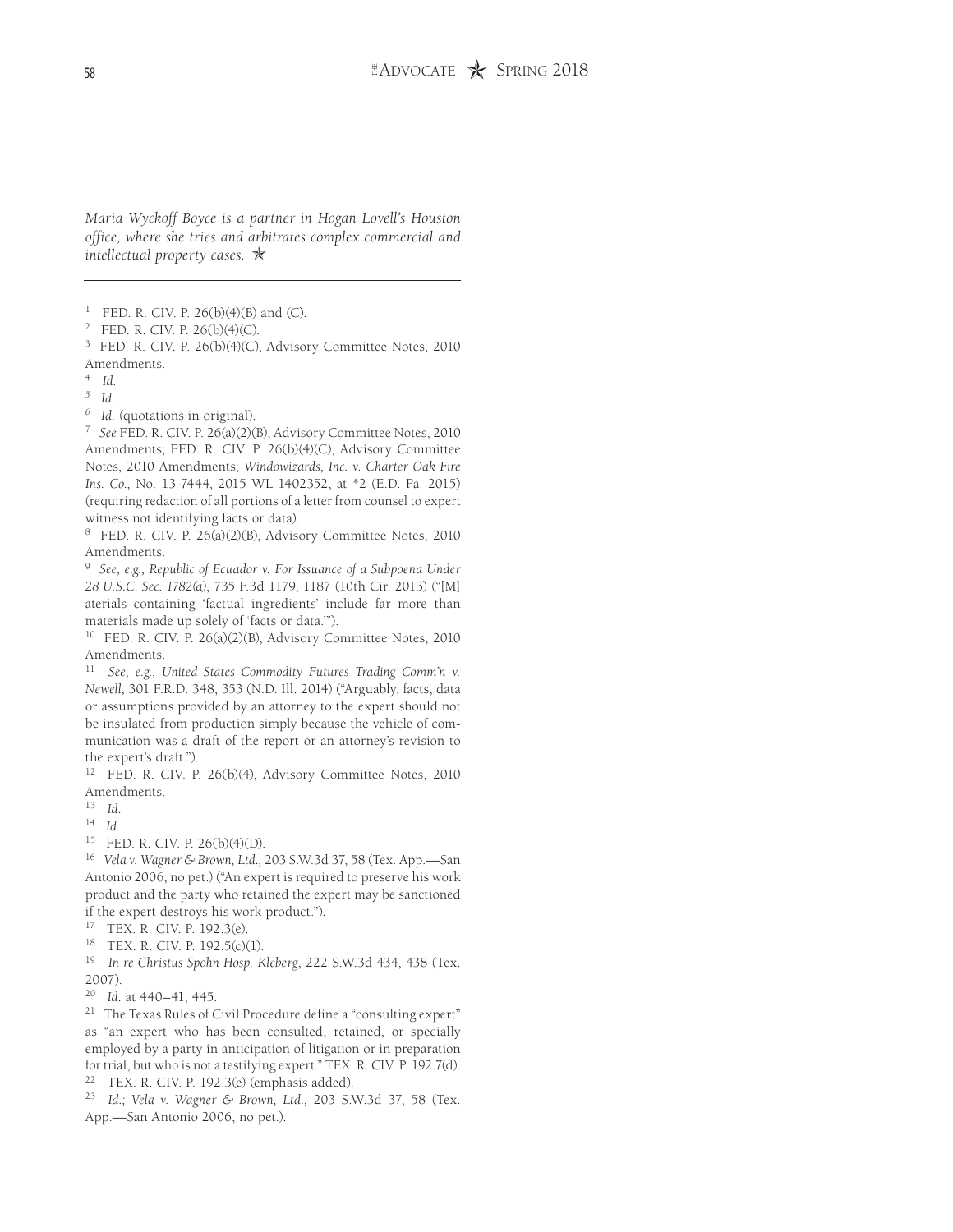*Maria Wyckoff Boyce is a partner in Hogan Lovell's Houston office, where she tries and arbitrates complex commercial and intellectual property cases.* ✯

---

[1] FED. R. CIV. P. 26(b)(4)(B) and (C).

[2] FED. R. CIV. P. 26(b)(4)(C).

[3] FED. R. CIV. P. 26(b)(4)(C), Advisory Committee Notes, 2010 Amendments.

[4] *Id.*

[5] *Id.*

[6] *Id.* (quotations in original).

[7] *See* FED. R. CIV. P. 26(a)(2)(B), Advisory Committee Notes, 2010 Amendments; FED. R. CIV. P. 26(b)(4)(C), Advisory Committee Notes, 2010 Amendments; *Windowizards, Inc. v. Charter Oak Fire Ins. Co.,* No. 13-7444, 2015 WL 1402352, at *2 (E.D. Pa. 2015) (requiring redaction of all portions of a letter from counsel to expert witness not identifying facts or data).

[8] FED. R. CIV. P. 26(a)(2)(B), Advisory Committee Notes, 2010 Amendments.

[9] *See, e.g., Republic of Ecuador v. For Issuance of a Subpoena Under 28 U.S.C. Sec. 1782(a),* 735 F.3d 1179, 1187 (10th Cir. 2013) ("[M]aterials containing 'factual ingredients' include far more than materials made up solely of 'facts or data.'").

[10] FED. R. CIV. P. 26(a)(2)(B), Advisory Committee Notes, 2010 Amendments.

[11] *See, e.g., United States Commodity Futures Trading Comm'n v. Newell,* 301 F.R.D. 348, 353 (N.D. Ill. 2014) ("Arguably, facts, data or assumptions provided by an attorney to the expert should not be insulated from production simply because the vehicle of communication was a draft of the report or an attorney's revision to the expert's draft.").

[12] FED. R. CIV. P. 26(b)(4), Advisory Committee Notes, 2010 Amendments.

[13] *Id.*

[14] *Id.*

[15] FED. R. CIV. P. 26(b)(4)(D).

[16] *Vela v. Wagner & Brown, Ltd.,* 203 S.W.3d 37, 58 (Tex. App.—San Antonio 2006, no pet.) ("An expert is required to preserve his work product and the party who retained the expert may be sanctioned if the expert destroys his work product.").

[17] TEX. R. CIV. P. 192.3(e).

[18] TEX. R. CIV. P. 192.5(c)(1).

[19] *In re Christus Spohn Hosp. Kleberg,* 222 S.W.3d 434, 438 (Tex. 2007).

[20] *Id.* at 440–41, 445.

[21] The Texas Rules of Civil Procedure define a "consulting expert" as "an expert who has been consulted, retained, or specially employed by a party in anticipation of litigation or in preparation for trial, but who is not a testifying expert." TEX. R. CIV. P. 192.7(d).

[22] TEX. R. CIV. P. 192.3(e) (emphasis added).

[23] *Id.; Vela v. Wagner & Brown, Ltd.,* 203 S.W.3d 37, 58 (Tex. App.—San Antonio 2006, no pet.).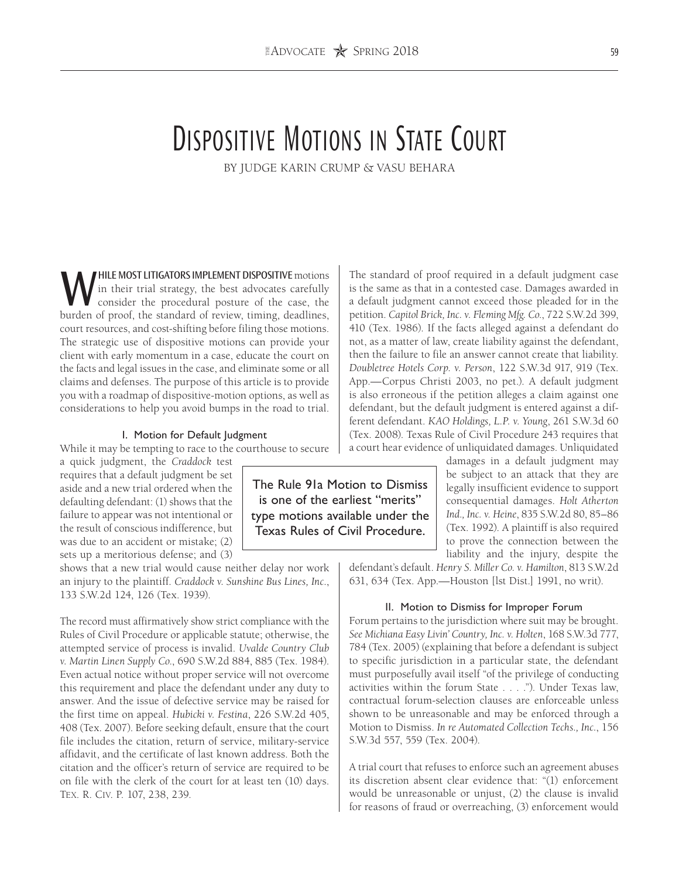# Dispositive Motions in State Court

BY JUDGE KARIN CRUMP & VASU BEHARA

**WHILE MOST LITIGATORS IMPLEMENT DISPOSITIVE** motions in their trial strategy, the best advocates carefully consider the procedural posture of the case, the burden of proof, the standard of review, timing, deadlines, court resources, and cost-shifting before filing those motions. The strategic use of dispositive motions can provide your client with early momentum in a case, educate the court on the facts and legal issues in the case, and eliminate some or all claims and defenses. The purpose of this article is to provide you with a roadmap of dispositive-motion options, as well as considerations to help you avoid bumps in the road to trial.

### I. Motion for Default Judgment

While it may be tempting to race to the courthouse to secure a quick judgment, the *Craddock* test requires that a default judgment be set aside and a new trial ordered when the defaulting defendant: (1) shows that the failure to appear was not intentional or the result of conscious indifference, but was due to an accident or mistake; (2) sets up a meritorious defense; and (3) shows that a new trial would cause neither delay nor work an injury to the plaintiff. *Craddock v. Sunshine Bus Lines, Inc.*, 133 S.W.2d 124, 126 (Tex. 1939).

The record must affirmatively show strict compliance with the Rules of Civil Procedure or applicable statute; otherwise, the attempted service of process is invalid. *Uvalde Country Club v. Martin Linen Supply Co.*, 690 S.W.2d 884, 885 (Tex. 1984). Even actual notice without proper service will not overcome this requirement and place the defendant under any duty to answer. And the issue of defective service may be raised for the first time on appeal. *Hubicki v. Festina*, 226 S.W.2d 405, 408 (Tex. 2007). Before seeking default, ensure that the court file includes the citation, return of service, military-service affidavit, and the certificate of last known address. Both the citation and the officer's return of service are required to be on file with the clerk of the court for at least ten (10) days. TEX. R. CIV. P. 107, 238, 239.

The standard of proof required in a default judgment case is the same as that in a contested case. Damages awarded in a default judgment cannot exceed those pleaded for in the petition. *Capitol Brick, Inc. v. Fleming Mfg. Co.*, 722 S.W.2d 399, 410 (Tex. 1986). If the facts alleged against a defendant do not, as a matter of law, create liability against the defendant, then the failure to file an answer cannot create that liability. *Doubletree Hotels Corp. v. Person*, 122 S.W.3d 917, 919 (Tex. App.—Corpus Christi 2003, no pet.). A default judgment is also erroneous if the petition alleges a claim against one defendant, but the default judgment is entered against a different defendant. *KAO Holdings, L.P. v. Young*, 261 S.W.3d 60 (Tex. 2008). Texas Rule of Civil Procedure 243 requires that a court hear evidence of unliquidated damages. Unliquidated damages in a default judgment may be subject to an attack that they are legally insufficient evidence to support consequential damages. *Holt Atherton Ind., Inc. v. Heine*, 835 S.W.2d 80, 85–86 (Tex. 1992). A plaintiff is also required to prove the connection between the liability and the injury, despite the defendant's default. *Henry S. Miller Co. v. Hamilton*, 813 S.W.2d 631, 634 (Tex. App.—Houston [1st Dist.] 1991, no writ).

> The Rule 91a Motion to Dismiss is one of the earliest "merits" type motions available under the Texas Rules of Civil Procedure.

### II. Motion to Dismiss for Improper Forum

Forum pertains to the jurisdiction where suit may be brought. *See Michiana Easy Livin' Country, Inc. v. Holten*, 168 S.W.3d 777, 784 (Tex. 2005) (explaining that before a defendant is subject to specific jurisdiction in a particular state, the defendant must purposefully avail itself "of the privilege of conducting activities within the forum State . . . ."). Under Texas law, contractual forum-selection clauses are enforceable unless shown to be unreasonable and may be enforced through a Motion to Dismiss. *In re Automated Collection Techs., Inc.*, 156 S.W.3d 557, 559 (Tex. 2004).

A trial court that refuses to enforce such an agreement abuses its discretion absent clear evidence that: "(1) enforcement would be unreasonable or unjust, (2) the clause is invalid for reasons of fraud or overreaching, (3) enforcement would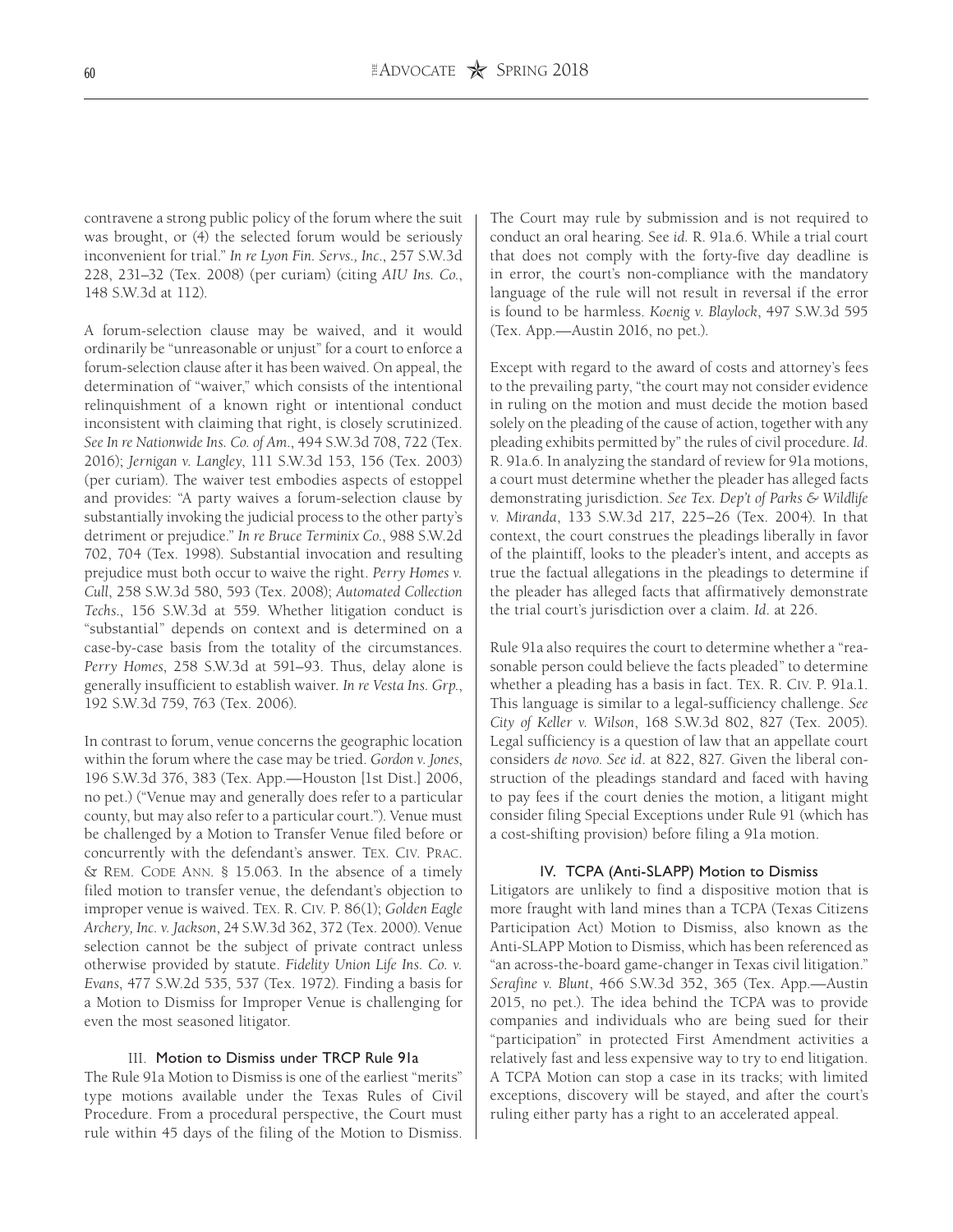contravene a strong public policy of the forum where the suit was brought, or (4) the selected forum would be seriously inconvenient for trial." *In re Lyon Fin. Servs., Inc.*, 257 S.W.3d 228, 231–32 (Tex. 2008) (per curiam) (citing *AIU Ins. Co.*, 148 S.W.3d at 112).

A forum-selection clause may be waived, and it would ordinarily be "unreasonable or unjust" for a court to enforce a forum-selection clause after it has been waived. On appeal, the determination of "waiver," which consists of the intentional relinquishment of a known right or intentional conduct inconsistent with claiming that right, is closely scrutinized. *See In re Nationwide Ins. Co. of Am.*, 494 S.W.3d 708, 722 (Tex. 2016); *Jernigan v. Langley*, 111 S.W.3d 153, 156 (Tex. 2003) (per curiam). The waiver test embodies aspects of estoppel and provides: "A party waives a forum-selection clause by substantially invoking the judicial process to the other party's detriment or prejudice." *In re Bruce Terminix Co.*, 988 S.W.2d 702, 704 (Tex. 1998). Substantial invocation and resulting prejudice must both occur to waive the right. *Perry Homes v. Cull*, 258 S.W.3d 580, 593 (Tex. 2008); *Automated Collection Techs.*, 156 S.W.3d at 559. Whether litigation conduct is "substantial" depends on context and is determined on a case-by-case basis from the totality of the circumstances. *Perry Homes*, 258 S.W.3d at 591–93. Thus, delay alone is generally insufficient to establish waiver. *In re Vesta Ins. Grp.*, 192 S.W.3d 759, 763 (Tex. 2006).

In contrast to forum, venue concerns the geographic location within the forum where the case may be tried. *Gordon v. Jones*, 196 S.W.3d 376, 383 (Tex. App.—Houston [1st Dist.] 2006, no pet.) ("Venue may and generally does refer to a particular county, but may also refer to a particular court."). Venue must be challenged by a Motion to Transfer Venue filed before or concurrently with the defendant's answer. Tex. Civ. Prac. & Rem. Code Ann. § 15.063. In the absence of a timely filed motion to transfer venue, the defendant's objection to improper venue is waived. Tex. R. Civ. P. 86(1); *Golden Eagle Archery, Inc. v. Jackson*, 24 S.W.3d 362, 372 (Tex. 2000). Venue selection cannot be the subject of private contract unless otherwise provided by statute. *Fidelity Union Life Ins. Co. v. Evans*, 477 S.W.2d 535, 537 (Tex. 1972). Finding a basis for a Motion to Dismiss for Improper Venue is challenging for even the most seasoned litigator.

### III. Motion to Dismiss under TRCP Rule 91a

The Rule 91a Motion to Dismiss is one of the earliest "merits" type motions available under the Texas Rules of Civil Procedure. From a procedural perspective, the Court must rule within 45 days of the filing of the Motion to Dismiss. The Court may rule by submission and is not required to conduct an oral hearing. See *id.* R. 91a.6. While a trial court that does not comply with the forty-five day deadline is in error, the court's non-compliance with the mandatory language of the rule will not result in reversal if the error is found to be harmless. *Koenig v. Blaylock*, 497 S.W.3d 595 (Tex. App.—Austin 2016, no pet.).

Except with regard to the award of costs and attorney's fees to the prevailing party, "the court may not consider evidence in ruling on the motion and must decide the motion based solely on the pleading of the cause of action, together with any pleading exhibits permitted by" the rules of civil procedure. *Id.* R. 91a.6. In analyzing the standard of review for 91a motions, a court must determine whether the pleader has alleged facts demonstrating jurisdiction. *See Tex. Dep't of Parks & Wildlife v. Miranda*, 133 S.W.3d 217, 225–26 (Tex. 2004). In that context, the court construes the pleadings liberally in favor of the plaintiff, looks to the pleader's intent, and accepts as true the factual allegations in the pleadings to determine if the pleader has alleged facts that affirmatively demonstrate the trial court's jurisdiction over a claim. *Id.* at 226.

Rule 91a also requires the court to determine whether a "reasonable person could believe the facts pleaded" to determine whether a pleading has a basis in fact. Tex. R. Civ. P. 91a.1. This language is similar to a legal-sufficiency challenge. *See City of Keller v. Wilson*, 168 S.W.3d 802, 827 (Tex. 2005). Legal sufficiency is a question of law that an appellate court considers *de novo*. *See id.* at 822, 827. Given the liberal construction of the pleadings standard and faced with having to pay fees if the court denies the motion, a litigant might consider filing Special Exceptions under Rule 91 (which has a cost-shifting provision) before filing a 91a motion.

### IV. TCPA (Anti-SLAPP) Motion to Dismiss

Litigators are unlikely to find a dispositive motion that is more fraught with land mines than a TCPA (Texas Citizens Participation Act) Motion to Dismiss, also known as the Anti-SLAPP Motion to Dismiss, which has been referenced as "an across-the-board game-changer in Texas civil litigation." *Serafine v. Blunt*, 466 S.W.3d 352, 365 (Tex. App.—Austin 2015, no pet.). The idea behind the TCPA was to provide companies and individuals who are being sued for their "participation" in protected First Amendment activities a relatively fast and less expensive way to try to end litigation. A TCPA Motion can stop a case in its tracks; with limited exceptions, discovery will be stayed, and after the court's ruling either party has a right to an accelerated appeal.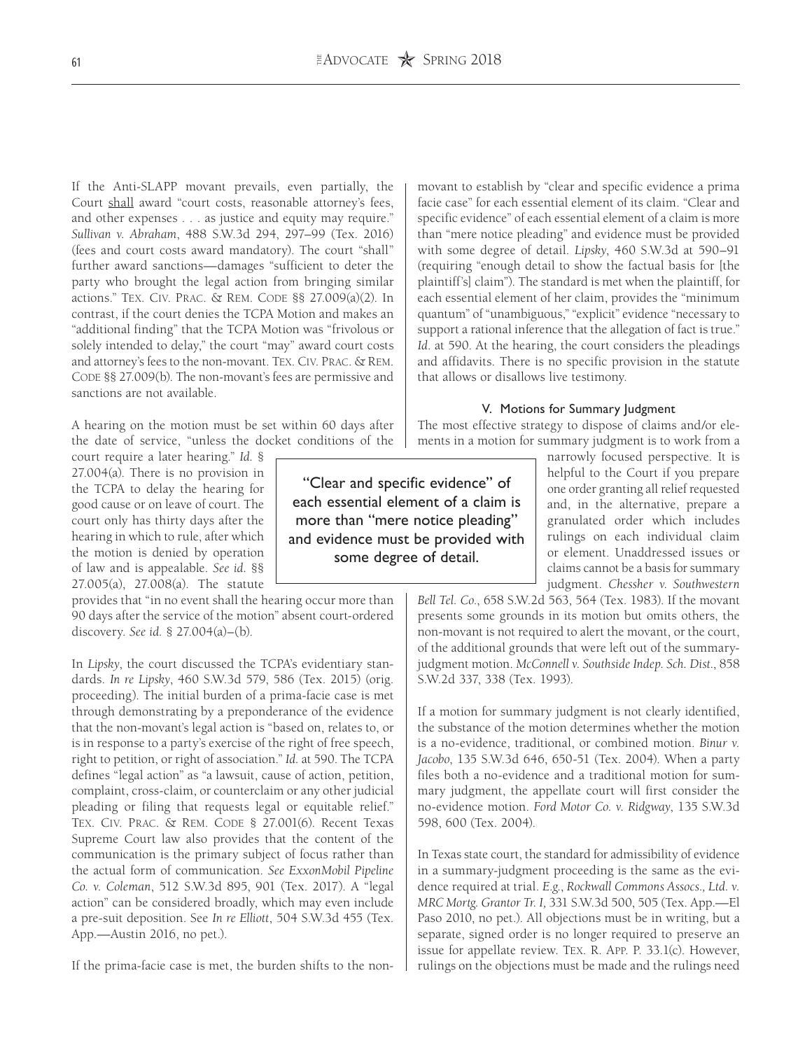If the Anti-SLAPP movant prevails, even partially, the Court shall award "court costs, reasonable attorney's fees, and other expenses . . . as justice and equity may require." *Sullivan v. Abraham*, 488 S.W.3d 294, 297–99 (Tex. 2016) (fees and court costs award mandatory). The court "shall" further award sanctions—damages "sufficient to deter the party who brought the legal action from bringing similar actions." Tex. Civ. Prac. & Rem. Code §§ 27.009(a)(2). In contrast, if the court denies the TCPA Motion and makes an "additional finding" that the TCPA Motion was "frivolous or solely intended to delay," the court "may" award court costs and attorney's fees to the non-movant. Tex. Civ. Prac. & Rem. Code §§ 27.009(b). The non-movant's fees are permissive and sanctions are not available.

A hearing on the motion must be set within 60 days after the date of service, "unless the docket conditions of the court require a later hearing." *Id.* § 27.004(a). There is no provision in the TCPA to delay the hearing for good cause or on leave of court. The court only has thirty days after the hearing in which to rule, after which the motion is denied by operation of law and is appealable. *See id.* §§ 27.005(a), 27.008(a). The statute provides that "in no event shall the hearing occur more than 90 days after the service of the motion" absent court-ordered discovery. *See id.* § 27.004(a)–(b).

In *Lipsky*, the court discussed the TCPA's evidentiary standards. *In re Lipsky*, 460 S.W.3d 579, 586 (Tex. 2015) (orig. proceeding). The initial burden of a prima-facie case is met through demonstrating by a preponderance of the evidence that the non-movant's legal action is "based on, relates to, or is in response to a party's exercise of the right of free speech, right to petition, or right of association." *Id.* at 590. The TCPA defines "legal action" as "a lawsuit, cause of action, petition, complaint, cross-claim, or counterclaim or any other judicial pleading or filing that requests legal or equitable relief." Tex. Civ. Prac. & Rem. Code § 27.001(6). Recent Texas Supreme Court law also provides that the content of the communication is the primary subject of focus rather than the actual form of communication. *See ExxonMobil Pipeline Co. v. Coleman*, 512 S.W.3d 895, 901 (Tex. 2017). A "legal action" can be considered broadly, which may even include a pre-suit deposition. See *In re Elliott*, 504 S.W.3d 455 (Tex. App.—Austin 2016, no pet.).

If the prima-facie case is met, the burden shifts to the non-movant to establish by "clear and specific evidence a prima facie case" for each essential element of its claim. "Clear and specific evidence" of each essential element of a claim is more than "mere notice pleading" and evidence must be provided with some degree of detail. *Lipsky*, 460 S.W.3d at 590–91 (requiring "enough detail to show the factual basis for [the plaintiff's] claim"). The standard is met when the plaintiff, for each essential element of her claim, provides the "minimum quantum" of "unambiguous," "explicit" evidence "necessary to support a rational inference that the allegation of fact is true." *Id.* at 590. At the hearing, the court considers the pleadings and affidavits. There is no specific provision in the statute that allows or disallows live testimony.

> "Clear and specific evidence" of each essential element of a claim is more than "mere notice pleading" and evidence must be provided with some degree of detail.

### V. Motions for Summary Judgment

The most effective strategy to dispose of claims and/or elements in a motion for summary judgment is to work from a narrowly focused perspective. It is helpful to the Court if you prepare one order granting all relief requested and, in the alternative, prepare a granulated order which includes rulings on each individual claim or element. Unaddressed issues or claims cannot be a basis for summary judgment. *Chessher v. Southwestern Bell Tel. Co.*, 658 S.W.2d 563, 564 (Tex. 1983). If the movant presents some grounds in its motion but omits others, the non-movant is not required to alert the movant, or the court, of the additional grounds that were left out of the summary-judgment motion. *McConnell v. Southside Indep. Sch. Dist.*, 858 S.W.2d 337, 338 (Tex. 1993).

If a motion for summary judgment is not clearly identified, the substance of the motion determines whether the motion is a no-evidence, traditional, or combined motion. *Binur v. Jacobo*, 135 S.W.3d 646, 650-51 (Tex. 2004). When a party files both a no-evidence and a traditional motion for summary judgment, the appellate court will first consider the no-evidence motion. *Ford Motor Co. v. Ridgway*, 135 S.W.3d 598, 600 (Tex. 2004).

In Texas state court, the standard for admissibility of evidence in a summary-judgment proceeding is the same as the evidence required at trial. *E.g.*, *Rockwall Commons Assocs., Ltd. v. MRC Mortg. Grantor Tr. I,* 331 S.W.3d 500, 505 (Tex. App.—El Paso 2010, no pet.). All objections must be in writing, but a separate, signed order is no longer required to preserve an issue for appellate review. Tex. R. App. P. 33.1(c). However, rulings on the objections must be made and the rulings need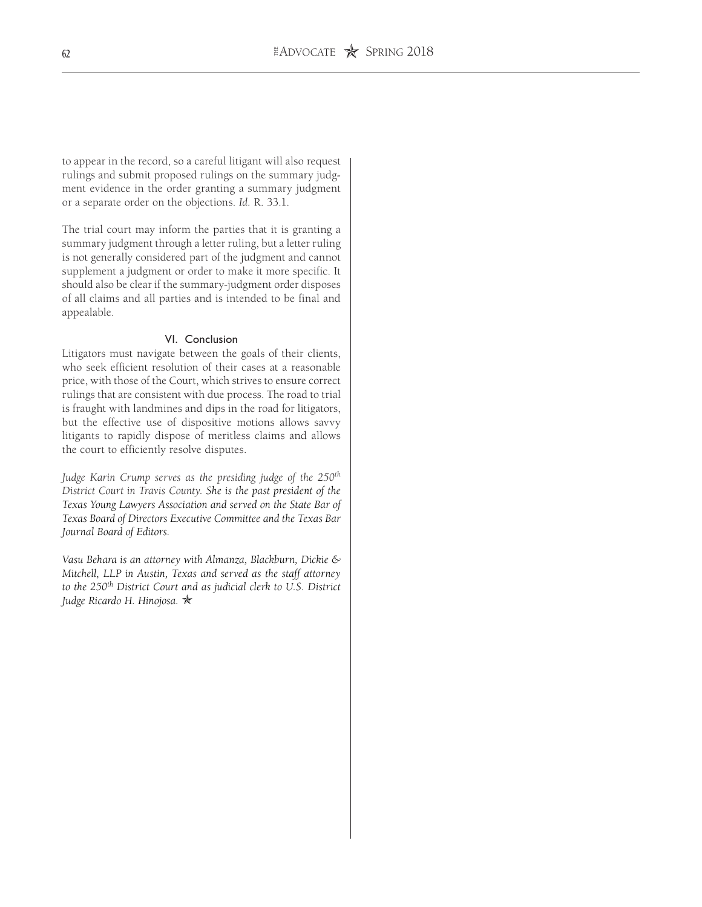to appear in the record, so a careful litigant will also request rulings and submit proposed rulings on the summary judgment evidence in the order granting a summary judgment or a separate order on the objections. *Id.* R. 33.1.

The trial court may inform the parties that it is granting a summary judgment through a letter ruling, but a letter ruling is not generally considered part of the judgment and cannot supplement a judgment or order to make it more specific. It should also be clear if the summary-judgment order disposes of all claims and all parties and is intended to be final and appealable.

## VI. Conclusion

Litigators must navigate between the goals of their clients, who seek efficient resolution of their cases at a reasonable price, with those of the Court, which strives to ensure correct rulings that are consistent with due process. The road to trial is fraught with landmines and dips in the road for litigators, but the effective use of dispositive motions allows savvy litigants to rapidly dispose of meritless claims and allows the court to efficiently resolve disputes.

*Judge Karin Crump serves as the presiding judge of the 250th District Court in Travis County. She is the past president of the Texas Young Lawyers Association and served on the State Bar of Texas Board of Directors Executive Committee and the Texas Bar Journal Board of Editors.*

*Vasu Behara is an attorney with Almanza, Blackburn, Dickie & Mitchell, LLP in Austin, Texas and served as the staff attorney to the 250th District Court and as judicial clerk to U.S. District Judge Ricardo H. Hinojosa.* ✯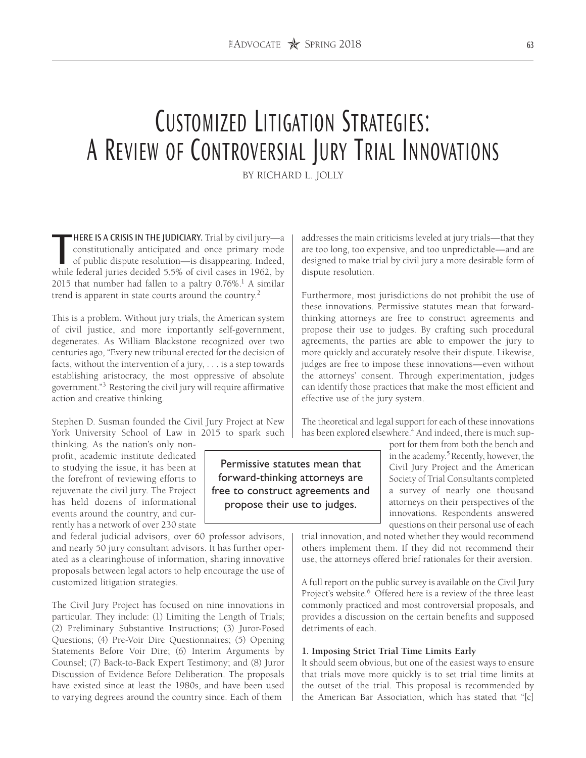# Customized Litigation Strategies: A Review of Controversial Jury Trial Innovations

BY RICHARD L. JOLLY

**THERE IS A CRISIS IN THE JUDICIARY.** Trial by civil jury—a constitutionally anticipated and once primary mode of public dispute resolution—is disappearing. Indeed, while federal juries decided 5.5% of civil cases in 1962, by 2015 that number had fallen to a paltry 0.76%.[1] A similar trend is apparent in state courts around the country.[2]

This is a problem. Without jury trials, the American system of civil justice, and more importantly self-government, degenerates. As William Blackstone recognized over two centuries ago, "Every new tribunal erected for the decision of facts, without the intervention of a jury, . . . is a step towards establishing aristocracy, the most oppressive of absolute government."[3] Restoring the civil jury will require affirmative action and creative thinking.

Stephen D. Susman founded the Civil Jury Project at New York University School of Law in 2015 to spark such thinking. As the nation's only non-profit, academic institute dedicated to studying the issue, it has been at the forefront of reviewing efforts to rejuvenate the civil jury. The Project has held dozens of informational events around the country, and currently has a network of over 230 state and federal judicial advisors, over 60 professor advisors, and nearly 50 jury consultant advisors. It has further operated as a clearinghouse of information, sharing innovative proposals between legal actors to help encourage the use of customized litigation strategies.

The Civil Jury Project has focused on nine innovations in particular. They include: (1) Limiting the Length of Trials; (2) Preliminary Substantive Instructions; (3) Juror-Posed Questions; (4) Pre-Voir Dire Questionnaires; (5) Opening Statements Before Voir Dire; (6) Interim Arguments by Counsel; (7) Back-to-Back Expert Testimony; and (8) Juror Discussion of Evidence Before Deliberation. The proposals have existed since at least the 1980s, and have been used to varying degrees around the country since. Each of them addresses the main criticisms leveled at jury trials—that they are too long, too expensive, and too unpredictable—and are designed to make trial by civil jury a more desirable form of dispute resolution.

Furthermore, most jurisdictions do not prohibit the use of these innovations. Permissive statutes mean that forward-thinking attorneys are free to construct agreements and propose their use to judges. By crafting such procedural agreements, the parties are able to empower the jury to more quickly and accurately resolve their dispute. Likewise, judges are free to impose these innovations—even without the attorneys' consent. Through experimentation, judges can identify those practices that make the most efficient and effective use of the jury system.

> Permissive statutes mean that forward-thinking attorneys are free to construct agreements and propose their use to judges.

The theoretical and legal support for each of these innovations has been explored elsewhere.[4] And indeed, there is much support for them from both the bench and in the academy.[5] Recently, however, the Civil Jury Project and the American Society of Trial Consultants completed a survey of nearly one thousand attorneys on their perspectives of the innovations. Respondents answered questions on their personal use of each trial innovation, and noted whether they would recommend others implement them. If they did not recommend their use, the attorneys offered brief rationales for their aversion.

A full report on the public survey is available on the Civil Jury Project's website.[6] Offered here is a review of the three least commonly practiced and most controversial proposals, and provides a discussion on the certain benefits and supposed detriments of each.

### 1. Imposing Strict Trial Time Limits Early

It should seem obvious, but one of the easiest ways to ensure that trials move more quickly is to set trial time limits at the outset of the trial. This proposal is recommended by the American Bar Association, which has stated that "[c]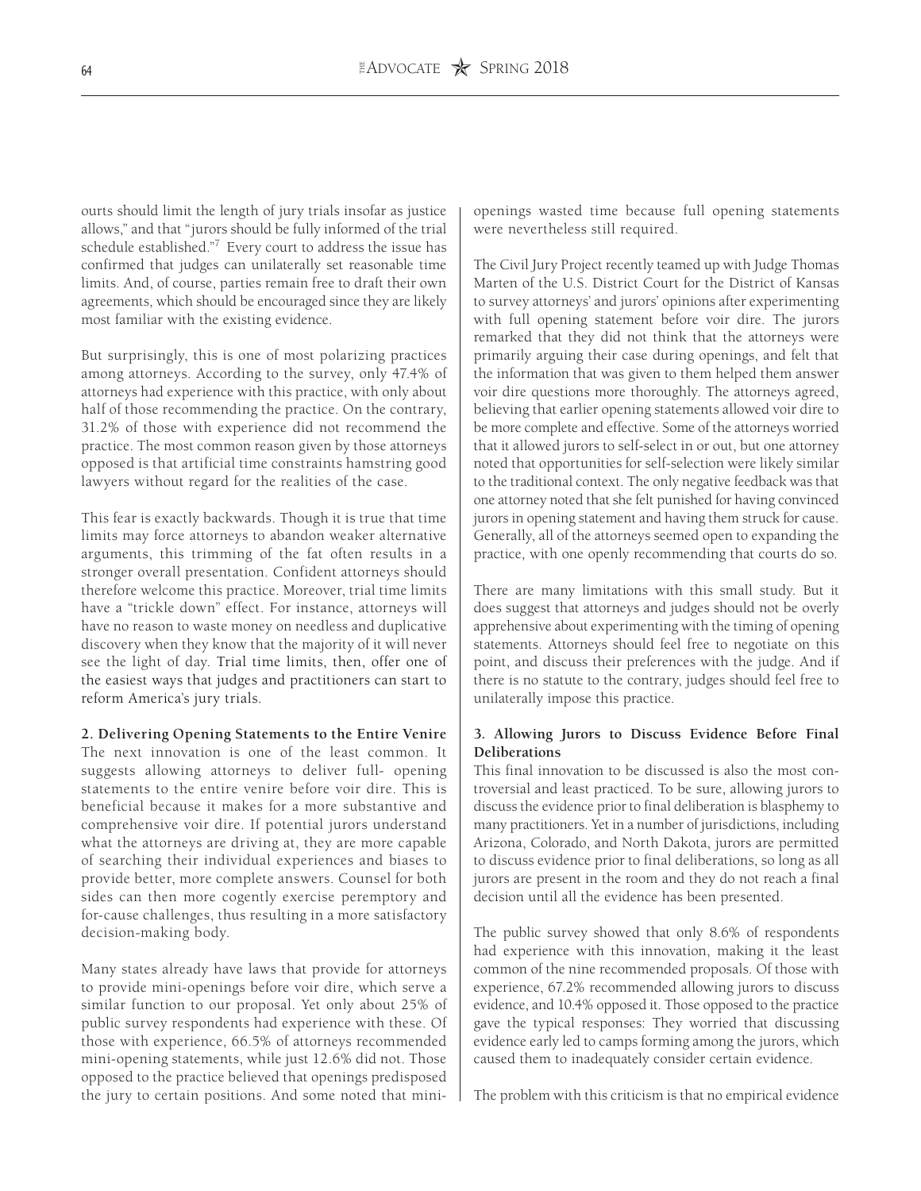ourts should limit the length of jury trials insofar as justice allows," and that "jurors should be fully informed of the trial schedule established."[7] Every court to address the issue has confirmed that judges can unilaterally set reasonable time limits. And, of course, parties remain free to draft their own agreements, which should be encouraged since they are likely most familiar with the existing evidence.

But surprisingly, this is one of most polarizing practices among attorneys. According to the survey, only 47.4% of attorneys had experience with this practice, with only about half of those recommending the practice. On the contrary, 31.2% of those with experience did not recommend the practice. The most common reason given by those attorneys opposed is that artificial time constraints hamstring good lawyers without regard for the realities of the case.

This fear is exactly backwards. Though it is true that time limits may force attorneys to abandon weaker alternative arguments, this trimming of the fat often results in a stronger overall presentation. Confident attorneys should therefore welcome this practice. Moreover, trial time limits have a "trickle down" effect. For instance, attorneys will have no reason to waste money on needless and duplicative discovery when they know that the majority of it will never see the light of day. Trial time limits, then, offer one of the easiest ways that judges and practitioners can start to reform America's jury trials.

**2. Delivering Opening Statements to the Entire Venire**

The next innovation is one of the least common. It suggests allowing attorneys to deliver full- opening statements to the entire venire before voir dire. This is beneficial because it makes for a more substantive and comprehensive voir dire. If potential jurors understand what the attorneys are driving at, they are more capable of searching their individual experiences and biases to provide better, more complete answers. Counsel for both sides can then more cogently exercise peremptory and for-cause challenges, thus resulting in a more satisfactory decision-making body.

Many states already have laws that provide for attorneys to provide mini-openings before voir dire, which serve a similar function to our proposal. Yet only about 25% of public survey respondents had experience with these. Of those with experience, 66.5% of attorneys recommended mini-opening statements, while just 12.6% did not. Those opposed to the practice believed that openings predisposed the jury to certain positions. And some noted that mini-openings wasted time because full opening statements were nevertheless still required.

The Civil Jury Project recently teamed up with Judge Thomas Marten of the U.S. District Court for the District of Kansas to survey attorneys' and jurors' opinions after experimenting with full opening statement before voir dire. The jurors remarked that they did not think that the attorneys were primarily arguing their case during openings, and felt that the information that was given to them helped them answer voir dire questions more thoroughly. The attorneys agreed, believing that earlier opening statements allowed voir dire to be more complete and effective. Some of the attorneys worried that it allowed jurors to self-select in or out, but one attorney noted that opportunities for self-selection were likely similar to the traditional context. The only negative feedback was that one attorney noted that she felt punished for having convinced jurors in opening statement and having them struck for cause. Generally, all of the attorneys seemed open to expanding the practice, with one openly recommending that courts do so.

There are many limitations with this small study. But it does suggest that attorneys and judges should not be overly apprehensive about experimenting with the timing of opening statements. Attorneys should feel free to negotiate on this point, and discuss their preferences with the judge. And if there is no statute to the contrary, judges should feel free to unilaterally impose this practice.

**3. Allowing Jurors to Discuss Evidence Before Final Deliberations**

This final innovation to be discussed is also the most controversial and least practiced. To be sure, allowing jurors to discuss the evidence prior to final deliberation is blasphemy to many practitioners. Yet in a number of jurisdictions, including Arizona, Colorado, and North Dakota, jurors are permitted to discuss evidence prior to final deliberations, so long as all jurors are present in the room and they do not reach a final decision until all the evidence has been presented.

The public survey showed that only 8.6% of respondents had experience with this innovation, making it the least common of the nine recommended proposals. Of those with experience, 67.2% recommended allowing jurors to discuss evidence, and 10.4% opposed it. Those opposed to the practice gave the typical responses: They worried that discussing evidence early led to camps forming among the jurors, which caused them to inadequately consider certain evidence.

The problem with this criticism is that no empirical evidence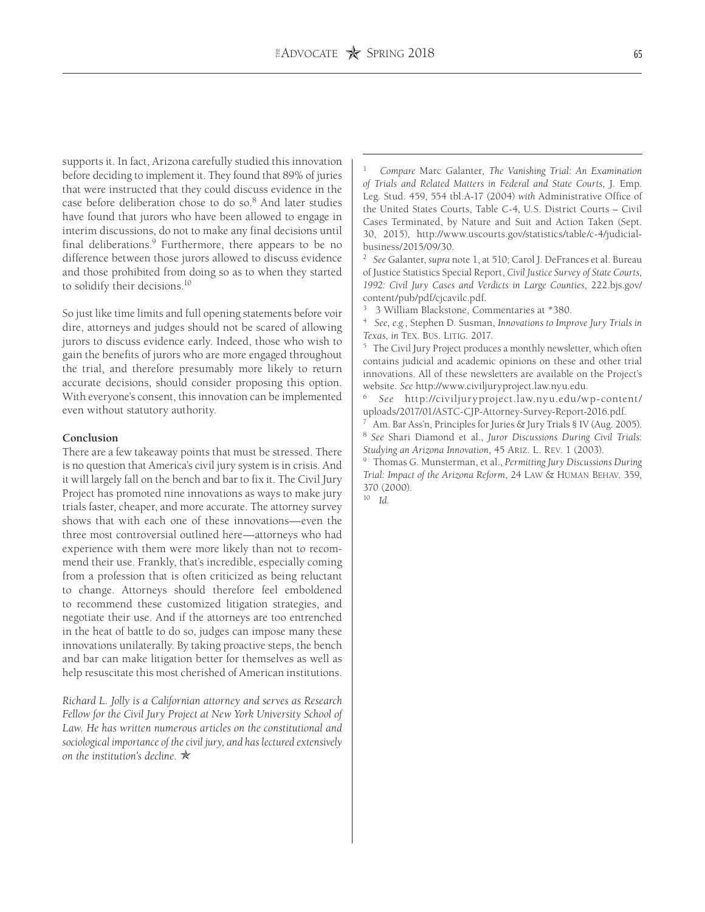supports it. In fact, Arizona carefully studied this innovation before deciding to implement it. They found that 89% of juries that were instructed that they could discuss evidence in the case before deliberation chose to do so.[8] And later studies have found that jurors who have been allowed to engage in interim discussions, do not to make any final decisions until final deliberations.[9] Furthermore, there appears to be no difference between those jurors allowed to discuss evidence and those prohibited from doing so as to when they started to solidify their decisions.[10]

So just like time limits and full opening statements before voir dire, attorneys and judges should not be scared of allowing jurors to discuss evidence early. Indeed, those who wish to gain the benefits of jurors who are more engaged throughout the trial, and therefore presumably more likely to return accurate decisions, should consider proposing this option. With everyone's consent, this innovation can be implemented even without statutory authority.

**Conclusion**

There are a few takeaway points that must be stressed. There is no question that America's civil jury system is in crisis. And it will largely fall on the bench and bar to fix it. The Civil Jury Project has promoted nine innovations as ways to make jury trials faster, cheaper, and more accurate. The attorney survey shows that with each one of these innovations—even the three most controversial outlined here—attorneys who had experience with them were more likely than not to recommend their use. Frankly, that's incredible, especially coming from a profession that is often criticized as being reluctant to change. Attorneys should therefore feel emboldened to recommend these customized litigation strategies, and negotiate their use. And if the attorneys are too entrenched in the heat of battle to do so, judges can impose many these innovations unilaterally. By taking proactive steps, the bench and bar can make litigation better for themselves as well as help resuscitate this most cherished of American institutions.

*Richard L. Jolly is a Californian attorney and serves as Research Fellow for the Civil Jury Project at New York University School of Law. He has written numerous articles on the constitutional and sociological importance of the civil jury, and has lectured extensively on the institution's decline.* ✯

---

[1] *Compare* Marc Galanter, *The Vanishing Trial: An Examination of Trials and Related Matters in Federal and State Courts*, J. Emp. Leg. Stud. 459, 554 tbl.A-17 (2004) *with* Administrative Office of the United States Courts, Table C-4, U.S. District Courts – Civil Cases Terminated, by Nature and Suit and Action Taken (Sept. 30, 2015), http://www.uscourts.gov/statistics/table/c-4/judicial-business/2015/09/30.

[2] *See* Galanter, *supra* note 1, at 510; Carol J. DeFrances et al. Bureau of Justice Statistics Special Report, *Civil Justice Survey of State Courts, 1992: Civil Jury Cases and Verdicts in Large Counties*, 222.bjs.gov/content/pub/pdf/cjcavilc.pdf.

[3] 3 William Blackstone, Commentaries at *380.

[4] *See, e.g.*, Stephen D. Susman, *Innovations to Improve Jury Trials in Texas*, *in* TEX. BUS. LITIG. 2017.

[5] The Civil Jury Project produces a monthly newsletter, which often contains judicial and academic opinions on these and other trial innovations. All of these newsletters are available on the Project's website. *See* http://www.civiljuryproject.law.nyu.edu.

[6] *See* http://civiljuryproject.law.nyu.edu/wp-content/uploads/2017/01/ASTC-CJP-Attorney-Survey-Report-2016.pdf.

[7] Am. Bar Ass'n, Principles for Juries & Jury Trials § IV (Aug. 2005).

[8] *See* Shari Diamond et al., *Juror Discussions During Civil Trials: Studying an Arizona Innovation*, 45 ARIZ. L. REV. 1 (2003).

[9] Thomas G. Munsterman, et al., *Permitting Jury Discussions During Trial: Impact of the Arizona Reform*, 24 LAW & HUMAN BEHAV. 359, 370 (2000).

[10] *Id.*